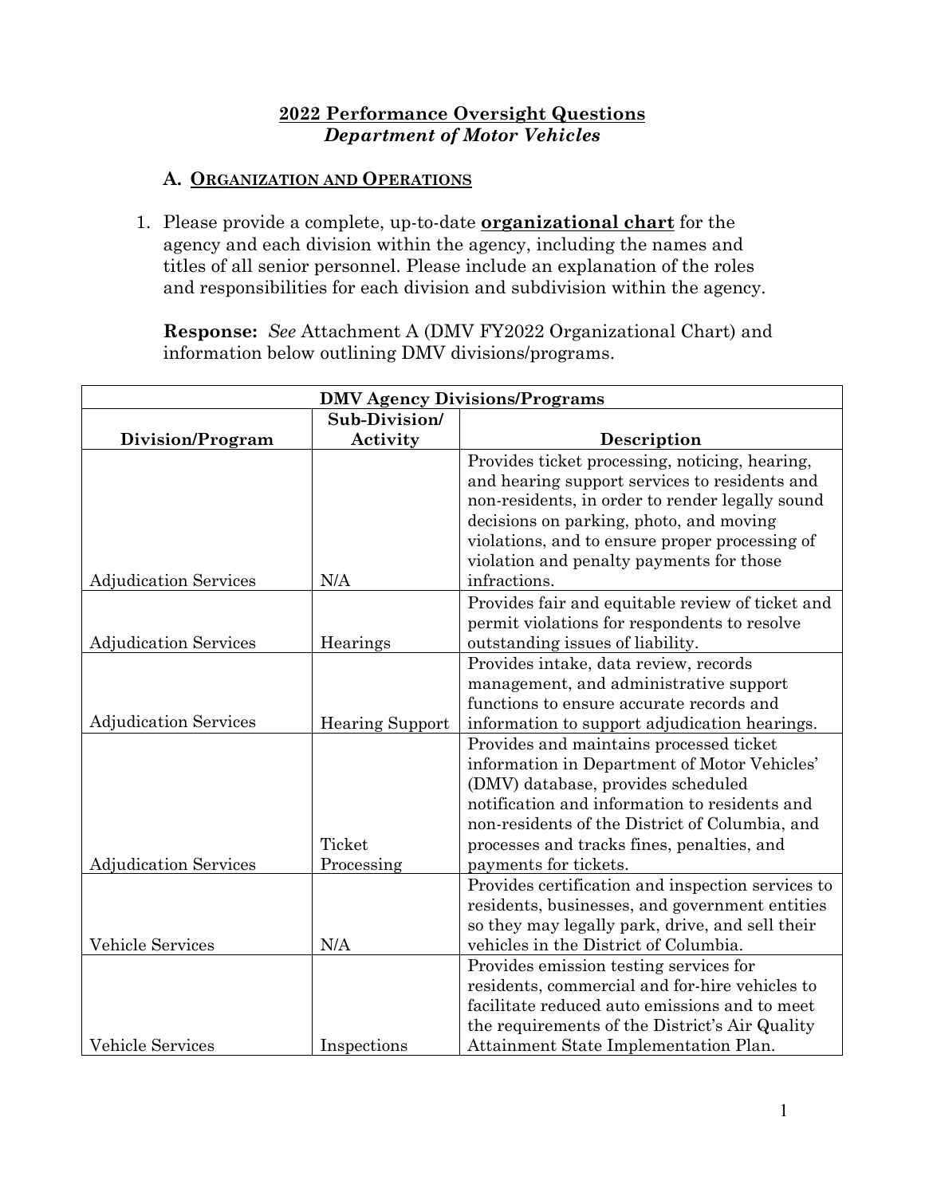# **2022 Performance Oversight Questions**
## ***Department of Motor Vehicles***

### A. ORGANIZATION AND OPERATIONS

1. Please provide a complete, up-to-date **organizational chart** for the agency and each division within the agency, including the names and titles of all senior personnel. Please include an explanation of the roles and responsibilities for each division and subdivision within the agency.

   **Response:** *See* Attachment A (DMV FY2022 Organizational Chart) and information below outlining DMV divisions/programs.

| DMV Agency Divisions/Programs | | |
|---|---|---|
| **Division/Program** | **Sub-Division/ Activity** | **Description** |
| Adjudication Services | N/A | Provides ticket processing, noticing, hearing, and hearing support services to residents and non-residents, in order to render legally sound decisions on parking, photo, and moving violations, and to ensure proper processing of violation and penalty payments for those infractions. |
| Adjudication Services | Hearings | Provides fair and equitable review of ticket and permit violations for respondents to resolve outstanding issues of liability. |
| Adjudication Services | Hearing Support | Provides intake, data review, records management, and administrative support functions to ensure accurate records and information to support adjudication hearings. |
| Adjudication Services | Ticket Processing | Provides and maintains processed ticket information in Department of Motor Vehicles' (DMV) database, provides scheduled notification and information to residents and non-residents of the District of Columbia, and processes and tracks fines, penalties, and payments for tickets. |
| Vehicle Services | N/A | Provides certification and inspection services to residents, businesses, and government entities so they may legally park, drive, and sell their vehicles in the District of Columbia. |
| Vehicle Services | Inspections | Provides emission testing services for residents, commercial and for-hire vehicles to facilitate reduced auto emissions and to meet the requirements of the District's Air Quality Attainment State Implementation Plan. |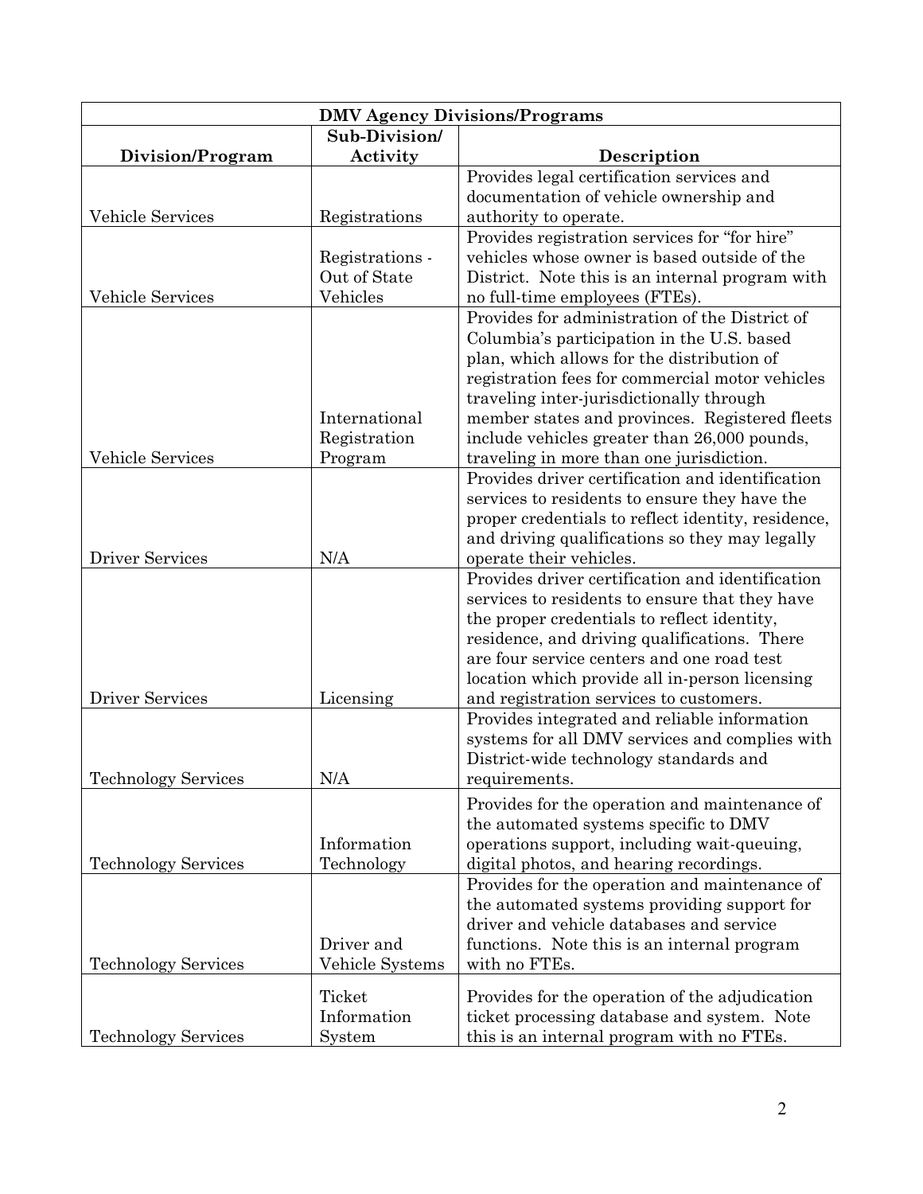| DMV Agency Divisions/Programs | | |
|---|---|---|
| **Division/Program** | **Sub-Division/ Activity** | **Description** |
| Vehicle Services | Registrations | Provides legal certification services and documentation of vehicle ownership and authority to operate. |
| Vehicle Services | Registrations - Out of State Vehicles | Provides registration services for "for hire" vehicles whose owner is based outside of the District. Note this is an internal program with no full-time employees (FTEs). |
| Vehicle Services | International Registration Program | Provides for administration of the District of Columbia's participation in the U.S. based plan, which allows for the distribution of registration fees for commercial motor vehicles traveling inter-jurisdictionally through member states and provinces. Registered fleets include vehicles greater than 26,000 pounds, traveling in more than one jurisdiction. |
| Driver Services | N/A | Provides driver certification and identification services to residents to ensure they have the proper credentials to reflect identity, residence, and driving qualifications so they may legally operate their vehicles. |
| Driver Services | Licensing | Provides driver certification and identification services to residents to ensure that they have the proper credentials to reflect identity, residence, and driving qualifications. There are four service centers and one road test location which provide all in-person licensing and registration services to customers. |
| Technology Services | N/A | Provides integrated and reliable information systems for all DMV services and complies with District-wide technology standards and requirements. |
| Technology Services | Information Technology | Provides for the operation and maintenance of the automated systems specific to DMV operations support, including wait-queuing, digital photos, and hearing recordings. |
| Technology Services | Driver and Vehicle Systems | Provides for the operation and maintenance of the automated systems providing support for driver and vehicle databases and service functions. Note this is an internal program with no FTEs. |
| Technology Services | Ticket Information System | Provides for the operation of the adjudication ticket processing database and system. Note this is an internal program with no FTEs. |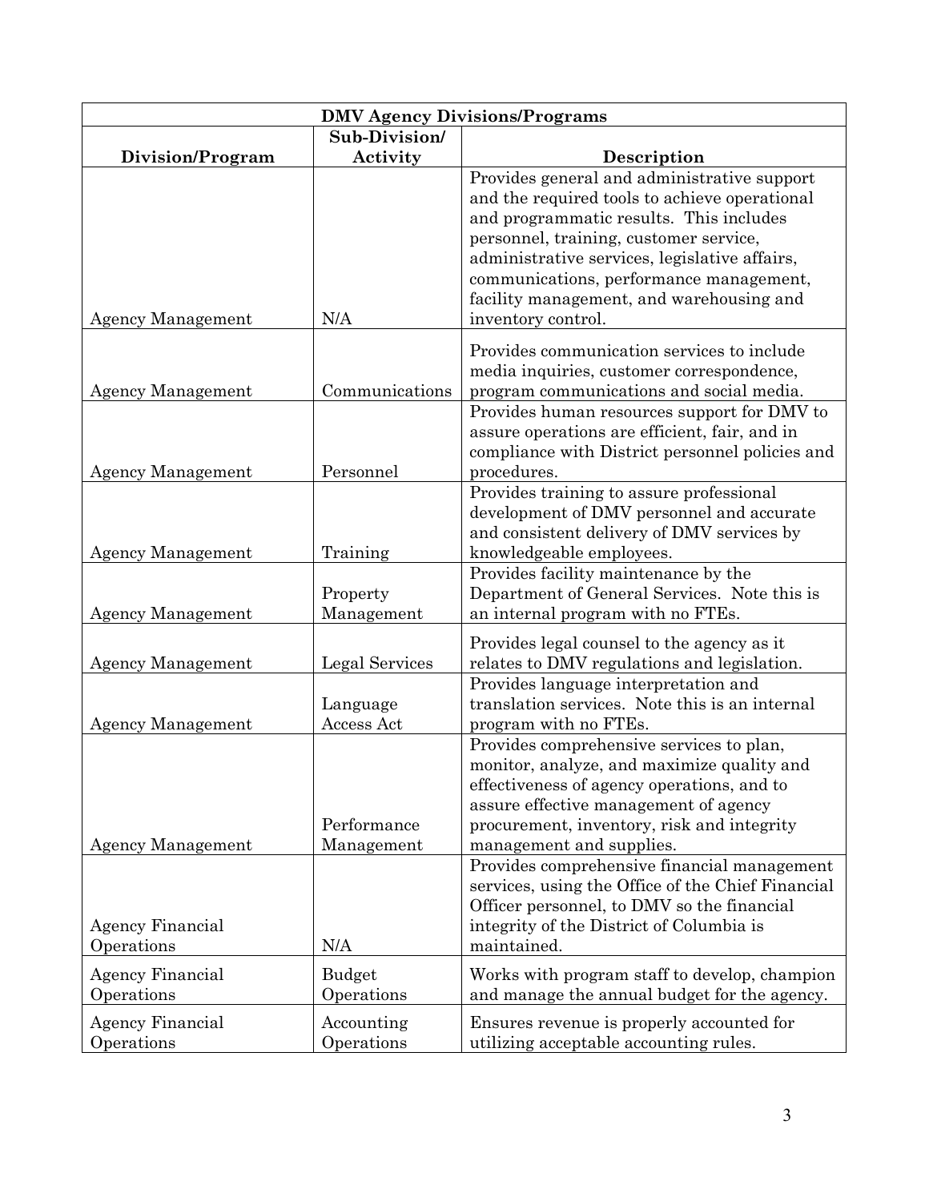| DMV Agency Divisions/Programs | | |
|---|---|---|
| **Division/Program** | **Sub-Division/ Activity** | **Description** |
| Agency Management | N/A | Provides general and administrative support and the required tools to achieve operational and programmatic results. This includes personnel, training, customer service, administrative services, legislative affairs, communications, performance management, facility management, and warehousing and inventory control. |
| Agency Management | Communications | Provides communication services to include media inquiries, customer correspondence, program communications and social media. |
| Agency Management | Personnel | Provides human resources support for DMV to assure operations are efficient, fair, and in compliance with District personnel policies and procedures. |
| Agency Management | Training | Provides training to assure professional development of DMV personnel and accurate and consistent delivery of DMV services by knowledgeable employees. |
| Agency Management | Property Management | Provides facility maintenance by the Department of General Services. Note this is an internal program with no FTEs. |
| Agency Management | Legal Services | Provides legal counsel to the agency as it relates to DMV regulations and legislation. |
| Agency Management | Language Access Act | Provides language interpretation and translation services. Note this is an internal program with no FTEs. |
| Agency Management | Performance Management | Provides comprehensive services to plan, monitor, analyze, and maximize quality and effectiveness of agency operations, and to assure effective management of agency procurement, inventory, risk and integrity management and supplies. |
| Agency Financial Operations | N/A | Provides comprehensive financial management services, using the Office of the Chief Financial Officer personnel, to DMV so the financial integrity of the District of Columbia is maintained. |
| Agency Financial Operations | Budget Operations | Works with program staff to develop, champion and manage the annual budget for the agency. |
| Agency Financial Operations | Accounting Operations | Ensures revenue is properly accounted for utilizing acceptable accounting rules. |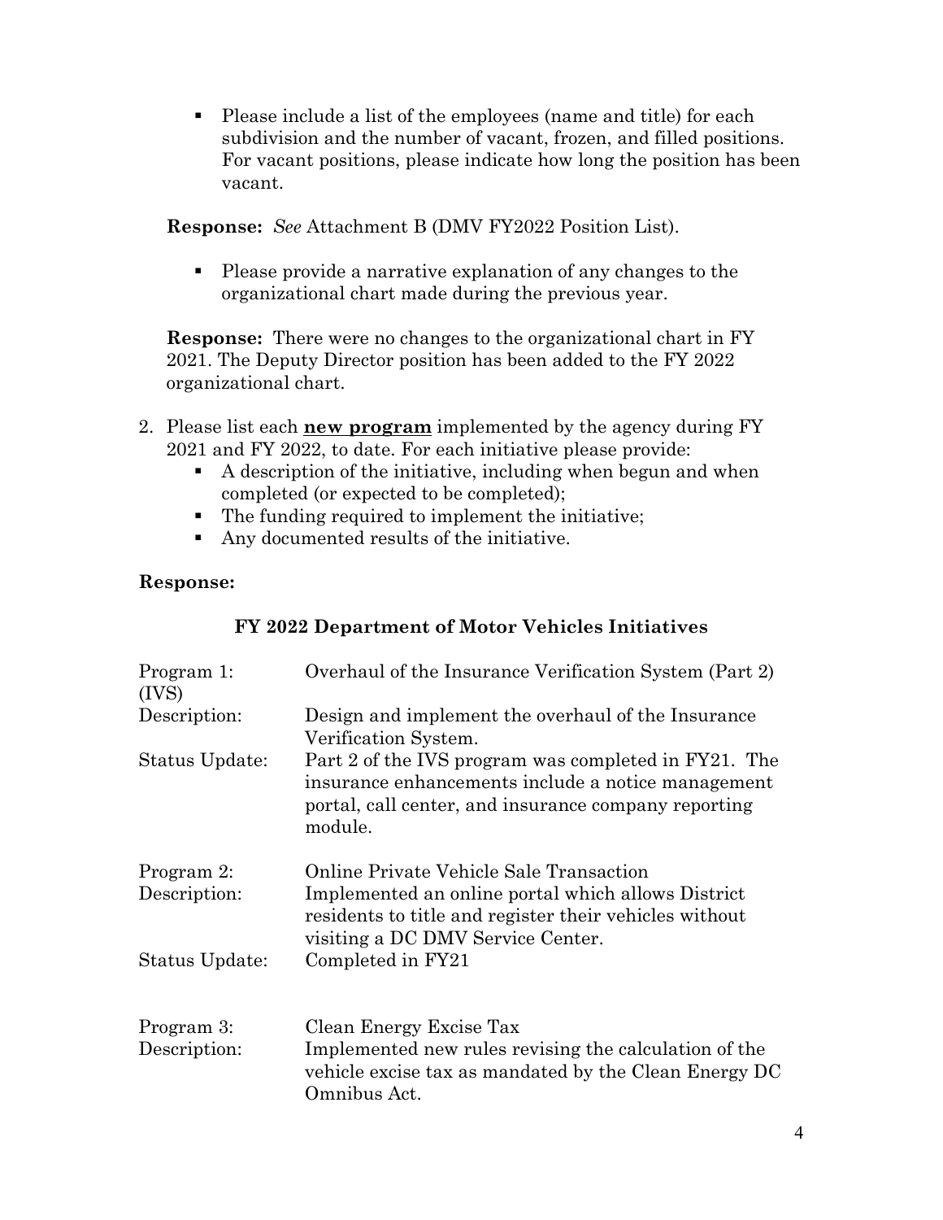- Please include a list of the employees (name and title) for each subdivision and the number of vacant, frozen, and filled positions. For vacant positions, please indicate how long the position has been vacant.

**Response:** *See* Attachment B (DMV FY2022 Position List).

- Please provide a narrative explanation of any changes to the organizational chart made during the previous year.

**Response:** There were no changes to the organizational chart in FY 2021. The Deputy Director position has been added to the FY 2022 organizational chart.

2. Please list each **new program** implemented by the agency during FY 2021 and FY 2022, to date. For each initiative please provide:
   - A description of the initiative, including when begun and when completed (or expected to be completed);
   - The funding required to implement the initiative;
   - Any documented results of the initiative.

**Response:**

**FY 2022 Department of Motor Vehicles Initiatives**

| | |
|---|---|
| Program 1: (IVS) | Overhaul of the Insurance Verification System (Part 2) |
| Description: | Design and implement the overhaul of the Insurance Verification System. |
| Status Update: | Part 2 of the IVS program was completed in FY21. The insurance enhancements include a notice management portal, call center, and insurance company reporting module. |
| Program 2: | Online Private Vehicle Sale Transaction |
| Description: | Implemented an online portal which allows District residents to title and register their vehicles without visiting a DC DMV Service Center. |
| Status Update: | Completed in FY21 |
| Program 3: | Clean Energy Excise Tax |
| Description: | Implemented new rules revising the calculation of the vehicle excise tax as mandated by the Clean Energy DC Omnibus Act. |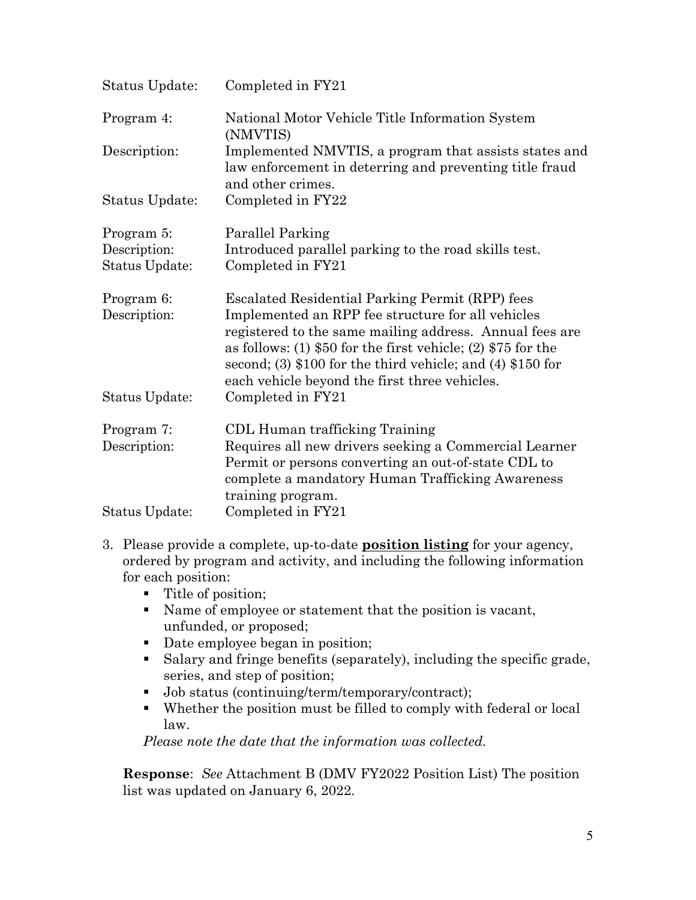Status Update: Completed in FY21

Program 4: National Motor Vehicle Title Information System (NMVTIS)
Description: Implemented NMVTIS, a program that assists states and law enforcement in deterring and preventing title fraud and other crimes.
Status Update: Completed in FY22

Program 5: Parallel Parking
Description: Introduced parallel parking to the road skills test.
Status Update: Completed in FY21

Program 6: Escalated Residential Parking Permit (RPP) fees
Description: Implemented an RPP fee structure for all vehicles registered to the same mailing address. Annual fees are as follows: (1) $50 for the first vehicle; (2) $75 for the second; (3) $100 for the third vehicle; and (4) $150 for each vehicle beyond the first three vehicles.
Status Update: Completed in FY21

Program 7: CDL Human trafficking Training
Description: Requires all new drivers seeking a Commercial Learner Permit or persons converting an out-of-state CDL to complete a mandatory Human Trafficking Awareness training program.
Status Update: Completed in FY21

3. Please provide a complete, up-to-date **position listing** for your agency, ordered by program and activity, and including the following information for each position:
   - Title of position;
   - Name of employee or statement that the position is vacant, unfunded, or proposed;
   - Date employee began in position;
   - Salary and fringe benefits (separately), including the specific grade, series, and step of position;
   - Job status (continuing/term/temporary/contract);
   - Whether the position must be filled to comply with federal or local law.

   *Please note the date that the information was collected.*

   **Response**: *See* Attachment B (DMV FY2022 Position List) The position list was updated on January 6, 2022.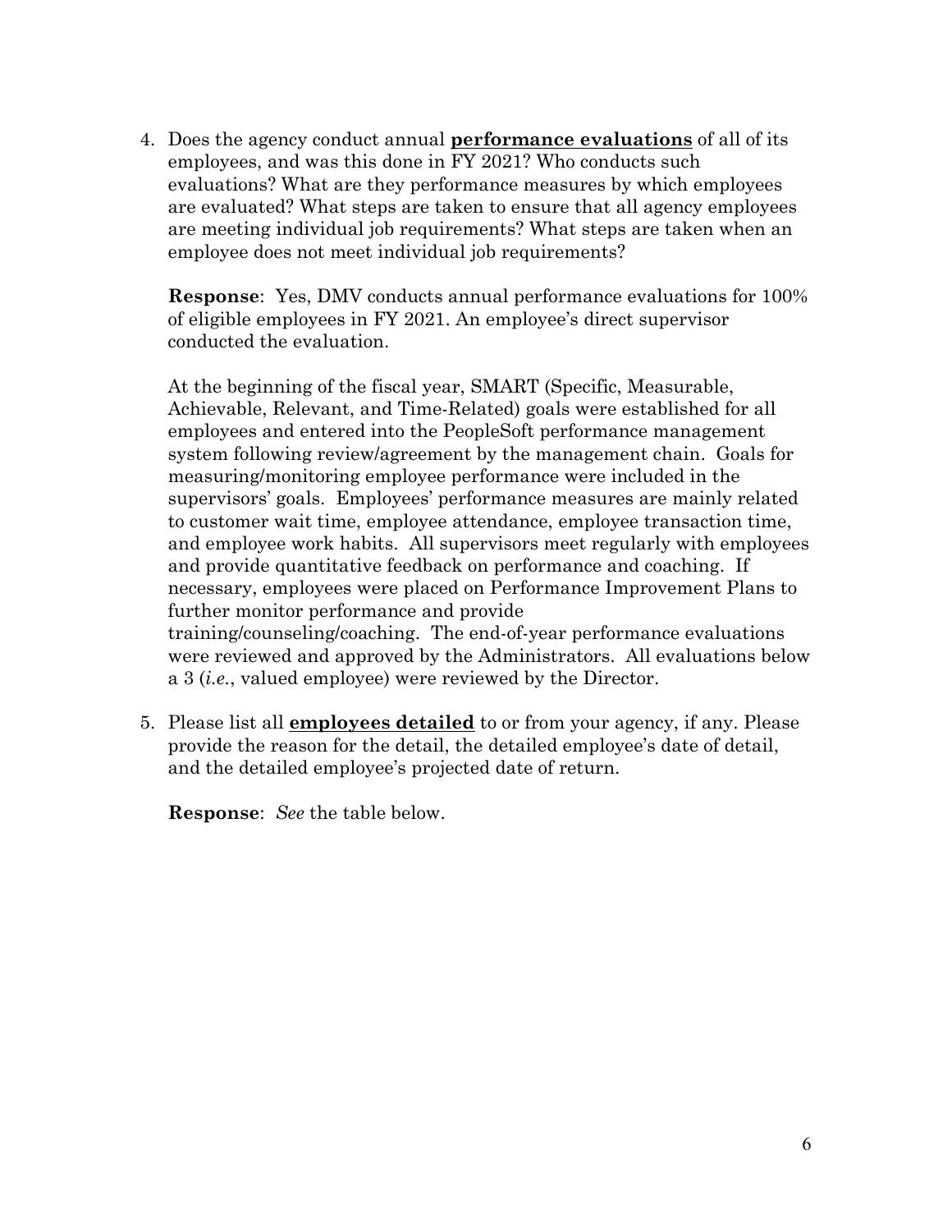4. Does the agency conduct annual **performance evaluations** of all of its employees, and was this done in FY 2021? Who conducts such evaluations? What are they performance measures by which employees are evaluated? What steps are taken to ensure that all agency employees are meeting individual job requirements? What steps are taken when an employee does not meet individual job requirements?

   **Response**: Yes, DMV conducts annual performance evaluations for 100% of eligible employees in FY 2021. An employee's direct supervisor conducted the evaluation.

   At the beginning of the fiscal year, SMART (Specific, Measurable, Achievable, Relevant, and Time-Related) goals were established for all employees and entered into the PeopleSoft performance management system following review/agreement by the management chain. Goals for measuring/monitoring employee performance were included in the supervisors' goals. Employees' performance measures are mainly related to customer wait time, employee attendance, employee transaction time, and employee work habits. All supervisors meet regularly with employees and provide quantitative feedback on performance and coaching. If necessary, employees were placed on Performance Improvement Plans to further monitor performance and provide training/counseling/coaching. The end-of-year performance evaluations were reviewed and approved by the Administrators. All evaluations below a 3 (*i.e.*, valued employee) were reviewed by the Director.

5. Please list all **employees detailed** to or from your agency, if any. Please provide the reason for the detail, the detailed employee's date of detail, and the detailed employee's projected date of return.

   **Response**: *See* the table below.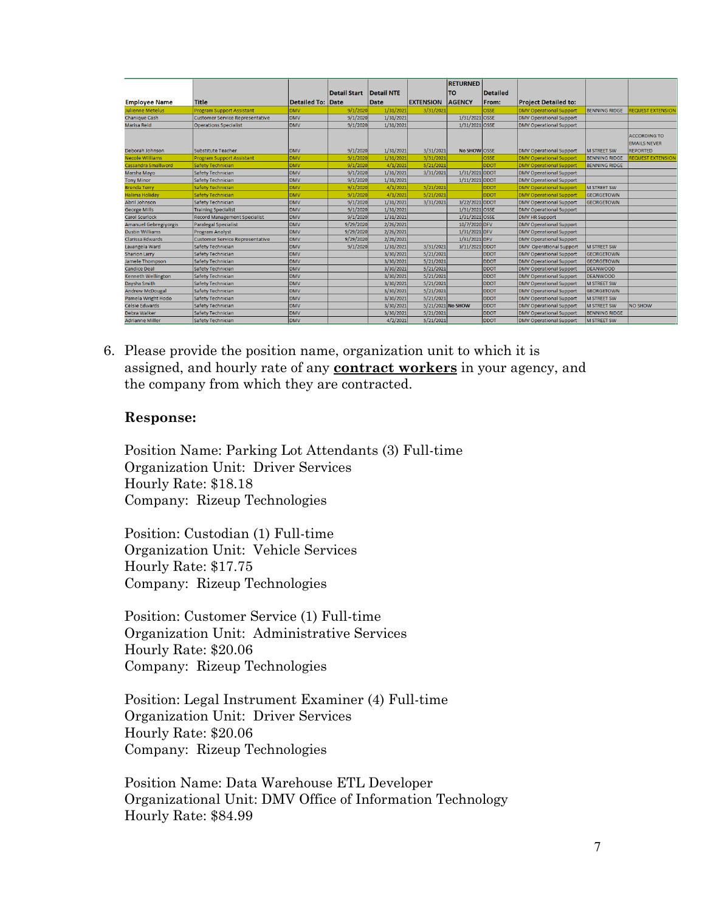| Employee Name | Title | Detailed To: | Detail Start Date | Detail NTE Date | EXTENSION | RETURNED TO AGENCY | Detailed From: | Project Detailed to: | | |
|---|---|---|---|---|---|---|---|---|---|---|
| Julienne Metelus | Program Support Assistant | DMV | 9/1/2020 | 1/31/2021 | 3/31/2021 | | OSSE | DMV Operational Support | BENNING RIDGE | REQUEST EXTENSION |
| Chanique Cash | Customer Service Representative | DMV | 9/1/2020 | 1/31/2021 | | 1/31/2021 | OSSE | DMV Operational Support | | |
| Marisa Reid | Operations Specialist | DMV | 9/1/2020 | 1/31/2021 | | 1/31/2021 | OSSE | DMV Operational Support | | |
| Deborah Johnson | Substitute Teacher | DMV | 9/1/2020 | 1/31/2021 | 3/31/2021 | No SHOW | OSSE | DMV Operational Support | M STREET SW | ACCORDING TO EMAILS NEVER REPORTED |
| Necole Williams | Program Support Assistant | DMV | 9/1/2020 | 1/31/2021 | 3/31/2021 | | OSSE | DMV Operational Support | BENNING RIDGE | REQUEST EXTENSION |
| Cassandra Smallword | Safety Technician | DMV | 9/1/2020 | 4/1/2021 | 5/21/2021 | | DDOT | DMV Operational Support | BENNING RIDGE | |
| Marsha Mayo | Safety Technician | DMV | 9/1/2020 | 1/31/2021 | 3/31/2021 | 1/31/2021 | DDOT | DMV Operational Support | | |
| Tony Minor | Safety Technician | DMV | 9/1/2020 | 1/31/2021 | | 1/11/2021 | DDOT | DMV Operational Support | | |
| Brenda Terry | Safety Technician | DMV | 9/1/2020 | 4/1/2021 | 5/21/2021 | | DDOT | DMV Operational Support | M STREET SW | |
| Halima Holiday | Safety Technician | DMV | 9/1/2020 | 4/1/2021 | 5/21/2021 | | DDOT | DMV Operational Support | GEORGETOWN | |
| Abril Johnson | Safety Technician | DMV | 9/1/2020 | 1/31/2021 | 3/31/2021 | 3/22/2021 | DDOT | DMV Operational Support | GEORGETOWN | |
| George Mills | Training Specialist | DMV | 9/1/2020 | 1/31/2021 | | 1/31/2021 | OSSE | DMV Operational Support | | |
| Carol Scurlock | Record Management Specialist | DMV | 9/1/2020 | 1/31/2021 | | 1/31/2021 | OSSE | DMV HR Support | | |
| Amanuel Gebregiyorgis | Paralegal Specialist | DMV | 9/29/2020 | 2/26/2021 | | 10/7/2020 | DFV | DMV Operational Support | | |
| Dustin Williams | Program Analyst | DMV | 9/29/2020 | 2/26/2021 | | 1/31/2021 | DFV | DMV Operational Support | | |
| Clarissa Edwards | Customer Service Representative | DMV | 9/29/2020 | 2/26/2021 | | 1/31/2021 | DFV | DMV Operational Support | | |
| Lavangela Ward | Safety Technician | DMV | 9/1/2020 | 1/31/2021 | 3/31/2021 | 3/11/2021 | DDOT | DMV Operational Support | M STREET SW | |
| Sharon Larry | Safety Technician | DMV | | 3/30/2021 | 5/21/2021 | | DDOT | DMV Operational Support | GEORGETOWN | |
| Jamele Thompson | Safety Technician | DMV | | 3/30/2021 | 5/21/2021 | | DDOT | DMV Operational Support | GEORGETOWN | |
| Candice Deal | Safety Technician | DMV | | 3/30/2021 | 5/21/2021 | | DDOT | DMV Operational Support | DEANWOOD | |
| Kenneth Wellington | Safety Technician | DMV | | 3/30/2021 | 5/21/2021 | | DDOT | DMV Operational Support | DEANWOOD | |
| Daysha Smith | Safety Technician | DMV | | 3/30/2021 | 5/21/2021 | | DDOT | DMV Operational Support | M STREET SW | |
| Andrew McDougal | Safety Technician | DMV | | 3/30/2021 | 5/21/2021 | | DDOT | DMV Operational Support | GEORGETOWN | |
| Pamela Wright Hodo | Safety Technician | DMV | | 3/30/2021 | 5/21/2021 | | DDOT | DMV Operational Support | M STREET SW | |
| Celsie Edwards | Safety Technician | DMV | | 3/30/2021 | 5/21/2021 | No SHOW | DDOT | DMV Operational Support | M STREET SW | NO SHOW |
| Debra Walker | Safety Technician | DMV | | 3/30/2021 | 5/21/2021 | | DDOT | DMV Operational Support | BENNING RIDGE | |
| Adrianne Miller | Safety Technician | DMV | | 4/2/2021 | 5/21/2021 | | DDOT | DMV Operational Support | M STREET SW | |

6. Please provide the position name, organization unit to which it is assigned, and hourly rate of any **contract workers** in your agency, and the company from which they are contracted.

**Response:**

Position Name: Parking Lot Attendants (3) Full-time
Organization Unit: Driver Services
Hourly Rate: $18.18
Company: Rizeup Technologies

Position: Custodian (1) Full-time
Organization Unit: Vehicle Services
Hourly Rate: $17.75
Company: Rizeup Technologies

Position: Customer Service (1) Full-time
Organization Unit: Administrative Services
Hourly Rate: $20.06
Company: Rizeup Technologies

Position: Legal Instrument Examiner (4) Full-time
Organization Unit: Driver Services
Hourly Rate: $20.06
Company: Rizeup Technologies

Position Name: Data Warehouse ETL Developer
Organizational Unit: DMV Office of Information Technology
Hourly Rate: $84.99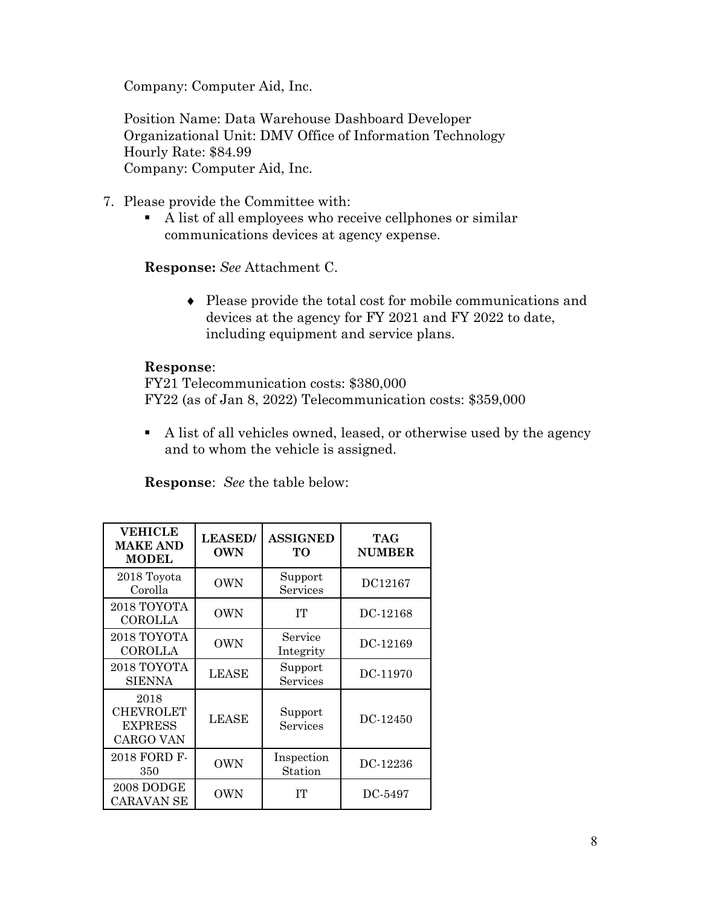Company: Computer Aid, Inc.

Position Name: Data Warehouse Dashboard Developer
Organizational Unit: DMV Office of Information Technology
Hourly Rate: $84.99
Company: Computer Aid, Inc.

7. Please provide the Committee with:
   - A list of all employees who receive cellphones or similar communications devices at agency expense.

   **Response:** *See* Attachment C.

     - Please provide the total cost for mobile communications and devices at the agency for FY 2021 and FY 2022 to date, including equipment and service plans.

   **Response**:
   FY21 Telecommunication costs: $380,000
   FY22 (as of Jan 8, 2022) Telecommunication costs: $359,000

   - A list of all vehicles owned, leased, or otherwise used by the agency and to whom the vehicle is assigned.

   **Response**: *See* the table below:

| VEHICLE MAKE AND MODEL | LEASED/ OWN | ASSIGNED TO | TAG NUMBER |
|---|---|---|---|
| 2018 Toyota Corolla | OWN | Support Services | DC12167 |
| 2018 TOYOTA COROLLA | OWN | IT | DC-12168 |
| 2018 TOYOTA COROLLA | OWN | Service Integrity | DC-12169 |
| 2018 TOYOTA SIENNA | LEASE | Support Services | DC-11970 |
| 2018 CHEVROLET EXPRESS CARGO VAN | LEASE | Support Services | DC-12450 |
| 2018 FORD F-350 | OWN | Inspection Station | DC-12236 |
| 2008 DODGE CARAVAN SE | OWN | IT | DC-5497 |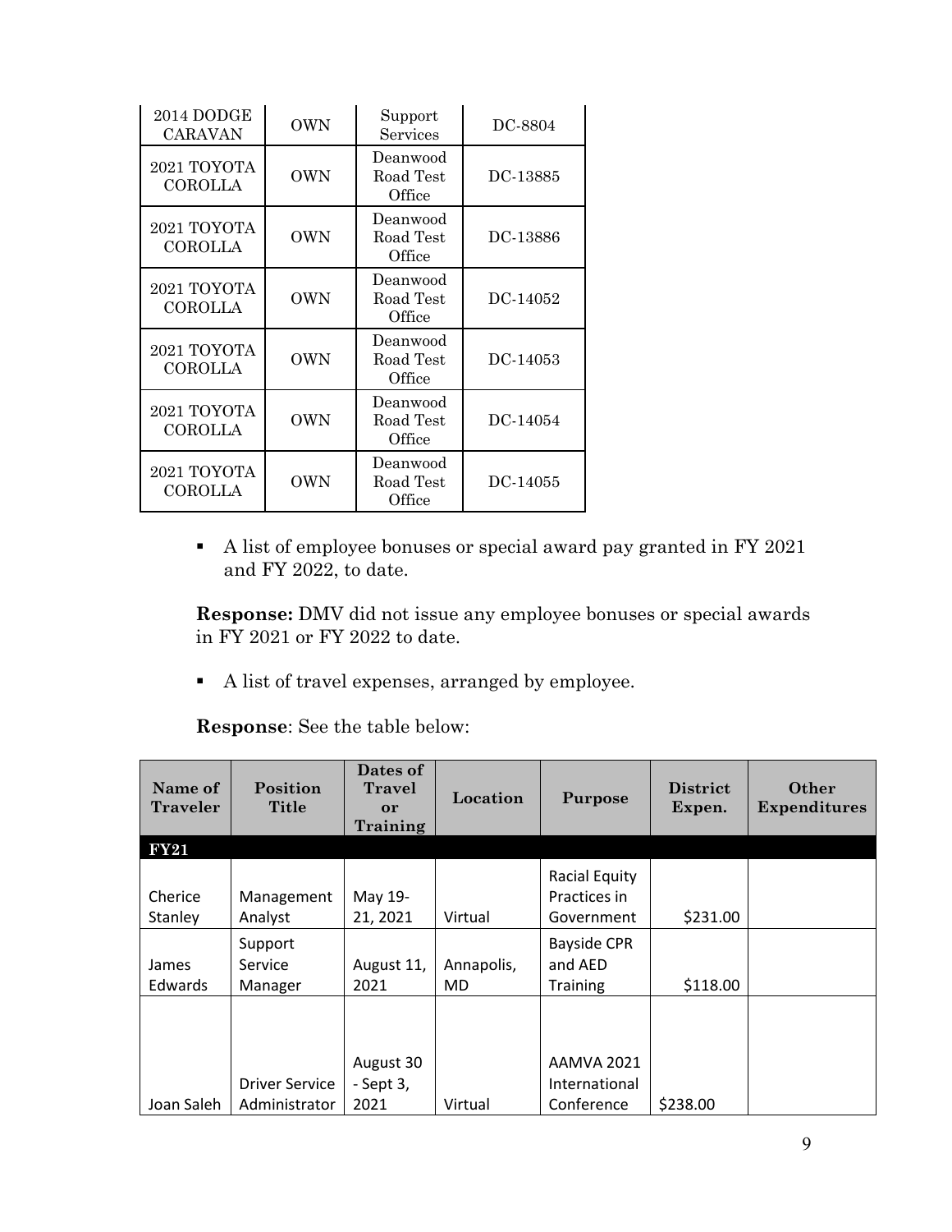| 2014 DODGE CARAVAN | OWN | Support Services | DC-8804 |
|---|---|---|---|
| 2021 TOYOTA COROLLA | OWN | Deanwood Road Test Office | DC-13885 |
| 2021 TOYOTA COROLLA | OWN | Deanwood Road Test Office | DC-13886 |
| 2021 TOYOTA COROLLA | OWN | Deanwood Road Test Office | DC-14052 |
| 2021 TOYOTA COROLLA | OWN | Deanwood Road Test Office | DC-14053 |
| 2021 TOYOTA COROLLA | OWN | Deanwood Road Test Office | DC-14054 |
| 2021 TOYOTA COROLLA | OWN | Deanwood Road Test Office | DC-14055 |

- A list of employee bonuses or special award pay granted in FY 2021 and FY 2022, to date.

**Response:** DMV did not issue any employee bonuses or special awards in FY 2021 or FY 2022 to date.

- A list of travel expenses, arranged by employee.

**Response**: See the table below:

| Name of Traveler | Position Title | Dates of Travel or Training | Location | Purpose | District Expen. | Other Expenditures |
|---|---|---|---|---|---|---|
| **FY21** | | | | | | |
| Cherice Stanley | Management Analyst | May 19-21, 2021 | Virtual | Racial Equity Practices in Government | $231.00 | |
| James Edwards | Support Service Manager | August 11, 2021 | Annapolis, MD | Bayside CPR and AED Training | $118.00 | |
| Joan Saleh | Driver Service Administrator | August 30 - Sept 3, 2021 | Virtual | AAMVA 2021 International Conference | $238.00 | |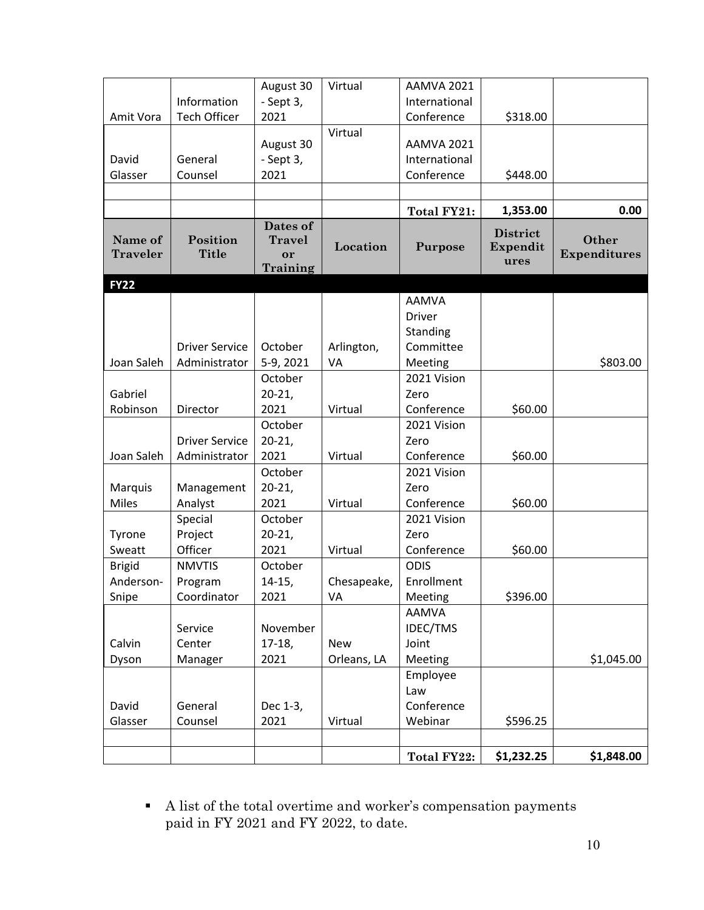|  |  |  |  |  |  |  |
|---|---|---|---|---|---|---|
| Amit Vora | Information Tech Officer | August 30 - Sept 3, 2021 | Virtual | AAMVA 2021 International Conference | $318.00 |  |
| David Glasser | General Counsel | August 30 - Sept 3, 2021 | Virtual | AAMVA 2021 International Conference | $448.00 |  |
|  |  |  |  |  |  |  |
|  |  |  |  | **Total FY21:** | **1,353.00** | **0.00** |
| **Name of Traveler** | **Position Title** | **Dates of Travel or Training** | **Location** | **Purpose** | **District Expenditures** | **Other Expenditures** |
| **FY22** |  |  |  |  |  |  |
| Joan Saleh | Driver Service Administrator | October 5-9, 2021 | Arlington, VA | AAMVA Driver Standing Committee Meeting |  | $803.00 |
| Gabriel Robinson | Director | October 20-21, 2021 | Virtual | 2021 Vision Zero Conference | $60.00 |  |
| Joan Saleh | Driver Service Administrator | October 20-21, 2021 | Virtual | 2021 Vision Zero Conference | $60.00 |  |
| Marquis Miles | Management Analyst | October 20-21, 2021 | Virtual | 2021 Vision Zero Conference | $60.00 |  |
| Tyrone Sweatt | Special Project Officer | October 20-21, 2021 | Virtual | 2021 Vision Zero Conference | $60.00 |  |
| Brigid Anderson-Snipe | NMVTIS Program Coordinator | October 14-15, 2021 | Chesapeake, VA | ODIS Enrollment Meeting | $396.00 |  |
| Calvin Dyson | Service Center Manager | November 17-18, 2021 | New Orleans, LA | AAMVA IDEC/TMS Joint Meeting |  | $1,045.00 |
| David Glasser | General Counsel | Dec 1-3, 2021 | Virtual | Employee Law Conference Webinar | $596.25 |  |
|  |  |  |  |  |  |  |
|  |  |  |  | **Total FY22:** | **$1,232.25** | **$1,848.00** |

- A list of the total overtime and worker's compensation payments paid in FY 2021 and FY 2022, to date.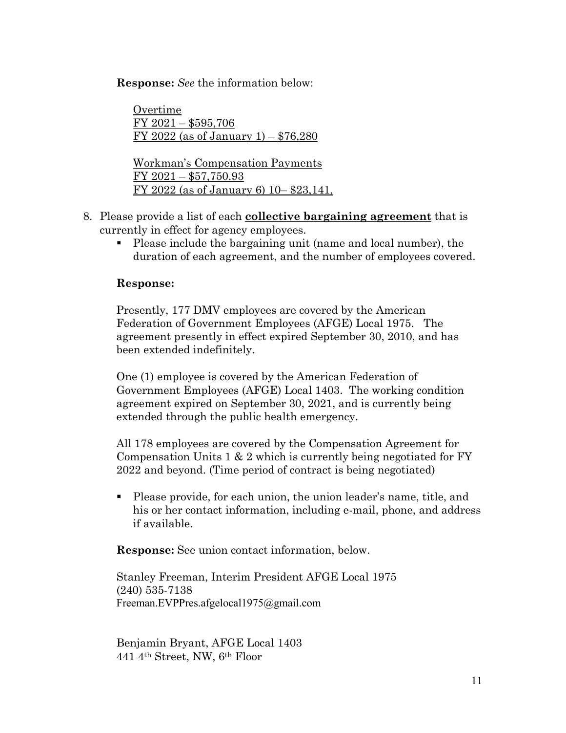**Response:** *See* the information below:

<u>Overtime</u>
<u>FY 2021 – $595,706</u>
<u>FY 2022 (as of January 1) – $76,280</u>

<u>Workman's Compensation Payments</u>
<u>FY 2021 – $57,750.93</u>
<u>FY 2022 (as of January 6) 10– $23,141,</u>

8. Please provide a list of each **<u>collective bargaining agreement</u>** that is currently in effect for agency employees.
   - Please include the bargaining unit (name and local number), the duration of each agreement, and the number of employees covered.

   **Response:**

   Presently, 177 DMV employees are covered by the American Federation of Government Employees (AFGE) Local 1975. The agreement presently in effect expired September 30, 2010, and has been extended indefinitely.

   One (1) employee is covered by the American Federation of Government Employees (AFGE) Local 1403. The working condition agreement expired on September 30, 2021, and is currently being extended through the public health emergency.

   All 178 employees are covered by the Compensation Agreement for Compensation Units 1 & 2 which is currently being negotiated for FY 2022 and beyond. (Time period of contract is being negotiated)

   - Please provide, for each union, the union leader's name, title, and his or her contact information, including e-mail, phone, and address if available.

   **Response:** See union contact information, below.

   Stanley Freeman, Interim President AFGE Local 1975
   (240) 535-7138
   Freeman.EVPPres.afgelocal1975@gmail.com

   Benjamin Bryant, AFGE Local 1403
   441 4th Street, NW, 6th Floor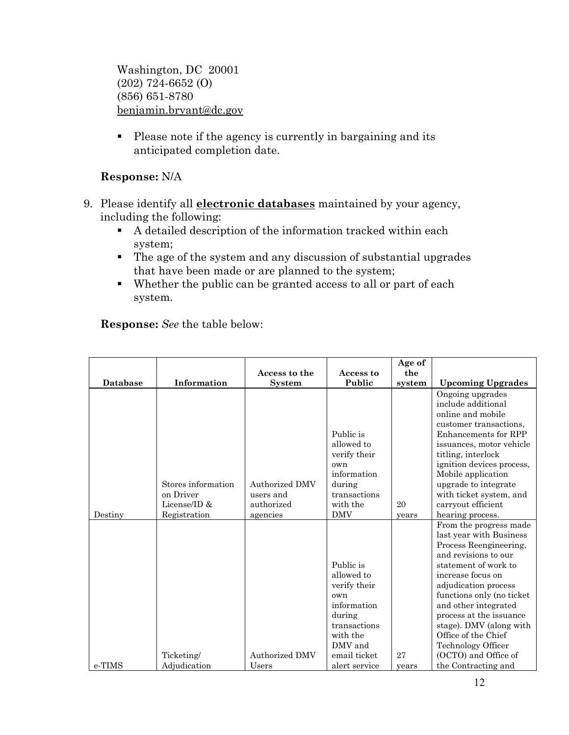Washington, DC 20001
(202) 724-6652 (O)
(856) 651-8780
benjamin.bryant@dc.gov

- Please note if the agency is currently in bargaining and its anticipated completion date.

**Response:** N/A

9. Please identify all **electronic databases** maintained by your agency, including the following:
   - A detailed description of the information tracked within each system;
   - The age of the system and any discussion of substantial upgrades that have been made or are planned to the system;
   - Whether the public can be granted access to all or part of each system.

**Response:** *See* the table below:

| Database | Information | Access to the System | Access to Public | Age of the system | Upcoming Upgrades |
|---|---|---|---|---|---|
| Destiny | Stores information on Driver License/ID & Registration | Authorized DMV users and authorized agencies | Public is allowed to verify their own information during transactions with the DMV | 20 years | Ongoing upgrades include additional online and mobile customer transactions, Enhancements for RPP issuances, motor vehicle titling, interlock ignition devices process, Mobile application upgrade to integrate with ticket system, and carryout efficient hearing process. |
| e-TIMS | Ticketing/ Adjudication | Authorized DMV Users | Public is allowed to verify their own information during transactions with the DMV and email ticket alert service | 27 years | From the progress made last year with Business Process Reengineering, and revisions to our statement of work to increase focus on adjudication process functions only (no ticket and other integrated process at the issuance stage). DMV (along with Office of the Chief Technology Officer (OCTO) and Office of the Contracting and |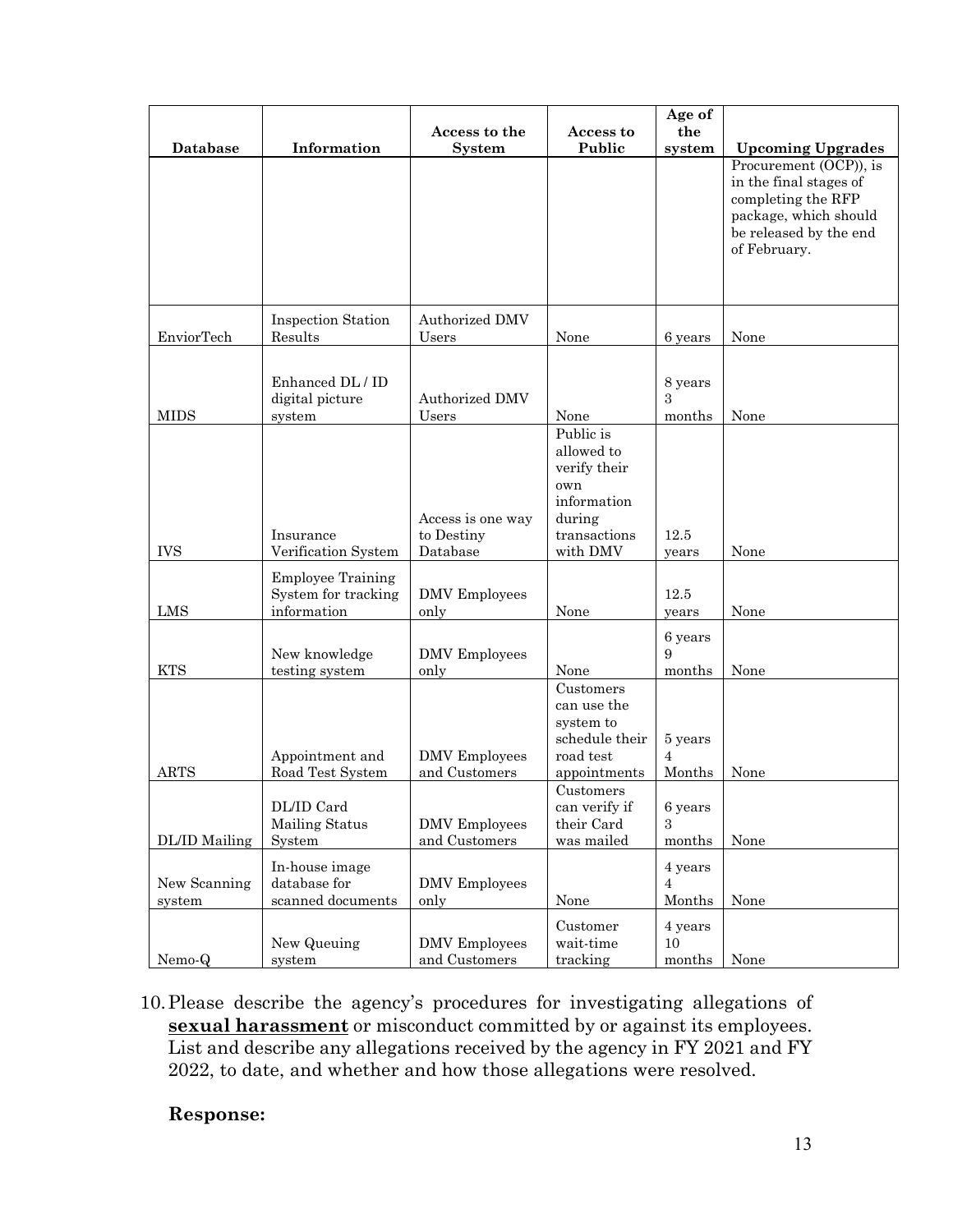| Database | Information | Access to the System | Access to Public | Age of the system | Upcoming Upgrades |
|---|---|---|---|---|---|
| | | | | | Procurement (OCP)), is in the final stages of completing the RFP package, which should be released by the end of February. |
| EnviorTech | Inspection Station Results | Authorized DMV Users | None | 6 years | None |
| MIDS | Enhanced DL / ID digital picture system | Authorized DMV Users | None | 8 years 3 months | None |
| IVS | Insurance Verification System | Access is one way to Destiny Database | Public is allowed to verify their own information during transactions with DMV | 12.5 years | None |
| LMS | Employee Training System for tracking information | DMV Employees only | None | 12.5 years | None |
| KTS | New knowledge testing system | DMV Employees only | None | 6 years 9 months | None |
| ARTS | Appointment and Road Test System | DMV Employees and Customers | Customers can use the system to schedule their road test appointments | 5 years 4 Months | None |
| DL/ID Mailing | DL/ID Card Mailing Status System | DMV Employees and Customers | Customers can verify if their Card was mailed | 6 years 3 months | None |
| New Scanning system | In-house image database for scanned documents | DMV Employees only | None | 4 years 4 Months | None |
| Nemo-Q | New Queuing system | DMV Employees and Customers | Customer wait-time tracking | 4 years 10 months | None |

10. Please describe the agency's procedures for investigating allegations of **sexual harassment** or misconduct committed by or against its employees. List and describe any allegations received by the agency in FY 2021 and FY 2022, to date, and whether and how those allegations were resolved.

**Response:**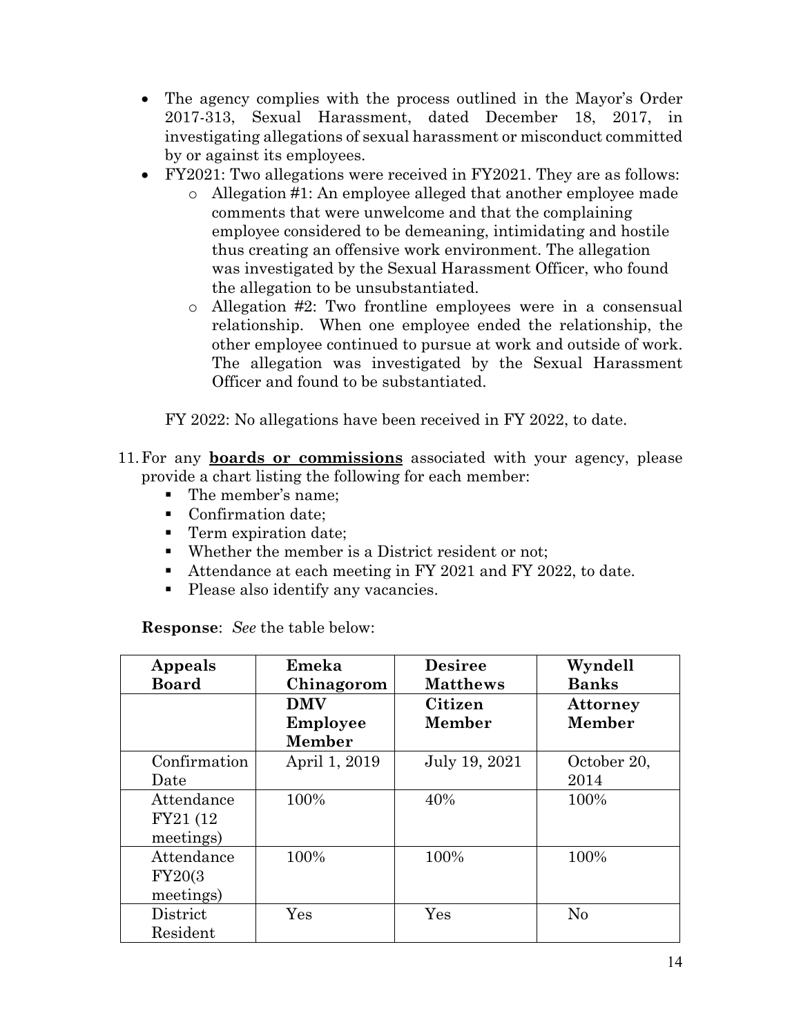- The agency complies with the process outlined in the Mayor's Order 2017-313, Sexual Harassment, dated December 18, 2017, in investigating allegations of sexual harassment or misconduct committed by or against its employees.
- FY2021: Two allegations were received in FY2021. They are as follows:
  - Allegation #1: An employee alleged that another employee made comments that were unwelcome and that the complaining employee considered to be demeaning, intimidating and hostile thus creating an offensive work environment. The allegation was investigated by the Sexual Harassment Officer, who found the allegation to be unsubstantiated.
  - Allegation #2: Two frontline employees were in a consensual relationship. When one employee ended the relationship, the other employee continued to pursue at work and outside of work. The allegation was investigated by the Sexual Harassment Officer and found to be substantiated.

  FY 2022: No allegations have been received in FY 2022, to date.

11. For any **boards or commissions** associated with your agency, please provide a chart listing the following for each member:
    - The member's name;
    - Confirmation date;
    - Term expiration date;
    - Whether the member is a District resident or not;
    - Attendance at each meeting in FY 2021 and FY 2022, to date.
    - Please also identify any vacancies.

    **Response**: *See* the table below:

| **Appeals Board** | **Emeka Chinagorom** | **Desiree Matthews** | **Wyndell Banks** |
|---|---|---|---|
| | **DMV Employee Member** | **Citizen Member** | **Attorney Member** |
| Confirmation Date | April 1, 2019 | July 19, 2021 | October 20, 2014 |
| Attendance FY21 (12 meetings) | 100% | 40% | 100% |
| Attendance FY20(3 meetings) | 100% | 100% | 100% |
| District Resident | Yes | Yes | No |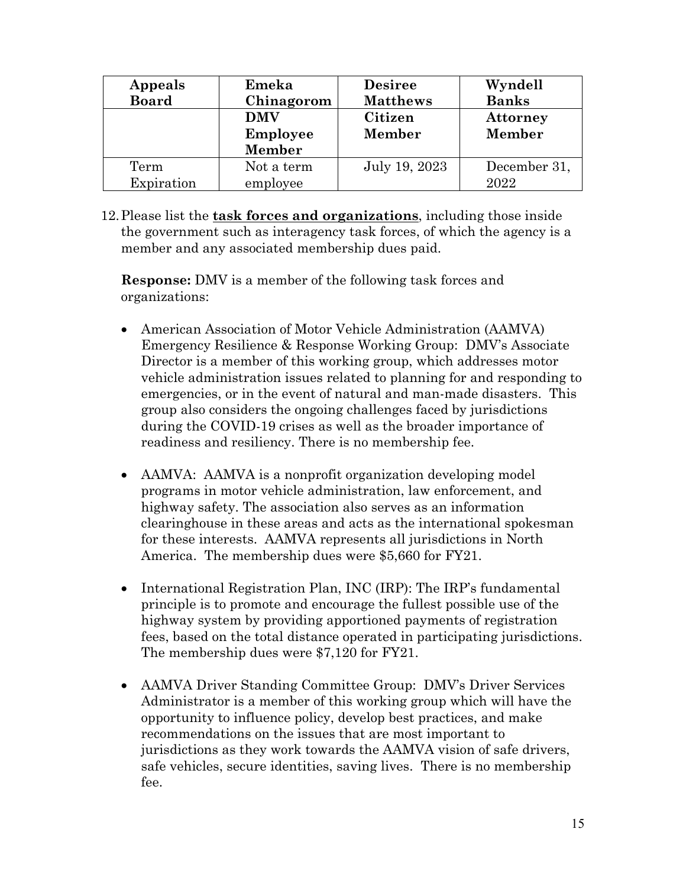| **Appeals Board** | **Emeka Chinagorom** | **Desiree Matthews** | **Wyndell Banks** |
|---|---|---|---|
| | **DMV Employee Member** | **Citizen Member** | **Attorney Member** |
| Term Expiration | Not a term employee | July 19, 2023 | December 31, 2022 |

12. Please list the **task forces and organizations**, including those inside the government such as interagency task forces, of which the agency is a member and any associated membership dues paid.

    **Response:** DMV is a member of the following task forces and organizations:

    - American Association of Motor Vehicle Administration (AAMVA) Emergency Resilience & Response Working Group: DMV's Associate Director is a member of this working group, which addresses motor vehicle administration issues related to planning for and responding to emergencies, or in the event of natural and man-made disasters. This group also considers the ongoing challenges faced by jurisdictions during the COVID-19 crises as well as the broader importance of readiness and resiliency. There is no membership fee.

    - AAMVA: AAMVA is a nonprofit organization developing model programs in motor vehicle administration, law enforcement, and highway safety. The association also serves as an information clearinghouse in these areas and acts as the international spokesman for these interests. AAMVA represents all jurisdictions in North America. The membership dues were $5,660 for FY21.

    - International Registration Plan, INC (IRP): The IRP's fundamental principle is to promote and encourage the fullest possible use of the highway system by providing apportioned payments of registration fees, based on the total distance operated in participating jurisdictions. The membership dues were $7,120 for FY21.

    - AAMVA Driver Standing Committee Group: DMV's Driver Services Administrator is a member of this working group which will have the opportunity to influence policy, develop best practices, and make recommendations on the issues that are most important to jurisdictions as they work towards the AAMVA vision of safe drivers, safe vehicles, secure identities, saving lives. There is no membership fee.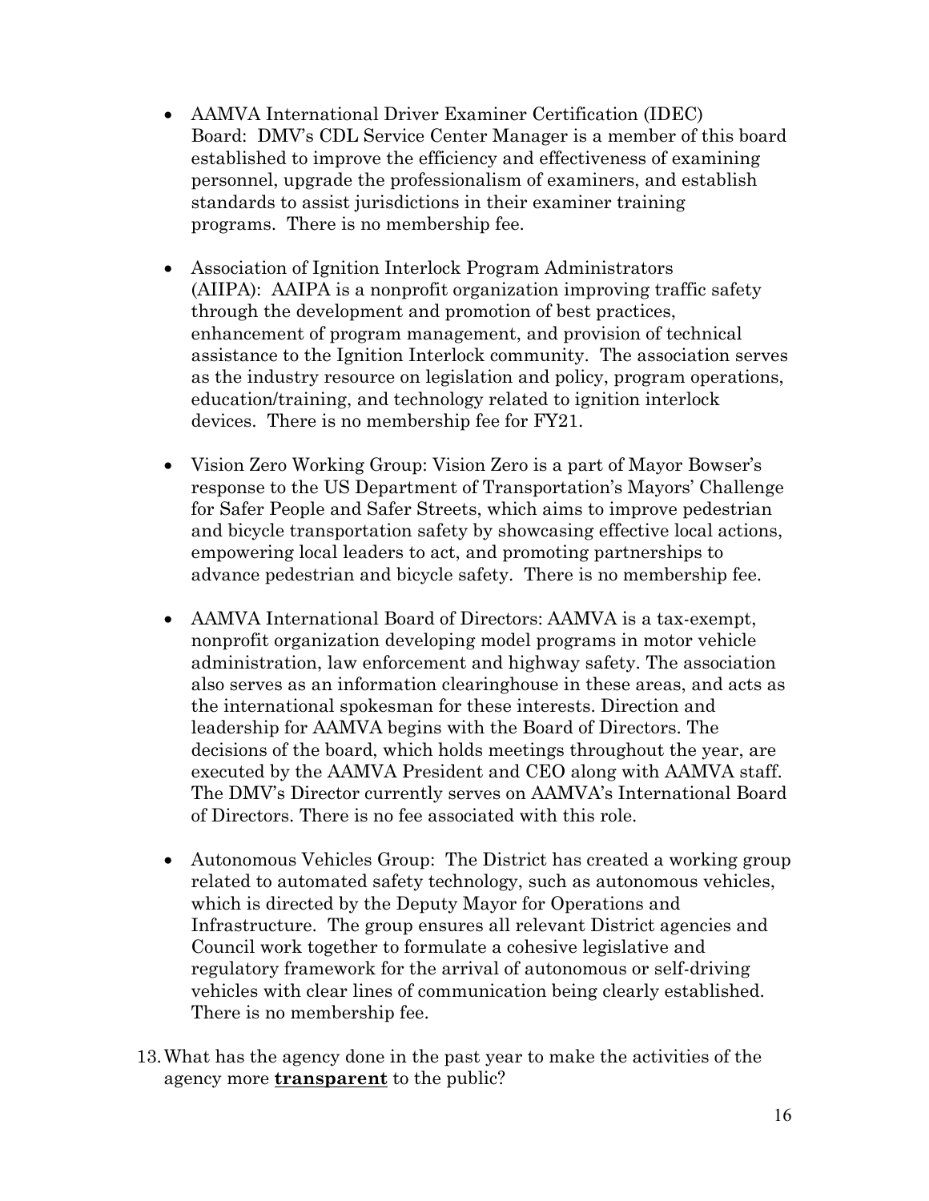- AAMVA International Driver Examiner Certification (IDEC) Board: DMV's CDL Service Center Manager is a member of this board established to improve the efficiency and effectiveness of examining personnel, upgrade the professionalism of examiners, and establish standards to assist jurisdictions in their examiner training programs. There is no membership fee.

- Association of Ignition Interlock Program Administrators (AIIPA): AAIPA is a nonprofit organization improving traffic safety through the development and promotion of best practices, enhancement of program management, and provision of technical assistance to the Ignition Interlock community. The association serves as the industry resource on legislation and policy, program operations, education/training, and technology related to ignition interlock devices. There is no membership fee for FY21.

- Vision Zero Working Group: Vision Zero is a part of Mayor Bowser's response to the US Department of Transportation's Mayors' Challenge for Safer People and Safer Streets, which aims to improve pedestrian and bicycle transportation safety by showcasing effective local actions, empowering local leaders to act, and promoting partnerships to advance pedestrian and bicycle safety. There is no membership fee.

- AAMVA International Board of Directors: AAMVA is a tax-exempt, nonprofit organization developing model programs in motor vehicle administration, law enforcement and highway safety. The association also serves as an information clearinghouse in these areas, and acts as the international spokesman for these interests. Direction and leadership for AAMVA begins with the Board of Directors. The decisions of the board, which holds meetings throughout the year, are executed by the AAMVA President and CEO along with AAMVA staff. The DMV's Director currently serves on AAMVA's International Board of Directors. There is no fee associated with this role.

- Autonomous Vehicles Group: The District has created a working group related to automated safety technology, such as autonomous vehicles, which is directed by the Deputy Mayor for Operations and Infrastructure. The group ensures all relevant District agencies and Council work together to formulate a cohesive legislative and regulatory framework for the arrival of autonomous or self-driving vehicles with clear lines of communication being clearly established. There is no membership fee.

13. What has the agency done in the past year to make the activities of the agency more **<u>transparent</u>** to the public?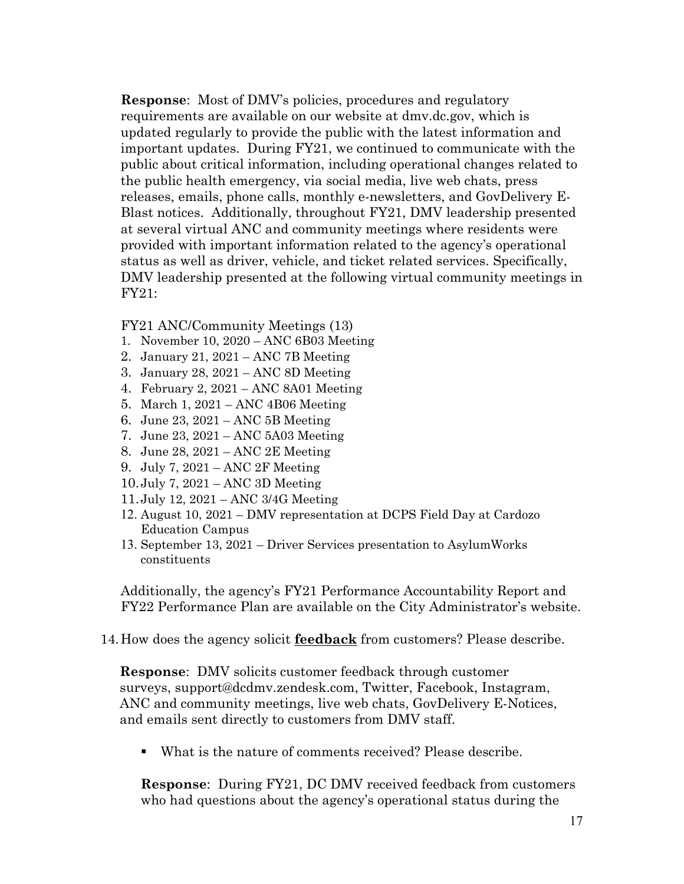**Response**: Most of DMV's policies, procedures and regulatory requirements are available on our website at dmv.dc.gov, which is updated regularly to provide the public with the latest information and important updates. During FY21, we continued to communicate with the public about critical information, including operational changes related to the public health emergency, via social media, live web chats, press releases, emails, phone calls, monthly e-newsletters, and GovDelivery E-Blast notices. Additionally, throughout FY21, DMV leadership presented at several virtual ANC and community meetings where residents were provided with important information related to the agency's operational status as well as driver, vehicle, and ticket related services. Specifically, DMV leadership presented at the following virtual community meetings in FY21:

FY21 ANC/Community Meetings (13)

1. November 10, 2020 – ANC 6B03 Meeting
2. January 21, 2021 – ANC 7B Meeting
3. January 28, 2021 – ANC 8D Meeting
4. February 2, 2021 – ANC 8A01 Meeting
5. March 1, 2021 – ANC 4B06 Meeting
6. June 23, 2021 – ANC 5B Meeting
7. June 23, 2021 – ANC 5A03 Meeting
8. June 28, 2021 – ANC 2E Meeting
9. July 7, 2021 – ANC 2F Meeting
10. July 7, 2021 – ANC 3D Meeting
11. July 12, 2021 – ANC 3/4G Meeting
12. August 10, 2021 – DMV representation at DCPS Field Day at Cardozo Education Campus
13. September 13, 2021 – Driver Services presentation to AsylumWorks constituents

Additionally, the agency's FY21 Performance Accountability Report and FY22 Performance Plan are available on the City Administrator's website.

14. How does the agency solicit **feedback** from customers? Please describe.

**Response**: DMV solicits customer feedback through customer surveys, support@dcdmv.zendesk.com, Twitter, Facebook, Instagram, ANC and community meetings, live web chats, GovDelivery E-Notices, and emails sent directly to customers from DMV staff.

- What is the nature of comments received? Please describe.

**Response**: During FY21, DC DMV received feedback from customers who had questions about the agency's operational status during the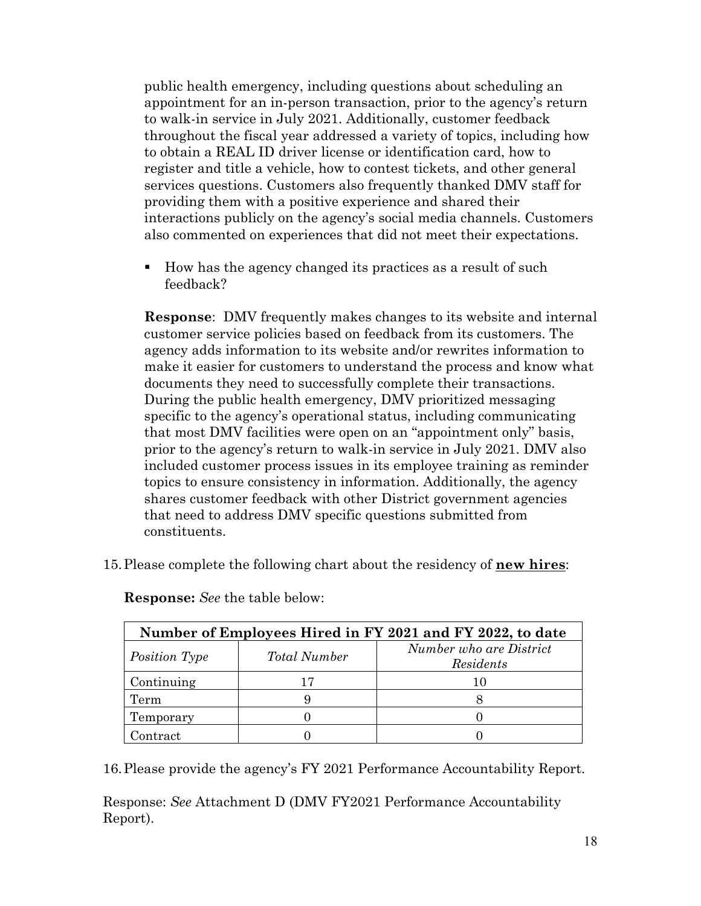public health emergency, including questions about scheduling an appointment for an in-person transaction, prior to the agency's return to walk-in service in July 2021. Additionally, customer feedback throughout the fiscal year addressed a variety of topics, including how to obtain a REAL ID driver license or identification card, how to register and title a vehicle, how to contest tickets, and other general services questions. Customers also frequently thanked DMV staff for providing them with a positive experience and shared their interactions publicly on the agency's social media channels. Customers also commented on experiences that did not meet their expectations.

- How has the agency changed its practices as a result of such feedback?

**Response**: DMV frequently makes changes to its website and internal customer service policies based on feedback from its customers. The agency adds information to its website and/or rewrites information to make it easier for customers to understand the process and know what documents they need to successfully complete their transactions. During the public health emergency, DMV prioritized messaging specific to the agency's operational status, including communicating that most DMV facilities were open on an "appointment only" basis, prior to the agency's return to walk-in service in July 2021. DMV also included customer process issues in its employee training as reminder topics to ensure consistency in information. Additionally, the agency shares customer feedback with other District government agencies that need to address DMV specific questions submitted from constituents.

15. Please complete the following chart about the residency of **new hires**:

**Response:** *See* the table below:

| Number of Employees Hired in FY 2021 and FY 2022, to date | | |
|---|---|---|
| *Position Type* | *Total Number* | *Number who are District Residents* |
| Continuing | 17 | 10 |
| Term | 9 | 8 |
| Temporary | 0 | 0 |
| Contract | 0 | 0 |

16. Please provide the agency's FY 2021 Performance Accountability Report.

Response: *See* Attachment D (DMV FY2021 Performance Accountability Report).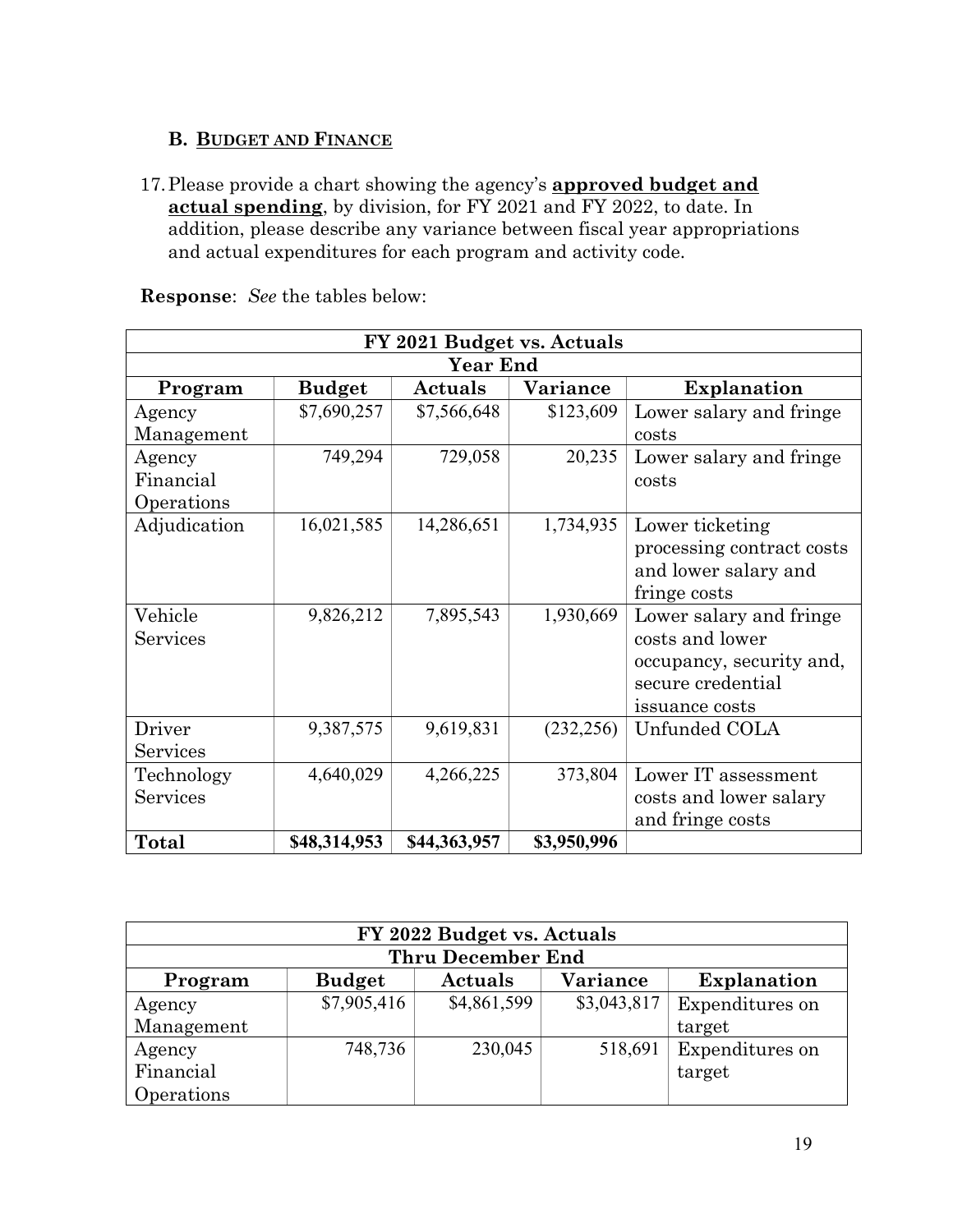### B. BUDGET AND FINANCE

17. Please provide a chart showing the agency's **approved budget and actual spending**, by division, for FY 2021 and FY 2022, to date. In addition, please describe any variance between fiscal year appropriations and actual expenditures for each program and activity code.

**Response**: *See* the tables below:

| FY 2021 Budget vs. Actuals | | | | |
|---|---|---|---|---|
| Year End | | | | |
| **Program** | **Budget** | **Actuals** | **Variance** | **Explanation** |
| Agency Management | $7,690,257 | $7,566,648 | $123,609 | Lower salary and fringe costs |
| Agency Financial Operations | 749,294 | 729,058 | 20,235 | Lower salary and fringe costs |
| Adjudication | 16,021,585 | 14,286,651 | 1,734,935 | Lower ticketing processing contract costs and lower salary and fringe costs |
| Vehicle Services | 9,826,212 | 7,895,543 | 1,930,669 | Lower salary and fringe costs and lower occupancy, security and, secure credential issuance costs |
| Driver Services | 9,387,575 | 9,619,831 | (232,256) | Unfunded COLA |
| Technology Services | 4,640,029 | 4,266,225 | 373,804 | Lower IT assessment costs and lower salary and fringe costs |
| **Total** | **$48,314,953** | **$44,363,957** | **$3,950,996** | |

| FY 2022 Budget vs. Actuals | | | | |
|---|---|---|---|---|
| Thru December End | | | | |
| **Program** | **Budget** | **Actuals** | **Variance** | **Explanation** |
| Agency Management | $7,905,416 | $4,861,599 | $3,043,817 | Expenditures on target |
| Agency Financial Operations | 748,736 | 230,045 | 518,691 | Expenditures on target |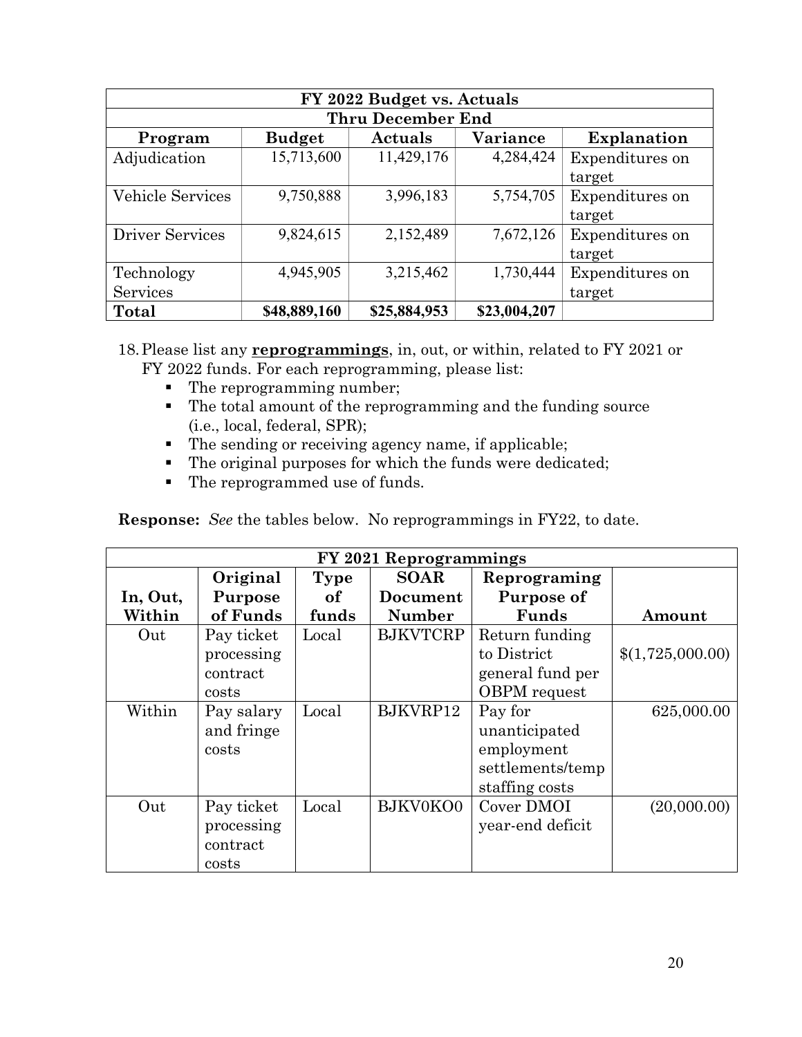| FY 2022 Budget vs. Actuals | | | | |
|---|---|---|---|---|
| Thru December End | | | | |
| **Program** | **Budget** | **Actuals** | **Variance** | **Explanation** |
| Adjudication | 15,713,600 | 11,429,176 | 4,284,424 | Expenditures on target |
| Vehicle Services | 9,750,888 | 3,996,183 | 5,754,705 | Expenditures on target |
| Driver Services | 9,824,615 | 2,152,489 | 7,672,126 | Expenditures on target |
| Technology Services | 4,945,905 | 3,215,462 | 1,730,444 | Expenditures on target |
| **Total** | **$48,889,160** | **$25,884,953** | **$23,004,207** | |

18. Please list any **reprogrammings**, in, out, or within, related to FY 2021 or FY 2022 funds. For each reprogramming, please list:
    - The reprogramming number;
    - The total amount of the reprogramming and the funding source (i.e., local, federal, SPR);
    - The sending or receiving agency name, if applicable;
    - The original purposes for which the funds were dedicated;
    - The reprogrammed use of funds.

**Response:** *See* the tables below. No reprogrammings in FY22, to date.

| FY 2021 Reprogrammings | | | | | |
|---|---|---|---|---|---|
| **In, Out, Within** | **Original Purpose of Funds** | **Type of funds** | **SOAR Document Number** | **Reprograming Purpose of Funds** | **Amount** |
| Out | Pay ticket processing contract costs | Local | BJKVTCRP | Return funding to District general fund per OBPM request | $(1,725,000.00) |
| Within | Pay salary and fringe costs | Local | BJKVRP12 | Pay for unanticipated employment settlements/temp staffing costs | 625,000.00 |
| Out | Pay ticket processing contract costs | Local | BJKV0KO0 | Cover DMOI year-end deficit | (20,000.00) |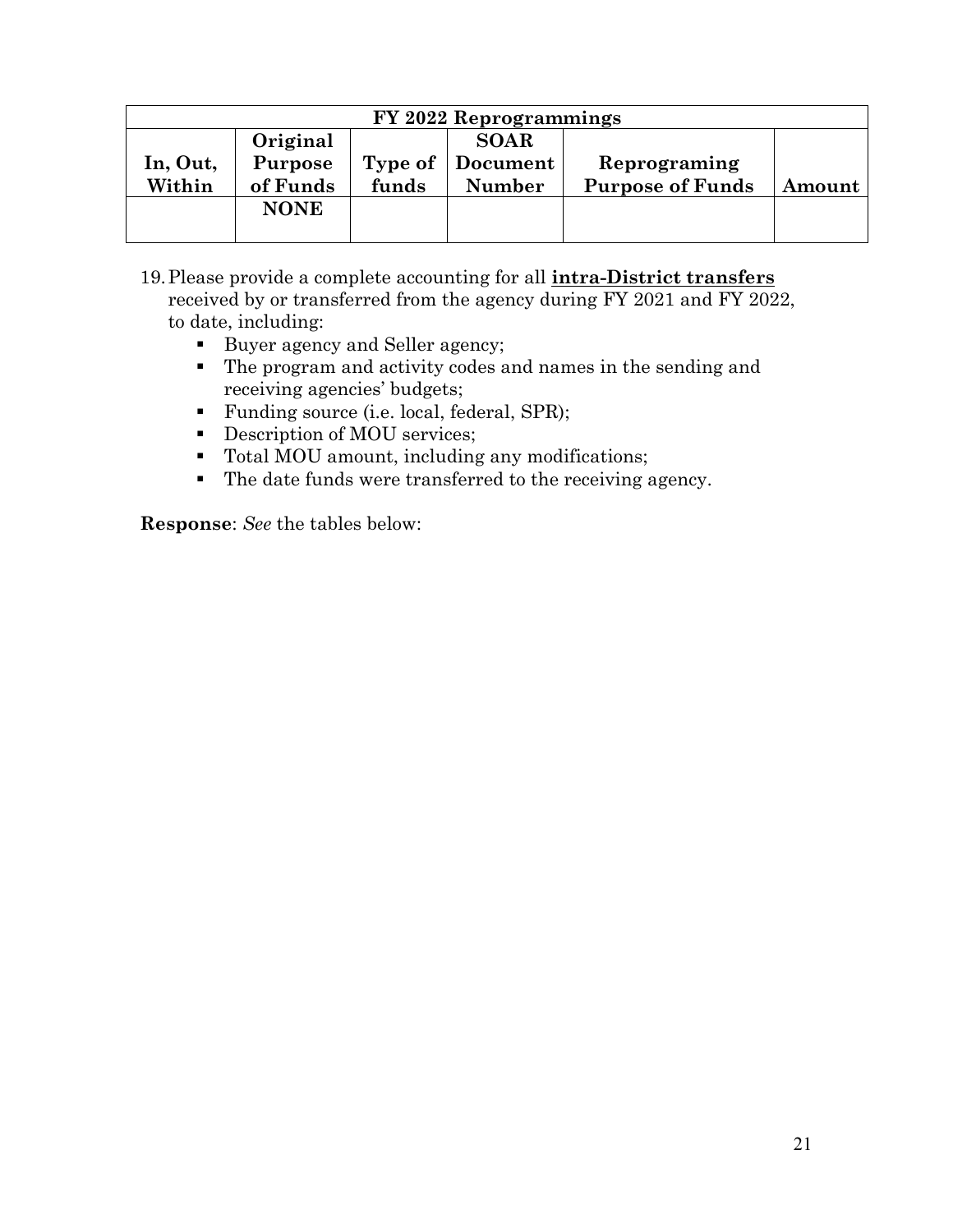| FY 2022 Reprogrammings | | | | | |
|---|---|---|---|---|---|
| In, Out, Within | Original Purpose of Funds | Type of funds | SOAR Document Number | Reprograming Purpose of Funds | Amount |
| | NONE | | | | |

19. Please provide a complete accounting for all **intra-District transfers** received by or transferred from the agency during FY 2021 and FY 2022, to date, including:
    - Buyer agency and Seller agency;
    - The program and activity codes and names in the sending and receiving agencies' budgets;
    - Funding source (i.e. local, federal, SPR);
    - Description of MOU services;
    - Total MOU amount, including any modifications;
    - The date funds were transferred to the receiving agency.

**Response**: *See* the tables below: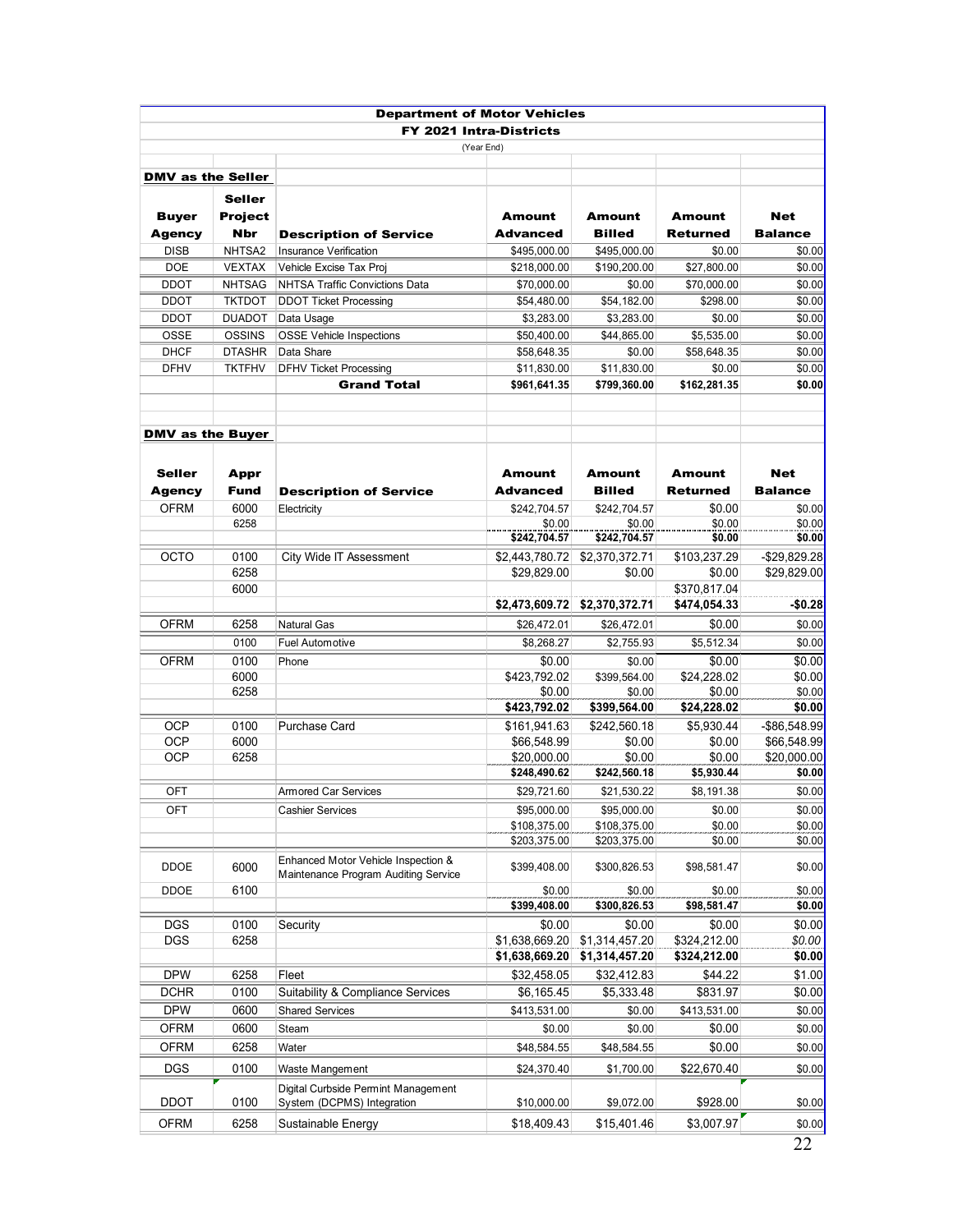## Department of Motor Vehicles

### FY 2021 Intra-Districts

(Year End)

**DMV as the Seller**

| Buyer Agency | Seller Project Nbr | Description of Service | Amount Advanced | Amount Billed | Amount Returned | Net Balance |
|---|---|---|---|---|---|---|
| DISB | NHTSA2 | Insurance Verification | $495,000.00 | $495,000.00 | $0.00 | $0.00 |
| DOE | VEXTAX | Vehicle Excise Tax Proj | $218,000.00 | $190,200.00 | $27,800.00 | $0.00 |
| DDOT | NHTSAG | NHTSA Traffic Convictions Data | $70,000.00 | $0.00 | $70,000.00 | $0.00 |
| DDOT | TKTDOT | DDOT Ticket Processing | $54,480.00 | $54,182.00 | $298.00 | $0.00 |
| DDOT | DUADOT | Data Usage | $3,283.00 | $3,283.00 | $0.00 | $0.00 |
| OSSE | OSSINS | OSSE Vehicle Inspections | $50,400.00 | $44,865.00 | $5,535.00 | $0.00 |
| DHCF | DTASHR | Data Share | $58,648.35 | $0.00 | $58,648.35 | $0.00 |
| DFHV | TKTFHV | DFHV Ticket Processing | $11,830.00 | $11,830.00 | $0.00 | $0.00 |
| | | **Grand Total** | **$961,641.35** | **$799,360.00** | **$162,281.35** | **$0.00** |

**DMV as the Buyer**

| Seller Agency | Appr Fund | Description of Service | Amount Advanced | Amount Billed | Amount Returned | Net Balance |
|---|---|---|---|---|---|---|
| OFRM | 6000 | Electricity | $242,704.57 | $242,704.57 | $0.00 | $0.00 |
| | 6258 | | $0.00 | $0.00 | $0.00 | $0.00 |
| | | | **$242,704.57** | **$242,704.57** | **$0.00** | **$0.00** |
| OCTO | 0100 | City Wide IT Assessment | $2,443,780.72 | $2,370,372.71 | $103,237.29 | -$29,829.28 |
| | 6258 | | $29,829.00 | $0.00 | $0.00 | $29,829.00 |
| | 6000 | | | | $370,817.04 | |
| | | | **$2,473,609.72** | **$2,370,372.71** | **$474,054.33** | **-$0.28** |
| OFRM | 6258 | Natural Gas | $26,472.01 | $26,472.01 | $0.00 | $0.00 |
| | 0100 | Fuel Automotive | $8,268.27 | $2,755.93 | $5,512.34 | $0.00 |
| OFRM | 0100 | Phone | $0.00 | $0.00 | $0.00 | $0.00 |
| | 6000 | | $423,792.02 | $399,564.00 | $24,228.02 | $0.00 |
| | 6258 | | $0.00 | $0.00 | $0.00 | $0.00 |
| | | | **$423,792.02** | **$399,564.00** | **$24,228.02** | **$0.00** |
| OCP | 0100 | Purchase Card | $161,941.63 | $242,560.18 | $5,930.44 | -$86,548.99 |
| OCP | 6000 | | $66,548.99 | $0.00 | $0.00 | $66,548.99 |
| OCP | 6258 | | $20,000.00 | $0.00 | $0.00 | $20,000.00 |
| | | | **$248,490.62** | **$242,560.18** | **$5,930.44** | **$0.00** |
| OFT | | Armored Car Services | $29,721.60 | $21,530.22 | $8,191.38 | $0.00 |
| OFT | | Cashier Services | $95,000.00 | $95,000.00 | $0.00 | $0.00 |
| | | | $108,375.00 | $108,375.00 | $0.00 | $0.00 |
| | | | $203,375.00 | $203,375.00 | $0.00 | $0.00 |
| DDOE | 6000 | Enhanced Motor Vehicle Inspection & Maintenance Program Auditing Service | $399,408.00 | $300,826.53 | $98,581.47 | $0.00 |
| DDOE | 6100 | | $0.00 | $0.00 | $0.00 | $0.00 |
| | | | **$399,408.00** | **$300,826.53** | **$98,581.47** | **$0.00** |
| DGS | 0100 | Security | $0.00 | $0.00 | $0.00 | $0.00 |
| DGS | 6258 | | $1,638,669.20 | $1,314,457.20 | $324,212.00 | *$0.00* |
| | | | **$1,638,669.20** | **$1,314,457.20** | **$324,212.00** | **$0.00** |
| DPW | 6258 | Fleet | $32,458.05 | $32,412.83 | $44.22 | $1.00 |
| DCHR | 0100 | Suitability & Compliance Services | $6,165.45 | $5,333.48 | $831.97 | $0.00 |
| DPW | 0600 | Shared Services | $413,531.00 | $0.00 | $413,531.00 | $0.00 |
| OFRM | 0600 | Steam | $0.00 | $0.00 | $0.00 | $0.00 |
| OFRM | 6258 | Water | $48,584.55 | $48,584.55 | $0.00 | $0.00 |
| DGS | 0100 | Waste Mangement | $24,370.40 | $1,700.00 | $22,670.40 | $0.00 |
| DDOT | 0100 | Digital Curbside Permit Management System (DCPMS) Integration | $10,000.00 | $9,072.00 | $928.00 | $0.00 |
| OFRM | 6258 | Sustainable Energy | $18,409.43 | $15,401.46 | $3,007.97 | $0.00 |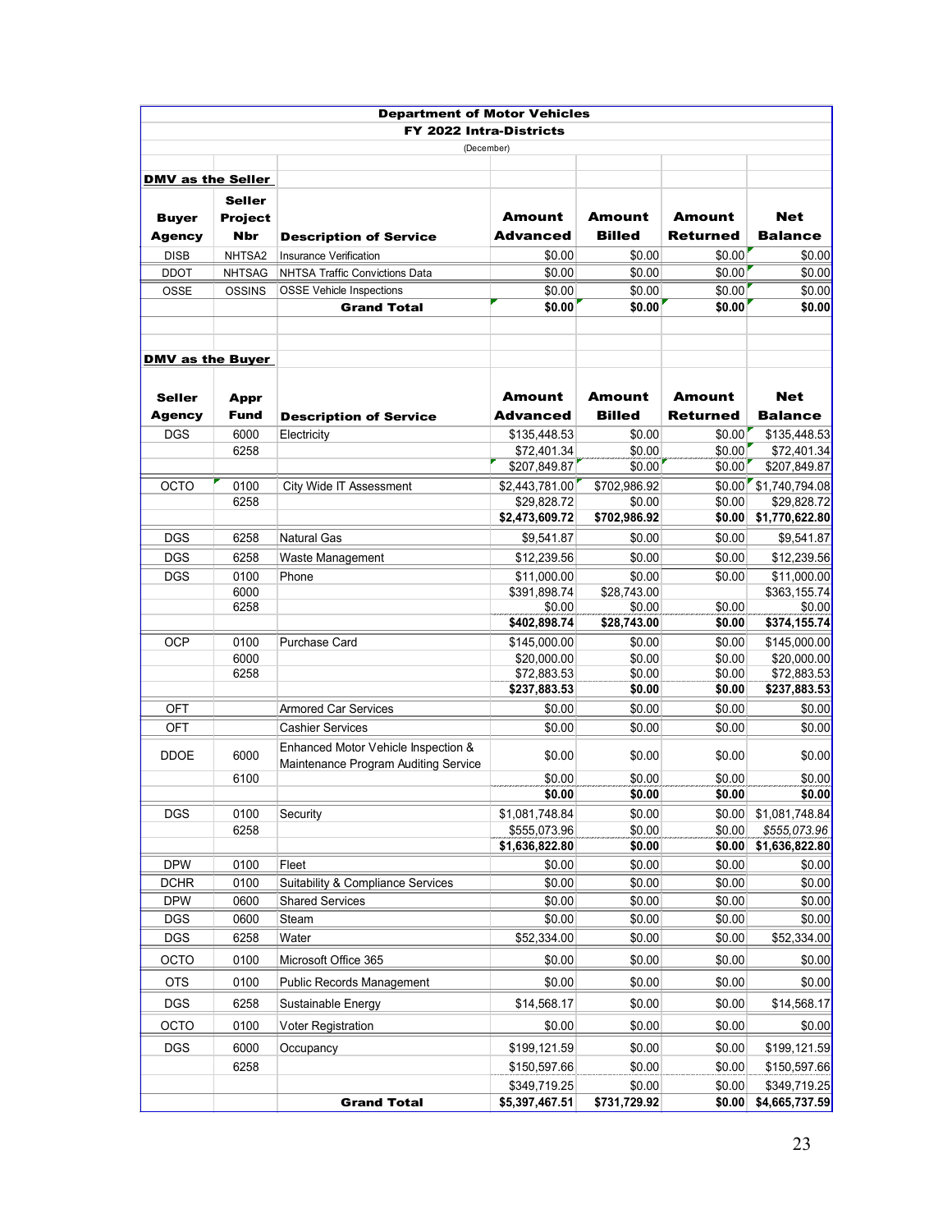**Department of Motor Vehicles**

**FY 2022 Intra-Districts**

(December)

**DMV as the Seller**

| Buyer Agency | Seller Project Nbr | Description of Service | Amount Advanced | Amount Billed | Amount Returned | Net Balance |
|---|---|---|---|---|---|---|
| DISB | NHTSA2 | Insurance Verification | $0.00 | $0.00 | $0.00 | $0.00 |
| DDOT | NHTSAG | NHTSA Traffic Convictions Data | $0.00 | $0.00 | $0.00 | $0.00 |
| OSSE | OSSINS | OSSE Vehicle Inspections | $0.00 | $0.00 | $0.00 | $0.00 |
| | | **Grand Total** | **$0.00** | **$0.00** | **$0.00** | **$0.00** |

**DMV as the Buyer**

| Seller Agency | Appr Fund | Description of Service | Amount Advanced | Amount Billed | Amount Returned | Net Balance |
|---|---|---|---|---|---|---|
| DGS | 6000 | Electricity | $135,448.53 | $0.00 | $0.00 | $135,448.53 |
| | 6258 | | $72,401.34 | $0.00 | $0.00 | $72,401.34 |
| | | | $207,849.87 | $0.00 | $0.00 | $207,849.87 |
| OCTO | 0100 | City Wide IT Assessment | $2,443,781.00 | $702,986.92 | $0.00 | $1,740,794.08 |
| | 6258 | | $29,828.72 | $0.00 | $0.00 | $29,828.72 |
| | | | **$2,473,609.72** | **$702,986.92** | **$0.00** | **$1,770,622.80** |
| DGS | 6258 | Natural Gas | $9,541.87 | $0.00 | $0.00 | $9,541.87 |
| DGS | 6258 | Waste Management | $12,239.56 | $0.00 | $0.00 | $12,239.56 |
| DGS | 0100 | Phone | $11,000.00 | $0.00 | $0.00 | $11,000.00 |
| | 6000 | | $391,898.74 | $28,743.00 | | $363,155.74 |
| | 6258 | | $0.00 | $0.00 | $0.00 | $0.00 |
| | | | **$402,898.74** | **$28,743.00** | **$0.00** | **$374,155.74** |
| OCP | 0100 | Purchase Card | $145,000.00 | $0.00 | $0.00 | $145,000.00 |
| | 6000 | | $20,000.00 | $0.00 | $0.00 | $20,000.00 |
| | 6258 | | $72,883.53 | $0.00 | $0.00 | $72,883.53 |
| | | | **$237,883.53** | **$0.00** | **$0.00** | **$237,883.53** |
| OFT | | Armored Car Services | $0.00 | $0.00 | $0.00 | $0.00 |
| OFT | | Cashier Services | $0.00 | $0.00 | $0.00 | $0.00 |
| DDOE | 6000 | Enhanced Motor Vehicle Inspection & Maintenance Program Auditing Service | $0.00 | $0.00 | $0.00 | $0.00 |
| | 6100 | | $0.00 | $0.00 | $0.00 | $0.00 |
| | | | **$0.00** | **$0.00** | **$0.00** | **$0.00** |
| DGS | 0100 | Security | $1,081,748.84 | $0.00 | $0.00 | $1,081,748.84 |
| | 6258 | | $555,073.96 | $0.00 | $0.00 | *$555,073.96* |
| | | | **$1,636,822.80** | **$0.00** | **$0.00** | **$1,636,822.80** |
| DPW | 0100 | Fleet | $0.00 | $0.00 | $0.00 | $0.00 |
| DCHR | 0100 | Suitability & Compliance Services | $0.00 | $0.00 | $0.00 | $0.00 |
| DPW | 0600 | Shared Services | $0.00 | $0.00 | $0.00 | $0.00 |
| DGS | 0600 | Steam | $0.00 | $0.00 | $0.00 | $0.00 |
| DGS | 6258 | Water | $52,334.00 | $0.00 | $0.00 | $52,334.00 |
| OCTO | 0100 | Microsoft Office 365 | $0.00 | $0.00 | $0.00 | $0.00 |
| OTS | 0100 | Public Records Management | $0.00 | $0.00 | $0.00 | $0.00 |
| DGS | 6258 | Sustainable Energy | $14,568.17 | $0.00 | $0.00 | $14,568.17 |
| OCTO | 0100 | Voter Registration | $0.00 | $0.00 | $0.00 | $0.00 |
| DGS | 6000 | Occupancy | $199,121.59 | $0.00 | $0.00 | $199,121.59 |
| | 6258 | | $150,597.66 | $0.00 | $0.00 | $150,597.66 |
| | | | $349,719.25 | $0.00 | $0.00 | $349,719.25 |
| | | **Grand Total** | **$5,397,467.51** | **$731,729.92** | **$0.00** | **$4,665,737.59** |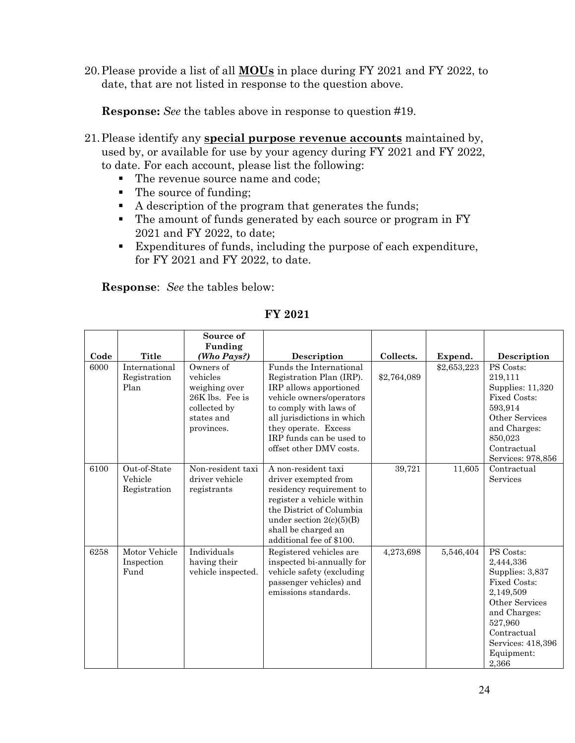20. Please provide a list of all **MOUs** in place during FY 2021 and FY 2022, to date, that are not listed in response to the question above.

    **Response:** *See* the tables above in response to question #19.

21. Please identify any **special purpose revenue accounts** maintained by, used by, or available for use by your agency during FY 2021 and FY 2022, to date. For each account, please list the following:
    - The revenue source name and code;
    - The source of funding;
    - A description of the program that generates the funds;
    - The amount of funds generated by each source or program in FY 2021 and FY 2022, to date;
    - Expenditures of funds, including the purpose of each expenditure, for FY 2021 and FY 2022, to date.

    **Response**: *See* the tables below:

**FY 2021**

| Code | Title | Source of Funding *(Who Pays?)* | Description | Collects. | Expend. | Description |
|---|---|---|---|---|---|---|
| 6000 | International Registration Plan | Owners of vehicles weighing over 26K lbs. Fee is collected by states and provinces. | Funds the International Registration Plan (IRP). IRP allows apportioned vehicle owners/operators to comply with laws of all jurisdictions in which they operate. Excess IRP funds can be used to offset other DMV costs. | $2,764,089 | $2,653,223 | PS Costs: 219,111 Supplies: 11,320 Fixed Costs: 593,914 Other Services and Charges: 850,023 Contractual Services: 978,856 |
| 6100 | Out-of-State Vehicle Registration | Non-resident taxi driver vehicle registrants | A non-resident taxi driver exempted from residency requirement to register a vehicle within the District of Columbia under section 2(c)(5)(B) shall be charged an additional fee of $100. | 39,721 | 11,605 | Contractual Services |
| 6258 | Motor Vehicle Inspection Fund | Individuals having their vehicle inspected. | Registered vehicles are inspected bi-annually for vehicle safety (excluding passenger vehicles) and emissions standards. | 4,273,698 | 5,546,404 | PS Costs: 2,444,336 Supplies: 3,837 Fixed Costs: 2,149,509 Other Services and Charges: 527,960 Contractual Services: 418,396 Equipment: 2,366 |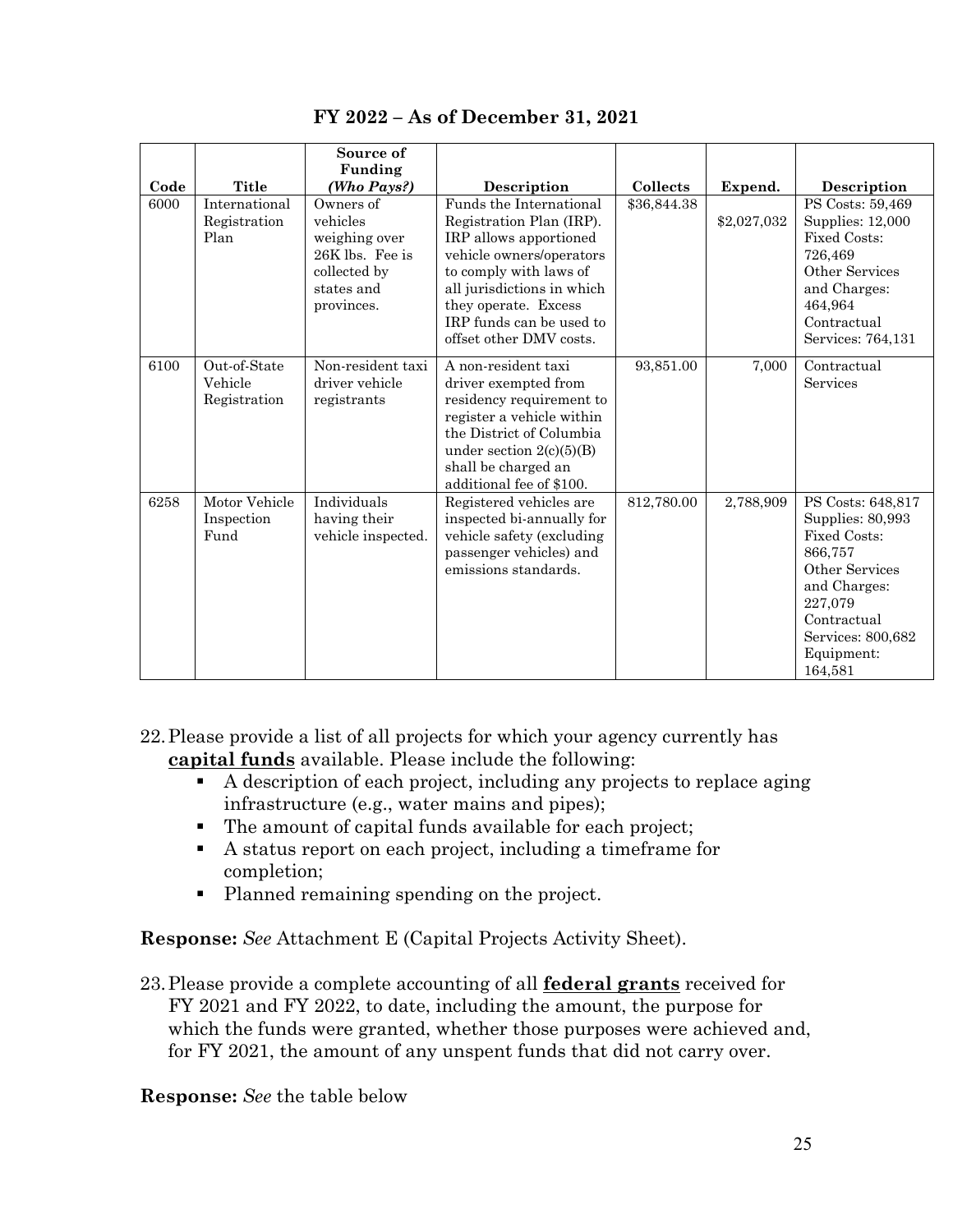**FY 2022 – As of December 31, 2021**

| Code | Title | Source of Funding *(Who Pays?)* | Description | Collects | Expend. | Description |
|---|---|---|---|---|---|---|
| 6000 | International Registration Plan | Owners of vehicles weighing over 26K lbs. Fee is collected by states and provinces. | Funds the International Registration Plan (IRP). IRP allows apportioned vehicle owners/operators to comply with laws of all jurisdictions in which they operate. Excess IRP funds can be used to offset other DMV costs. | $36,844.38 | $2,027,032 | PS Costs: 59,469 Supplies: 12,000 Fixed Costs: 726,469 Other Services and Charges: 464,964 Contractual Services: 764,131 |
| 6100 | Out-of-State Vehicle Registration | Non-resident taxi driver vehicle registrants | A non-resident taxi driver exempted from residency requirement to register a vehicle within the District of Columbia under section 2(c)(5)(B) shall be charged an additional fee of $100. | 93,851.00 | 7,000 | Contractual Services |
| 6258 | Motor Vehicle Inspection Fund | Individuals having their vehicle inspected. | Registered vehicles are inspected bi-annually for vehicle safety (excluding passenger vehicles) and emissions standards. | 812,780.00 | 2,788,909 | PS Costs: 648,817 Supplies: 80,993 Fixed Costs: 866,757 Other Services and Charges: 227,079 Contractual Services: 800,682 Equipment: 164,581 |

22. Please provide a list of all projects for which your agency currently has **capital funds** available. Please include the following:
    - A description of each project, including any projects to replace aging infrastructure (e.g., water mains and pipes);
    - The amount of capital funds available for each project;
    - A status report on each project, including a timeframe for completion;
    - Planned remaining spending on the project.

**Response:** *See* Attachment E (Capital Projects Activity Sheet).

23. Please provide a complete accounting of all **federal grants** received for FY 2021 and FY 2022, to date, including the amount, the purpose for which the funds were granted, whether those purposes were achieved and, for FY 2021, the amount of any unspent funds that did not carry over.

**Response:** *See* the table below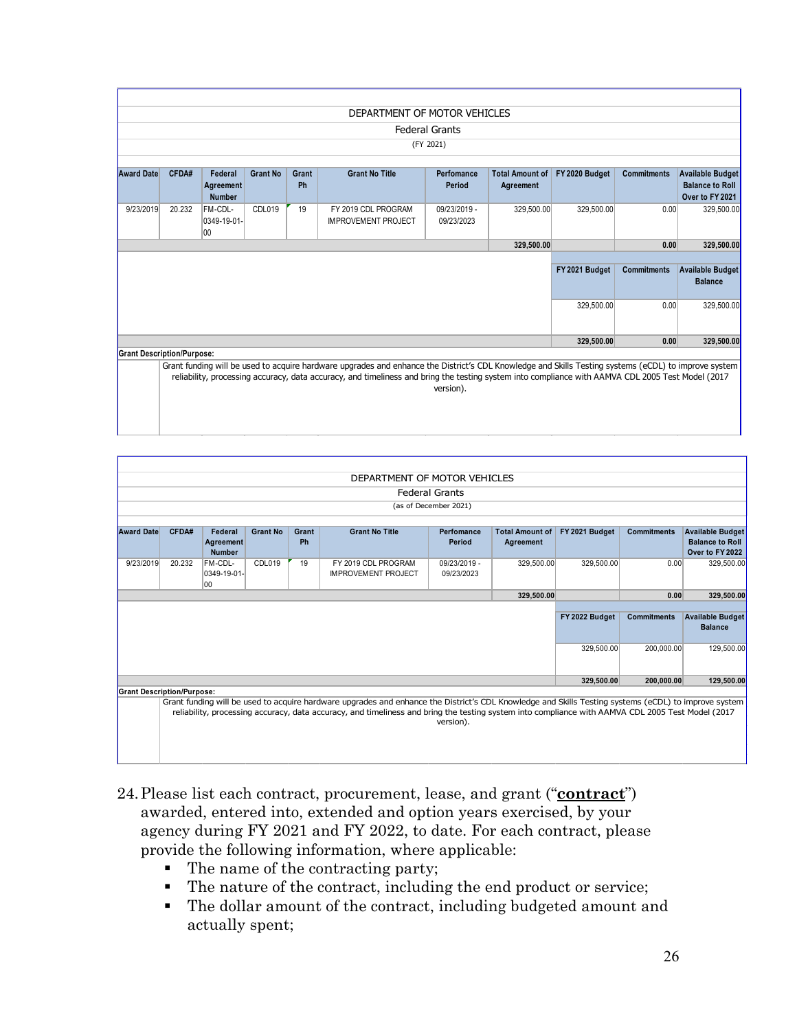DEPARTMENT OF MOTOR VEHICLES

Federal Grants

(FY 2021)

| Award Date | CFDA# | Federal Agreement Number | Grant No | Grant Ph | Grant No Title | Perfomance Period | Total Amount of Agreement | FY 2020 Budget | Commitments | Available Budget Balance to Roll Over to FY 2021 |
|---|---|---|---|---|---|---|---|---|---|---|
| 9/23/2019 | 20.232 | FM-CDL-0349-19-01-00 | CDL019 | 19 | FY 2019 CDL PROGRAM IMPROVEMENT PROJECT | 09/23/2019 - 09/23/2023 | 329,500.00 | 329,500.00 | 0.00 | 329,500.00 |
| | | | | | | | 329,500.00 | | 0.00 | 329,500.00 |
| | | | | | | | | FY 2021 Budget | Commitments | Available Budget Balance |
| | | | | | | | | 329,500.00 | 0.00 | 329,500.00 |
| | | | | | | | | 329,500.00 | 0.00 | 329,500.00 |

**Grant Description/Purpose:**

Grant funding will be used to acquire hardware upgrades and enhance the District's CDL Knowledge and Skills Testing systems (eCDL) to improve system reliability, processing accuracy, data accuracy, and timeliness and bring the testing system into compliance with AAMVA CDL 2005 Test Model (2017 version).

DEPARTMENT OF MOTOR VEHICLES

Federal Grants

(as of December 2021)

| Award Date | CFDA# | Federal Agreement Number | Grant No | Grant Ph | Grant No Title | Perfomance Period | Total Amount of Agreement | FY 2021 Budget | Commitments | Available Budget Balance to Roll Over to FY 2022 |
|---|---|---|---|---|---|---|---|---|---|---|
| 9/23/2019 | 20.232 | FM-CDL-0349-19-01-00 | CDL019 | 19 | FY 2019 CDL PROGRAM IMPROVEMENT PROJECT | 09/23/2019 - 09/23/2023 | 329,500.00 | 329,500.00 | 0.00 | 329,500.00 |
| | | | | | | | 329,500.00 | | 0.00 | 329,500.00 |
| | | | | | | | | FY 2022 Budget | Commitments | Available Budget Balance |
| | | | | | | | | 329,500.00 | 200,000.00 | 129,500.00 |
| | | | | | | | | 329,500.00 | 200,000.00 | 129,500.00 |

**Grant Description/Purpose:**

Grant funding will be used to acquire hardware upgrades and enhance the District's CDL Knowledge and Skills Testing systems (eCDL) to improve system reliability, processing accuracy, data accuracy, and timeliness and bring the testing system into compliance with AAMVA CDL 2005 Test Model (2017 version).

24. Please list each contract, procurement, lease, and grant ("**contract**") awarded, entered into, extended and option years exercised, by your agency during FY 2021 and FY 2022, to date. For each contract, please provide the following information, where applicable:
    - The name of the contracting party;
    - The nature of the contract, including the end product or service;
    - The dollar amount of the contract, including budgeted amount and actually spent;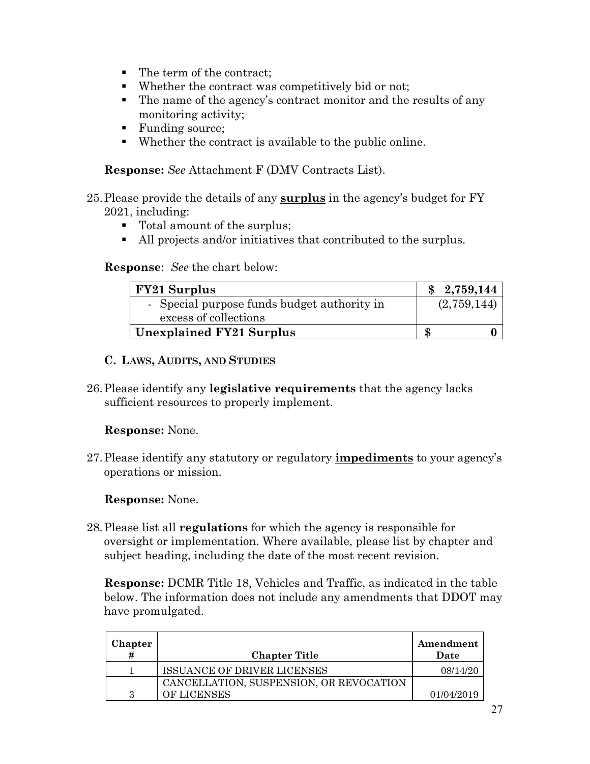- The term of the contract;
- Whether the contract was competitively bid or not;
- The name of the agency's contract monitor and the results of any monitoring activity;
- Funding source;
- Whether the contract is available to the public online.

**Response:** *See* Attachment F (DMV Contracts List).

25. Please provide the details of any **surplus** in the agency's budget for FY 2021, including:
    - Total amount of the surplus;
    - All projects and/or initiatives that contributed to the surplus.

**Response**: *See* the chart below:

| **FY21 Surplus** | **$ 2,759,144** |
|---|---|
| - Special purpose funds budget authority in excess of collections | (2,759,144) |
| **Unexplained FY21 Surplus** | **$ 0** |

### C. LAWS, AUDITS, AND STUDIES

26. Please identify any **legislative requirements** that the agency lacks sufficient resources to properly implement.

**Response:** None.

27. Please identify any statutory or regulatory **impediments** to your agency's operations or mission.

**Response:** None.

28. Please list all **regulations** for which the agency is responsible for oversight or implementation. Where available, please list by chapter and subject heading, including the date of the most recent revision.

**Response:** DCMR Title 18, Vehicles and Traffic, as indicated in the table below. The information does not include any amendments that DDOT may have promulgated.

| Chapter # | Chapter Title | Amendment Date |
|---|---|---|
| 1 | ISSUANCE OF DRIVER LICENSES | 08/14/20 |
| 3 | CANCELLATION, SUSPENSION, OR REVOCATION OF LICENSES | 01/04/2019 |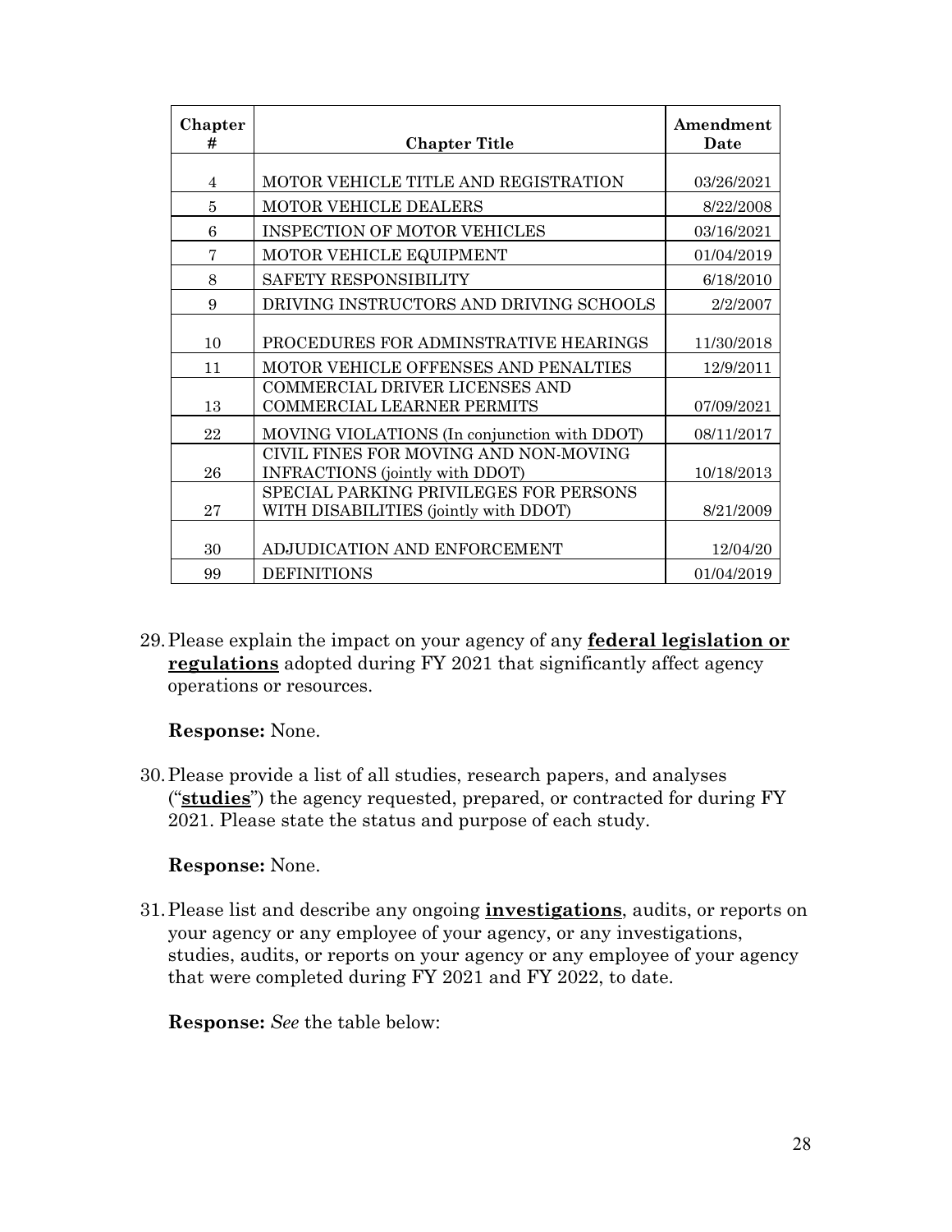| Chapter # | Chapter Title | Amendment Date |
|---|---|---|
| 4 | MOTOR VEHICLE TITLE AND REGISTRATION | 03/26/2021 |
| 5 | MOTOR VEHICLE DEALERS | 8/22/2008 |
| 6 | INSPECTION OF MOTOR VEHICLES | 03/16/2021 |
| 7 | MOTOR VEHICLE EQUIPMENT | 01/04/2019 |
| 8 | SAFETY RESPONSIBILITY | 6/18/2010 |
| 9 | DRIVING INSTRUCTORS AND DRIVING SCHOOLS | 2/2/2007 |
| 10 | PROCEDURES FOR ADMINSTRATIVE HEARINGS | 11/30/2018 |
| 11 | MOTOR VEHICLE OFFENSES AND PENALTIES | 12/9/2011 |
| 13 | COMMERCIAL DRIVER LICENSES AND COMMERCIAL LEARNER PERMITS | 07/09/2021 |
| 22 | MOVING VIOLATIONS (In conjunction with DDOT) | 08/11/2017 |
| 26 | CIVIL FINES FOR MOVING AND NON-MOVING INFRACTIONS (jointly with DDOT) | 10/18/2013 |
| 27 | SPECIAL PARKING PRIVILEGES FOR PERSONS WITH DISABILITIES (jointly with DDOT) | 8/21/2009 |
| 30 | ADJUDICATION AND ENFORCEMENT | 12/04/20 |
| 99 | DEFINITIONS | 01/04/2019 |

29. Please explain the impact on your agency of any **federal legislation or regulations** adopted during FY 2021 that significantly affect agency operations or resources.

    **Response:** None.

30. Please provide a list of all studies, research papers, and analyses ("**studies**") the agency requested, prepared, or contracted for during FY 2021. Please state the status and purpose of each study.

    **Response:** None.

31. Please list and describe any ongoing **investigations**, audits, or reports on your agency or any employee of your agency, or any investigations, studies, audits, or reports on your agency or any employee of your agency that were completed during FY 2021 and FY 2022, to date.

    **Response:** *See* the table below: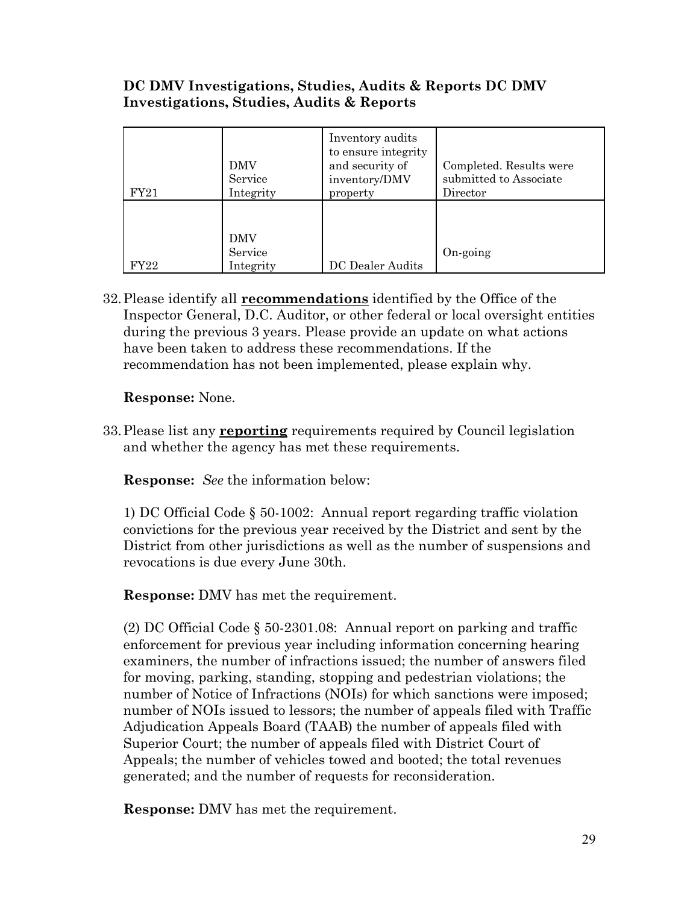**DC DMV Investigations, Studies, Audits & Reports DC DMV Investigations, Studies, Audits & Reports**

| | | | |
|---|---|---|---|
| FY21 | DMV Service Integrity | Inventory audits to ensure integrity and security of inventory/DMV property | Completed. Results were submitted to Associate Director |
| FY22 | DMV Service Integrity | DC Dealer Audits | On-going |

32. Please identify all **recommendations** identified by the Office of the Inspector General, D.C. Auditor, or other federal or local oversight entities during the previous 3 years. Please provide an update on what actions have been taken to address these recommendations. If the recommendation has not been implemented, please explain why.

    **Response:** None.

33. Please list any **reporting** requirements required by Council legislation and whether the agency has met these requirements.

    **Response:** *See* the information below:

    1) DC Official Code § 50-1002: Annual report regarding traffic violation convictions for the previous year received by the District and sent by the District from other jurisdictions as well as the number of suspensions and revocations is due every June 30th.

    **Response:** DMV has met the requirement.

    (2) DC Official Code § 50-2301.08: Annual report on parking and traffic enforcement for previous year including information concerning hearing examiners, the number of infractions issued; the number of answers filed for moving, parking, standing, stopping and pedestrian violations; the number of Notice of Infractions (NOIs) for which sanctions were imposed; number of NOIs issued to lessors; the number of appeals filed with Traffic Adjudication Appeals Board (TAAB) the number of appeals filed with Superior Court; the number of appeals filed with District Court of Appeals; the number of vehicles towed and booted; the total revenues generated; and the number of requests for reconsideration.

    **Response:** DMV has met the requirement.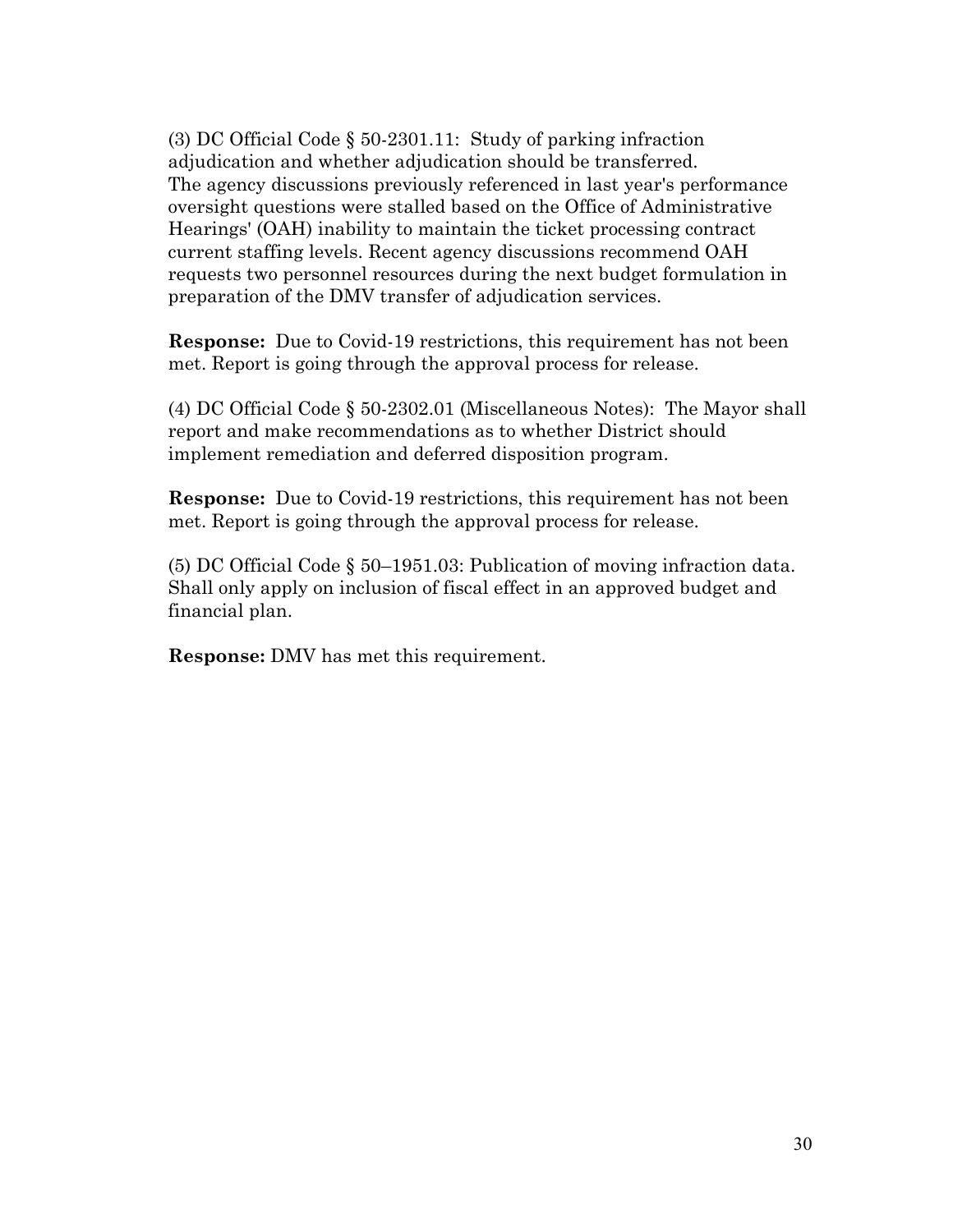(3) DC Official Code § 50-2301.11: Study of parking infraction adjudication and whether adjudication should be transferred. The agency discussions previously referenced in last year's performance oversight questions were stalled based on the Office of Administrative Hearings' (OAH) inability to maintain the ticket processing contract current staffing levels. Recent agency discussions recommend OAH requests two personnel resources during the next budget formulation in preparation of the DMV transfer of adjudication services.

**Response:** Due to Covid-19 restrictions, this requirement has not been met. Report is going through the approval process for release.

(4) DC Official Code § 50-2302.01 (Miscellaneous Notes): The Mayor shall report and make recommendations as to whether District should implement remediation and deferred disposition program.

**Response:** Due to Covid-19 restrictions, this requirement has not been met. Report is going through the approval process for release.

(5) DC Official Code § 50–1951.03: Publication of moving infraction data. Shall only apply on inclusion of fiscal effect in an approved budget and financial plan.

**Response:** DMV has met this requirement.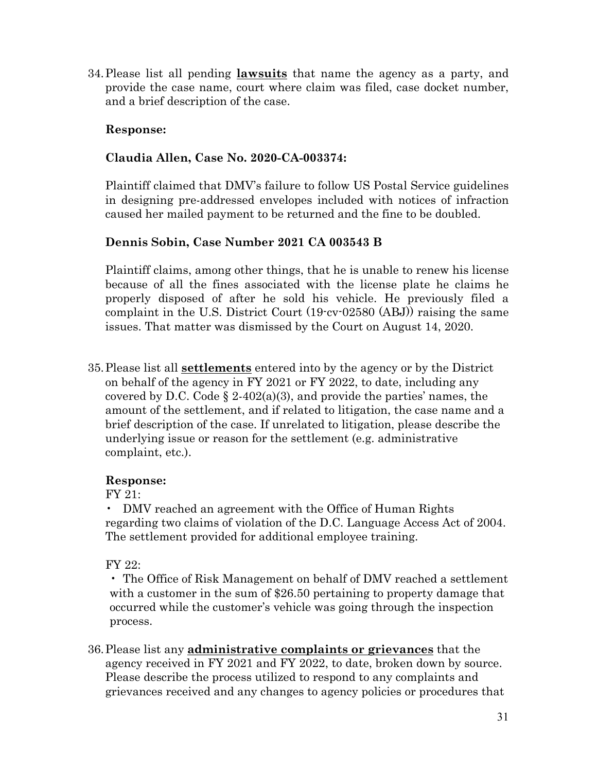34. Please list all pending **lawsuits** that name the agency as a party, and provide the case name, court where claim was filed, case docket number, and a brief description of the case.

**Response:**

**Claudia Allen, Case No. 2020-CA-003374:**

Plaintiff claimed that DMV's failure to follow US Postal Service guidelines in designing pre-addressed envelopes included with notices of infraction caused her mailed payment to be returned and the fine to be doubled.

**Dennis Sobin, Case Number 2021 CA 003543 B**

Plaintiff claims, among other things, that he is unable to renew his license because of all the fines associated with the license plate he claims he properly disposed of after he sold his vehicle. He previously filed a complaint in the U.S. District Court (19-cv-02580 (ABJ)) raising the same issues. That matter was dismissed by the Court on August 14, 2020.

35. Please list all **settlements** entered into by the agency or by the District on behalf of the agency in FY 2021 or FY 2022, to date, including any covered by D.C. Code § 2-402(a)(3), and provide the parties' names, the amount of the settlement, and if related to litigation, the case name and a brief description of the case. If unrelated to litigation, please describe the underlying issue or reason for the settlement (e.g. administrative complaint, etc.).

**Response:**

FY 21:

- DMV reached an agreement with the Office of Human Rights regarding two claims of violation of the D.C. Language Access Act of 2004. The settlement provided for additional employee training.

FY 22:

- The Office of Risk Management on behalf of DMV reached a settlement with a customer in the sum of $26.50 pertaining to property damage that occurred while the customer's vehicle was going through the inspection process.

36. Please list any **administrative complaints or grievances** that the agency received in FY 2021 and FY 2022, to date, broken down by source. Please describe the process utilized to respond to any complaints and grievances received and any changes to agency policies or procedures that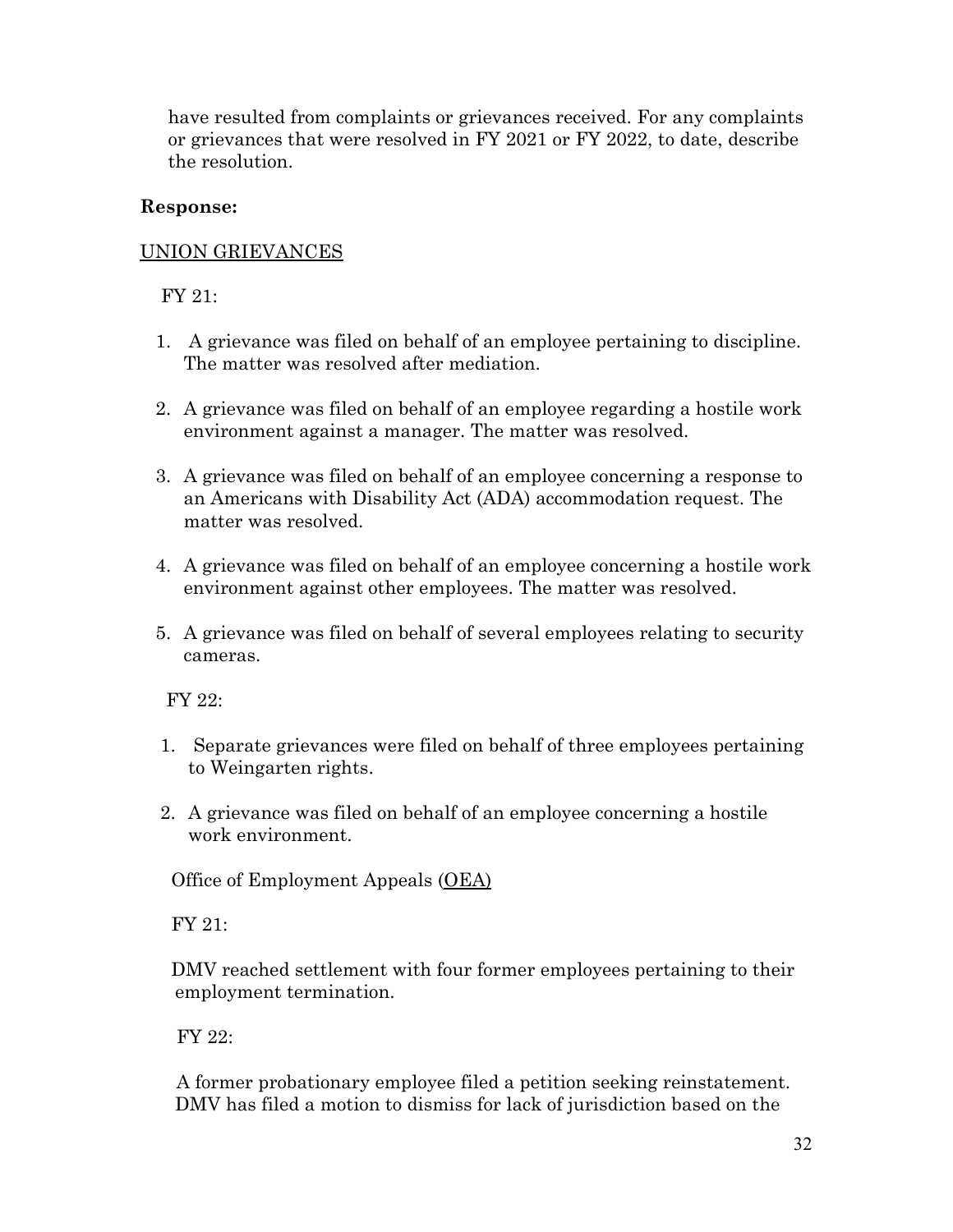have resulted from complaints or grievances received. For any complaints or grievances that were resolved in FY 2021 or FY 2022, to date, describe the resolution.

**Response:**

<u>UNION GRIEVANCES</u>

FY 21:

1. A grievance was filed on behalf of an employee pertaining to discipline. The matter was resolved after mediation.

2. A grievance was filed on behalf of an employee regarding a hostile work environment against a manager. The matter was resolved.

3. A grievance was filed on behalf of an employee concerning a response to an Americans with Disability Act (ADA) accommodation request. The matter was resolved.

4. A grievance was filed on behalf of an employee concerning a hostile work environment against other employees. The matter was resolved.

5. A grievance was filed on behalf of several employees relating to security cameras.

FY 22:

1. Separate grievances were filed on behalf of three employees pertaining to Weingarten rights.

2. A grievance was filed on behalf of an employee concerning a hostile work environment.

Office of Employment Appeals (<u>OEA)</u>

FY 21:

DMV reached settlement with four former employees pertaining to their employment termination.

FY 22:

A former probationary employee filed a petition seeking reinstatement. DMV has filed a motion to dismiss for lack of jurisdiction based on the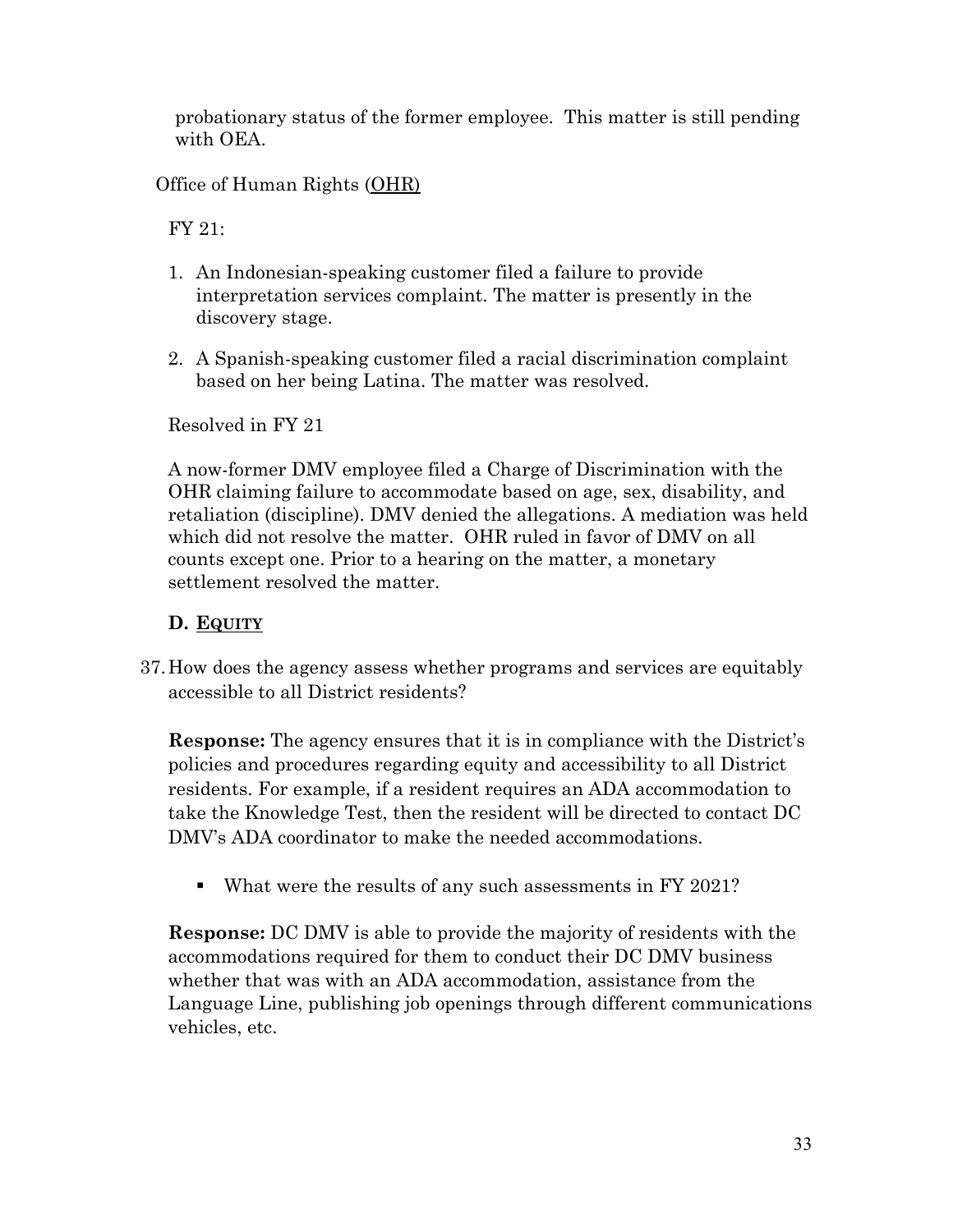probationary status of the former employee. This matter is still pending with OEA.

Office of Human Rights (OHR)

FY 21:

1. An Indonesian-speaking customer filed a failure to provide interpretation services complaint. The matter is presently in the discovery stage.
2. A Spanish-speaking customer filed a racial discrimination complaint based on her being Latina. The matter was resolved.

Resolved in FY 21

A now-former DMV employee filed a Charge of Discrimination with the OHR claiming failure to accommodate based on age, sex, disability, and retaliation (discipline). DMV denied the allegations. A mediation was held which did not resolve the matter. OHR ruled in favor of DMV on all counts except one. Prior to a hearing on the matter, a monetary settlement resolved the matter.

### D. EQUITY

37. How does the agency assess whether programs and services are equitably accessible to all District residents?

**Response:** The agency ensures that it is in compliance with the District's policies and procedures regarding equity and accessibility to all District residents. For example, if a resident requires an ADA accommodation to take the Knowledge Test, then the resident will be directed to contact DC DMV's ADA coordinator to make the needed accommodations.

- What were the results of any such assessments in FY 2021?

**Response:** DC DMV is able to provide the majority of residents with the accommodations required for them to conduct their DC DMV business whether that was with an ADA accommodation, assistance from the Language Line, publishing job openings through different communications vehicles, etc.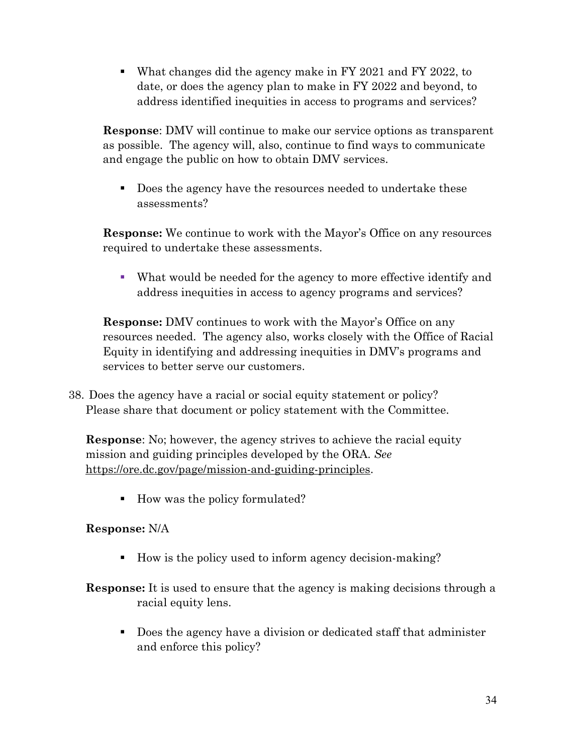- What changes did the agency make in FY 2021 and FY 2022, to date, or does the agency plan to make in FY 2022 and beyond, to address identified inequities in access to programs and services?

**Response**: DMV will continue to make our service options as transparent as possible. The agency will, also, continue to find ways to communicate and engage the public on how to obtain DMV services.

- Does the agency have the resources needed to undertake these assessments?

**Response:** We continue to work with the Mayor's Office on any resources required to undertake these assessments.

- What would be needed for the agency to more effective identify and address inequities in access to agency programs and services?

**Response:** DMV continues to work with the Mayor's Office on any resources needed. The agency also, works closely with the Office of Racial Equity in identifying and addressing inequities in DMV's programs and services to better serve our customers.

38. Does the agency have a racial or social equity statement or policy? Please share that document or policy statement with the Committee.

**Response**: No; however, the agency strives to achieve the racial equity mission and guiding principles developed by the ORA. *See* https://ore.dc.gov/page/mission-and-guiding-principles.

- How was the policy formulated?

**Response:** N/A

- How is the policy used to inform agency decision-making?

**Response:** It is used to ensure that the agency is making decisions through a racial equity lens.

- Does the agency have a division or dedicated staff that administer and enforce this policy?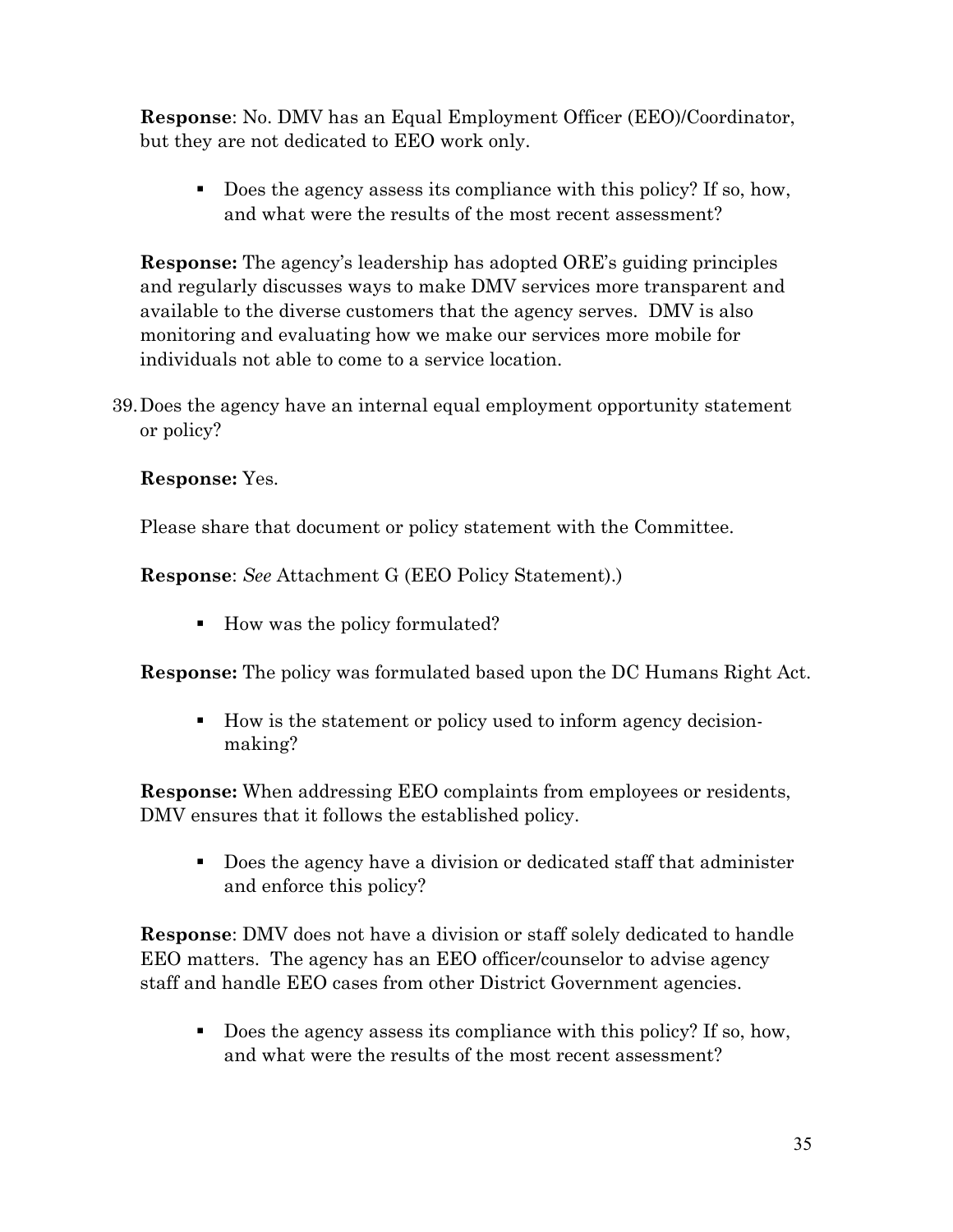**Response**: No. DMV has an Equal Employment Officer (EEO)/Coordinator, but they are not dedicated to EEO work only.

- Does the agency assess its compliance with this policy? If so, how, and what were the results of the most recent assessment?

**Response:** The agency's leadership has adopted ORE's guiding principles and regularly discusses ways to make DMV services more transparent and available to the diverse customers that the agency serves. DMV is also monitoring and evaluating how we make our services more mobile for individuals not able to come to a service location.

39. Does the agency have an internal equal employment opportunity statement or policy?

**Response:** Yes.

Please share that document or policy statement with the Committee.

**Response**: *See* Attachment G (EEO Policy Statement).)

- How was the policy formulated?

**Response:** The policy was formulated based upon the DC Humans Right Act.

- How is the statement or policy used to inform agency decision-making?

**Response:** When addressing EEO complaints from employees or residents, DMV ensures that it follows the established policy.

- Does the agency have a division or dedicated staff that administer and enforce this policy?

**Response**: DMV does not have a division or staff solely dedicated to handle EEO matters. The agency has an EEO officer/counselor to advise agency staff and handle EEO cases from other District Government agencies.

- Does the agency assess its compliance with this policy? If so, how, and what were the results of the most recent assessment?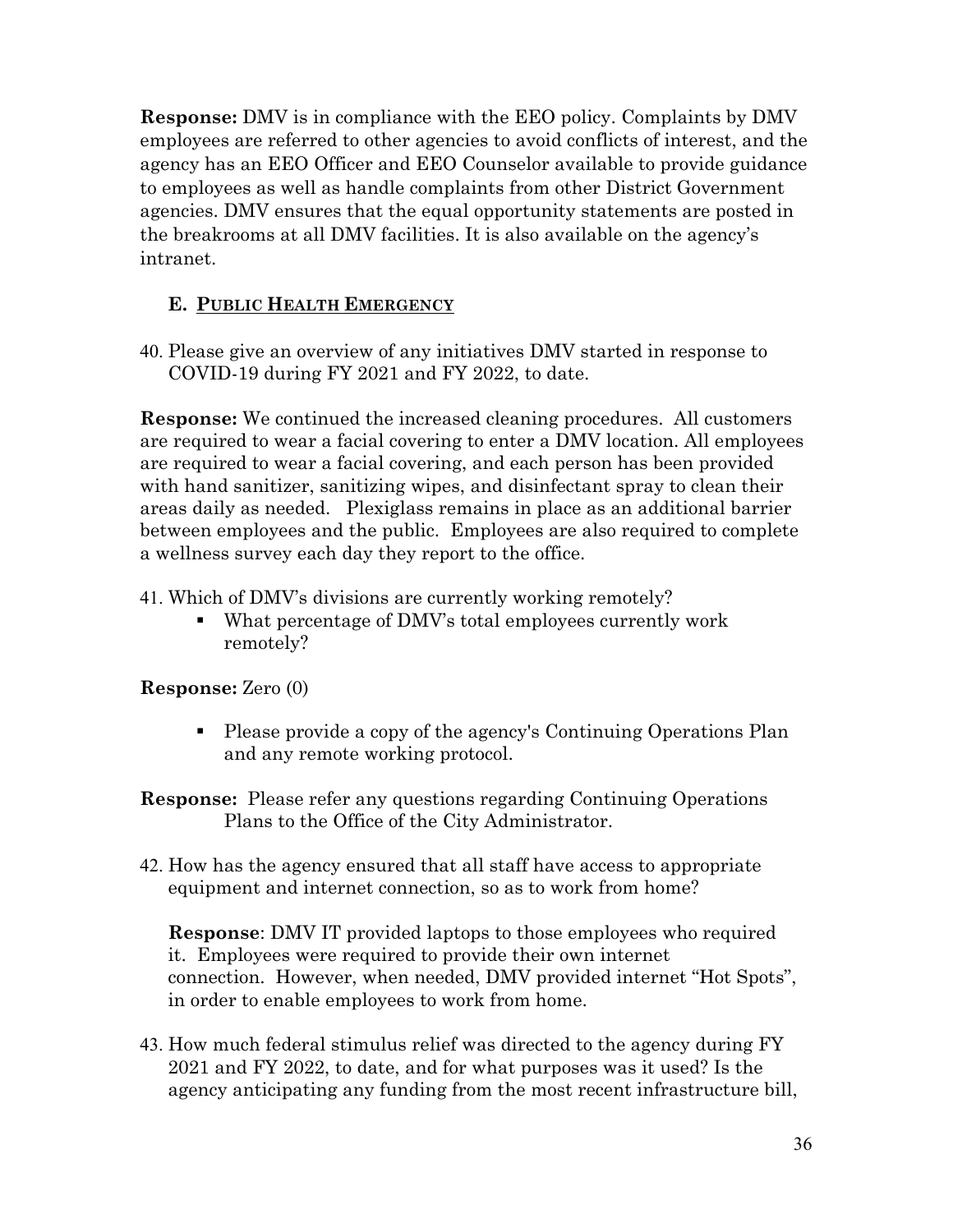**Response:** DMV is in compliance with the EEO policy. Complaints by DMV employees are referred to other agencies to avoid conflicts of interest, and the agency has an EEO Officer and EEO Counselor available to provide guidance to employees as well as handle complaints from other District Government agencies. DMV ensures that the equal opportunity statements are posted in the breakrooms at all DMV facilities. It is also available on the agency's intranet.

### E. PUBLIC HEALTH EMERGENCY

40. Please give an overview of any initiatives DMV started in response to COVID-19 during FY 2021 and FY 2022, to date.

**Response:** We continued the increased cleaning procedures. All customers are required to wear a facial covering to enter a DMV location. All employees are required to wear a facial covering, and each person has been provided with hand sanitizer, sanitizing wipes, and disinfectant spray to clean their areas daily as needed. Plexiglass remains in place as an additional barrier between employees and the public. Employees are also required to complete a wellness survey each day they report to the office.

41. Which of DMV's divisions are currently working remotely?
    - What percentage of DMV's total employees currently work remotely?

**Response:** Zero (0)

- Please provide a copy of the agency's Continuing Operations Plan and any remote working protocol.

**Response:** Please refer any questions regarding Continuing Operations Plans to the Office of the City Administrator.

42. How has the agency ensured that all staff have access to appropriate equipment and internet connection, so as to work from home?

    **Response**: DMV IT provided laptops to those employees who required it. Employees were required to provide their own internet connection. However, when needed, DMV provided internet "Hot Spots", in order to enable employees to work from home.

43. How much federal stimulus relief was directed to the agency during FY 2021 and FY 2022, to date, and for what purposes was it used? Is the agency anticipating any funding from the most recent infrastructure bill,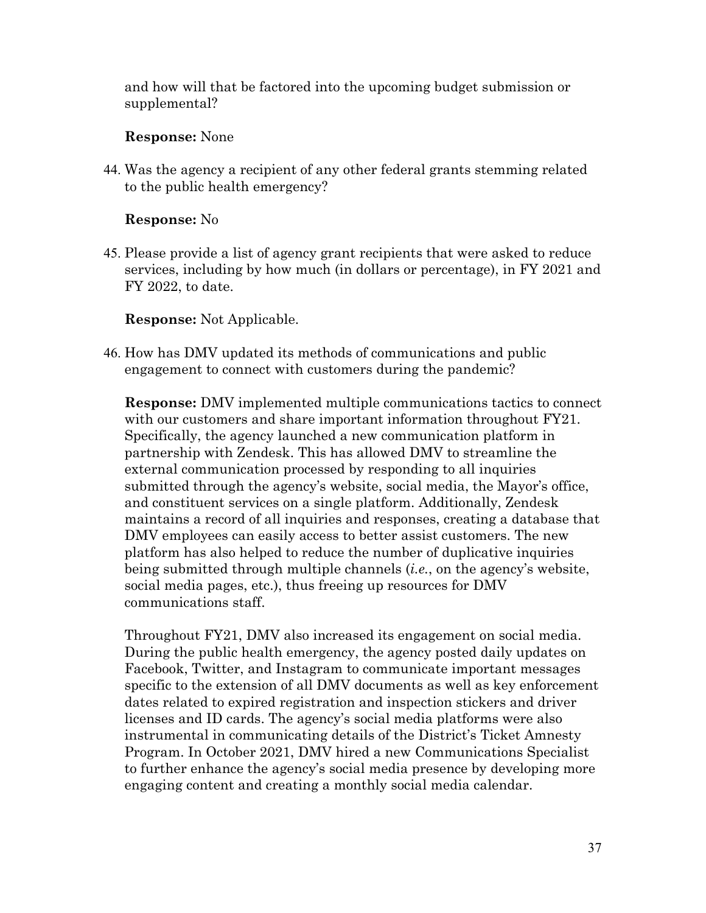and how will that be factored into the upcoming budget submission or supplemental?

**Response:** None

44. Was the agency a recipient of any other federal grants stemming related to the public health emergency?

    **Response:** No

45. Please provide a list of agency grant recipients that were asked to reduce services, including by how much (in dollars or percentage), in FY 2021 and FY 2022, to date.

    **Response:** Not Applicable.

46. How has DMV updated its methods of communications and public engagement to connect with customers during the pandemic?

    **Response:** DMV implemented multiple communications tactics to connect with our customers and share important information throughout FY21. Specifically, the agency launched a new communication platform in partnership with Zendesk. This has allowed DMV to streamline the external communication processed by responding to all inquiries submitted through the agency's website, social media, the Mayor's office, and constituent services on a single platform. Additionally, Zendesk maintains a record of all inquiries and responses, creating a database that DMV employees can easily access to better assist customers. The new platform has also helped to reduce the number of duplicative inquiries being submitted through multiple channels (*i.e.*, on the agency's website, social media pages, etc.), thus freeing up resources for DMV communications staff.

    Throughout FY21, DMV also increased its engagement on social media. During the public health emergency, the agency posted daily updates on Facebook, Twitter, and Instagram to communicate important messages specific to the extension of all DMV documents as well as key enforcement dates related to expired registration and inspection stickers and driver licenses and ID cards. The agency's social media platforms were also instrumental in communicating details of the District's Ticket Amnesty Program. In October 2021, DMV hired a new Communications Specialist to further enhance the agency's social media presence by developing more engaging content and creating a monthly social media calendar.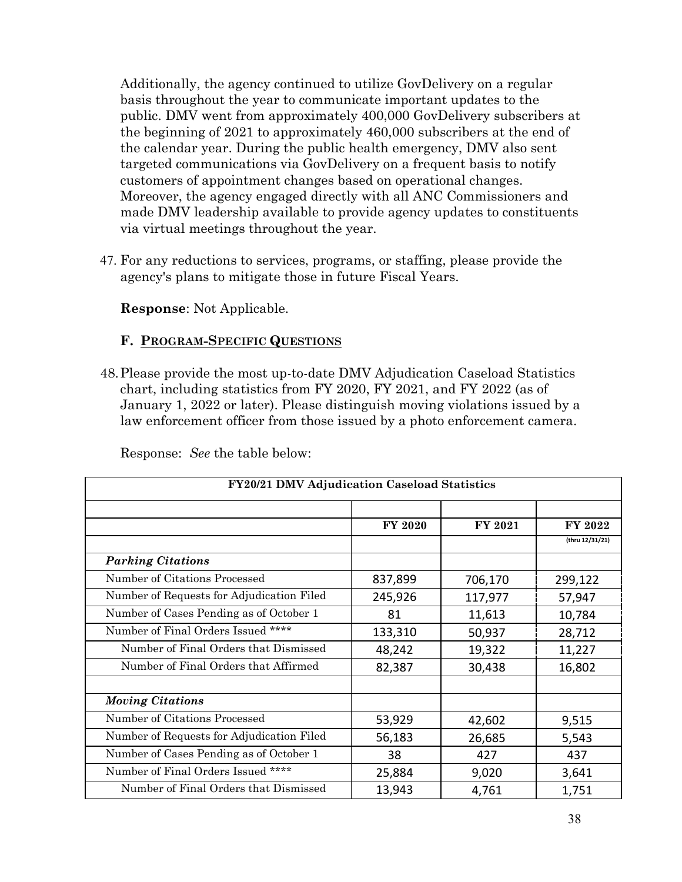Additionally, the agency continued to utilize GovDelivery on a regular basis throughout the year to communicate important updates to the public. DMV went from approximately 400,000 GovDelivery subscribers at the beginning of 2021 to approximately 460,000 subscribers at the end of the calendar year. During the public health emergency, DMV also sent targeted communications via GovDelivery on a frequent basis to notify customers of appointment changes based on operational changes. Moreover, the agency engaged directly with all ANC Commissioners and made DMV leadership available to provide agency updates to constituents via virtual meetings throughout the year.

47. For any reductions to services, programs, or staffing, please provide the agency's plans to mitigate those in future Fiscal Years.

    **Response**: Not Applicable.

## F. PROGRAM-SPECIFIC QUESTIONS

48. Please provide the most up-to-date DMV Adjudication Caseload Statistics chart, including statistics from FY 2020, FY 2021, and FY 2022 (as of January 1, 2022 or later). Please distinguish moving violations issued by a law enforcement officer from those issued by a photo enforcement camera.

    Response: *See* the table below:

| FY20/21 DMV Adjudication Caseload Statistics | | | |
|---|---|---|---|
| | **FY 2020** | **FY 2021** | **FY 2022** (thru 12/31/21) |
| ***Parking Citations*** | | | |
| Number of Citations Processed | 837,899 | 706,170 | 299,122 |
| Number of Requests for Adjudication Filed | 245,926 | 117,977 | 57,947 |
| Number of Cases Pending as of October 1 | 81 | 11,613 | 10,784 |
| Number of Final Orders Issued **** | 133,310 | 50,937 | 28,712 |
| Number of Final Orders that Dismissed | 48,242 | 19,322 | 11,227 |
| Number of Final Orders that Affirmed | 82,387 | 30,438 | 16,802 |
| | | | |
| ***Moving Citations*** | | | |
| Number of Citations Processed | 53,929 | 42,602 | 9,515 |
| Number of Requests for Adjudication Filed | 56,183 | 26,685 | 5,543 |
| Number of Cases Pending as of October 1 | 38 | 427 | 437 |
| Number of Final Orders Issued **** | 25,884 | 9,020 | 3,641 |
| Number of Final Orders that Dismissed | 13,943 | 4,761 | 1,751 |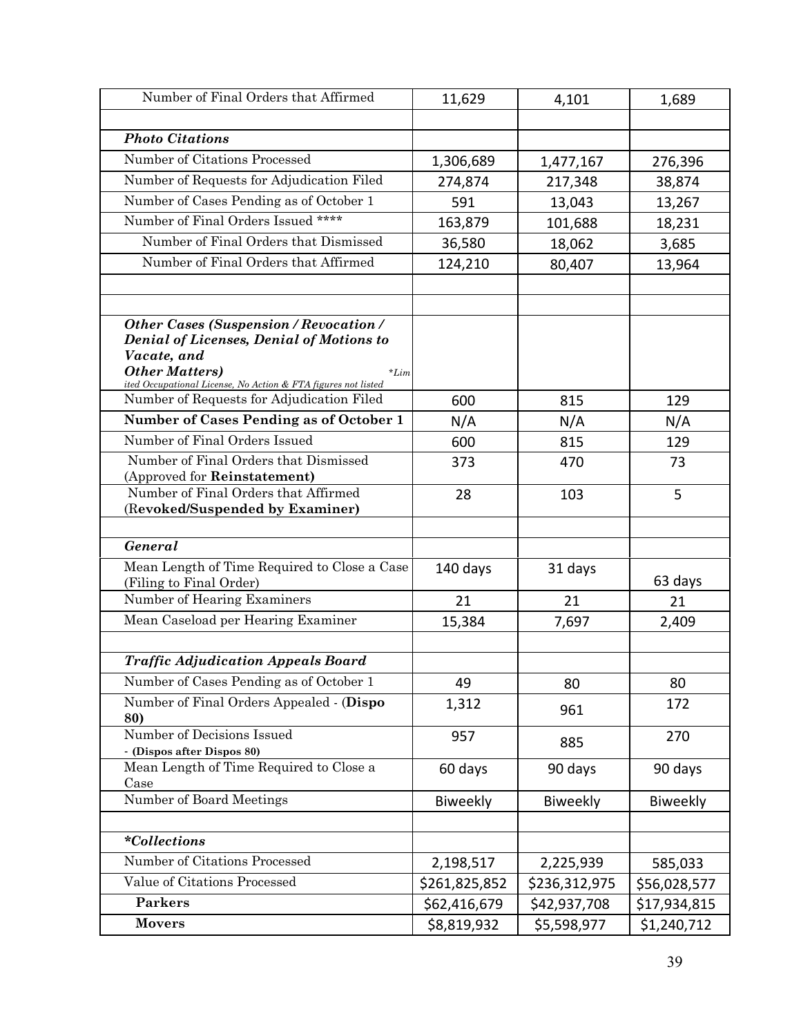| | | | |
|---|---|---|---|
| Number of Final Orders that Affirmed | 11,629 | 4,101 | 1,689 |
| | | | |
| ***Photo Citations*** | | | |
| Number of Citations Processed | 1,306,689 | 1,477,167 | 276,396 |
| Number of Requests for Adjudication Filed | 274,874 | 217,348 | 38,874 |
| Number of Cases Pending as of October 1 | 591 | 13,043 | 13,267 |
| Number of Final Orders Issued **** | 163,879 | 101,688 | 18,231 |
| Number of Final Orders that Dismissed | 36,580 | 18,062 | 3,685 |
| Number of Final Orders that Affirmed | 124,210 | 80,407 | 13,964 |
| | | | |
| | | | |
| ***Other Cases (Suspension / Revocation / Denial of Licenses, Denial of Motions to Vacate, and Other Matters)*** *\*Limited Occupational License, No Action & FTA figures not listed* | | | |
| Number of Requests for Adjudication Filed | 600 | 815 | 129 |
| **Number of Cases Pending as of October 1** | N/A | N/A | N/A |
| Number of Final Orders Issued | 600 | 815 | 129 |
| Number of Final Orders that Dismissed (Approved for **Reinstatement)** | 373 | 470 | 73 |
| Number of Final Orders that Affirmed (**Revoked/Suspended by Examiner)** | 28 | 103 | 5 |
| | | | |
| ***General*** | | | |
| Mean Length of Time Required to Close a Case (Filing to Final Order) | 140 days | 31 days | 63 days |
| Number of Hearing Examiners | 21 | 21 | 21 |
| Mean Caseload per Hearing Examiner | 15,384 | 7,697 | 2,409 |
| | | | |
| ***Traffic Adjudication Appeals Board*** | | | |
| Number of Cases Pending as of October 1 | 49 | 80 | 80 |
| Number of Final Orders Appealed - (**Dispo 80)** | 1,312 | 961 | 172 |
| Number of Decisions Issued - **(Dispos after Dispos 80)** | 957 | 885 | 270 |
| Mean Length of Time Required to Close a Case | 60 days | 90 days | 90 days |
| Number of Board Meetings | Biweekly | Biweekly | Biweekly |
| | | | |
| ***\*Collections*** | | | |
| Number of Citations Processed | 2,198,517 | 2,225,939 | 585,033 |
| Value of Citations Processed | $261,825,852 | $236,312,975 | $56,028,577 |
| **Parkers** | $62,416,679 | $42,937,708 | $17,934,815 |
| **Movers** | $8,819,932 | $5,598,977 | $1,240,712 |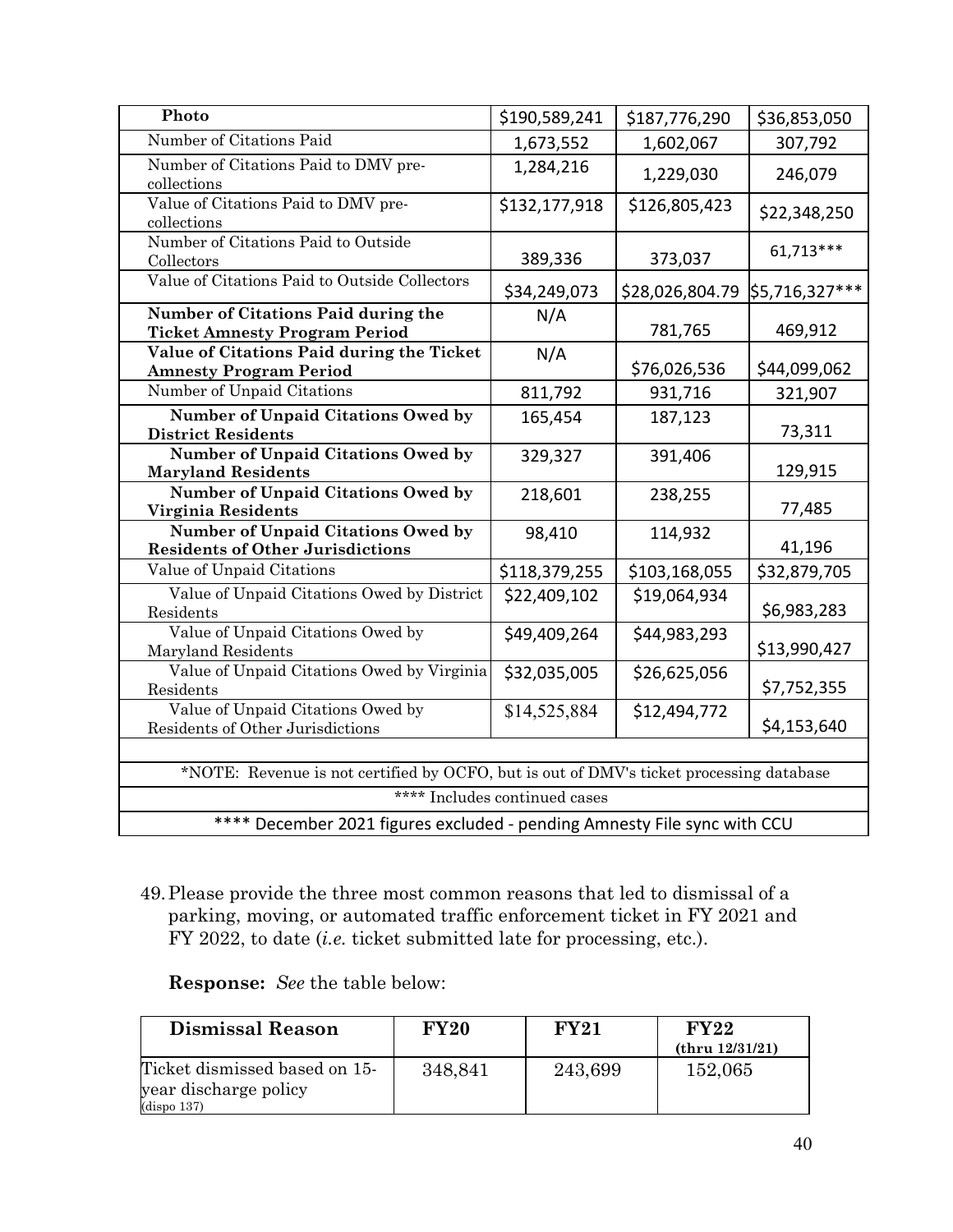| Photo | $190,589,241 | $187,776,290 | $36,853,050 |
|---|---|---|---|
| Number of Citations Paid | 1,673,552 | 1,602,067 | 307,792 |
| Number of Citations Paid to DMV pre-collections | 1,284,216 | 1,229,030 | 246,079 |
| Value of Citations Paid to DMV pre-collections | $132,177,918 | $126,805,423 | $22,348,250 |
| Number of Citations Paid to Outside Collectors | 389,336 | 373,037 | 61,713*** |
| Value of Citations Paid to Outside Collectors | $34,249,073 | $28,026,804.79 | $5,716,327*** |
| **Number of Citations Paid during the Ticket Amnesty Program Period** | N/A | 781,765 | 469,912 |
| **Value of Citations Paid during the Ticket Amnesty Program Period** | N/A | $76,026,536 | $44,099,062 |
| Number of Unpaid Citations | 811,792 | 931,716 | 321,907 |
| **Number of Unpaid Citations Owed by District Residents** | 165,454 | 187,123 | 73,311 |
| **Number of Unpaid Citations Owed by Maryland Residents** | 329,327 | 391,406 | 129,915 |
| **Number of Unpaid Citations Owed by Virginia Residents** | 218,601 | 238,255 | 77,485 |
| **Number of Unpaid Citations Owed by Residents of Other Jurisdictions** | 98,410 | 114,932 | 41,196 |
| Value of Unpaid Citations | $118,379,255 | $103,168,055 | $32,879,705 |
| Value of Unpaid Citations Owed by District Residents | $22,409,102 | $19,064,934 | $6,983,283 |
| Value of Unpaid Citations Owed by Maryland Residents | $49,409,264 | $44,983,293 | $13,990,427 |
| Value of Unpaid Citations Owed by Virginia Residents | $32,035,005 | $26,625,056 | $7,752,355 |
| Value of Unpaid Citations Owed by Residents of Other Jurisdictions | $14,525,884 | $12,494,772 | $4,153,640 |

*NOTE: Revenue is not certified by OCFO, but is out of DMV's ticket processing database

**** Includes continued cases

**** December 2021 figures excluded - pending Amnesty File sync with CCU

49. Please provide the three most common reasons that led to dismissal of a parking, moving, or automated traffic enforcement ticket in FY 2021 and FY 2022, to date (*i.e.* ticket submitted late for processing, etc.).

**Response:** *See* the table below:

| Dismissal Reason | FY20 | FY21 | FY22 (thru 12/31/21) |
|---|---|---|---|
| Ticket dismissed based on 15-year discharge policy (dispo 137) | 348,841 | 243,699 | 152,065 |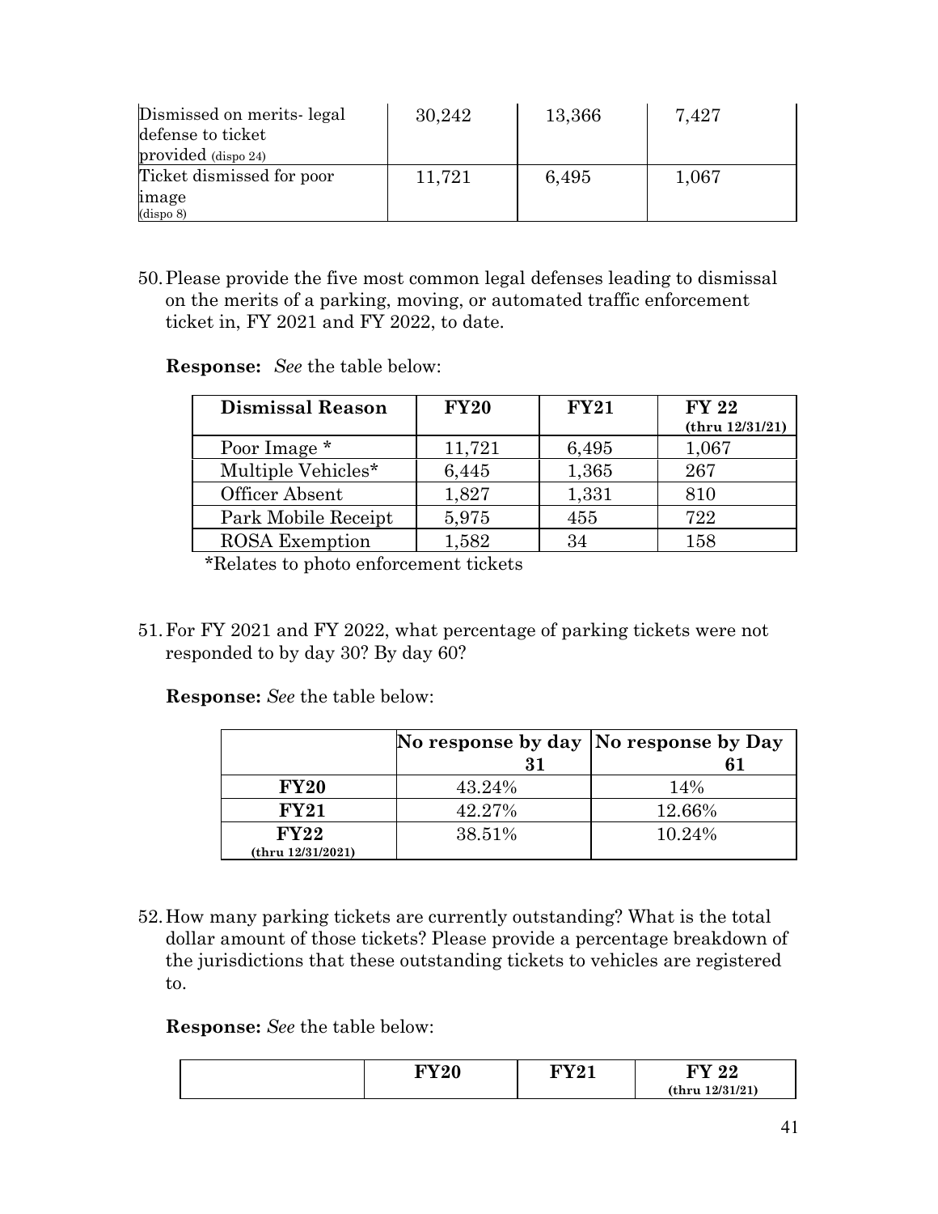| Dismissed on merits- legal defense to ticket provided (dispo 24) | 30,242 | 13,366 | 7,427 |
|---|---|---|---|
| Ticket dismissed for poor image (dispo 8) | 11,721 | 6,495 | 1,067 |

50. Please provide the five most common legal defenses leading to dismissal on the merits of a parking, moving, or automated traffic enforcement ticket in, FY 2021 and FY 2022, to date.

**Response:** *See* the table below:

| Dismissal Reason | FY20 | FY21 | FY 22 (thru 12/31/21) |
|---|---|---|---|
| Poor Image * | 11,721 | 6,495 | 1,067 |
| Multiple Vehicles* | 6,445 | 1,365 | 267 |
| Officer Absent | 1,827 | 1,331 | 810 |
| Park Mobile Receipt | 5,975 | 455 | 722 |
| ROSA Exemption | 1,582 | 34 | 158 |

*Relates to photo enforcement tickets

51. For FY 2021 and FY 2022, what percentage of parking tickets were not responded to by day 30? By day 60?

**Response:** *See* the table below:

| | No response by day 31 | No response by Day 61 |
|---|---|---|
| **FY20** | 43.24% | 14% |
| **FY21** | 42.27% | 12.66% |
| **FY22** (thru 12/31/2021) | 38.51% | 10.24% |

52. How many parking tickets are currently outstanding? What is the total dollar amount of those tickets? Please provide a percentage breakdown of the jurisdictions that these outstanding tickets to vehicles are registered to.

**Response:** *See* the table below:

| | FY20 | FY21 | FY 22 (thru 12/31/21) |
|---|---|---|---|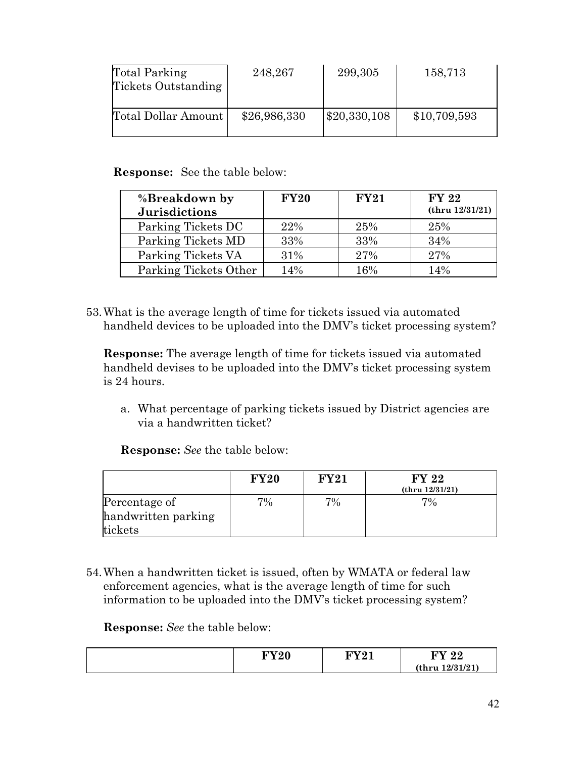| Total Parking Tickets Outstanding | 248,267 | 299,305 | 158,713 |
| --- | --- | --- | --- |
| Total Dollar Amount | $26,986,330 | $20,330,108 | $10,709,593 |

**Response:** See the table below:

| **%Breakdown by Jurisdictions** | **FY20** | **FY21** | **FY 22 (thru 12/31/21)** |
| --- | --- | --- | --- |
| Parking Tickets DC | 22% | 25% | 25% |
| Parking Tickets MD | 33% | 33% | 34% |
| Parking Tickets VA | 31% | 27% | 27% |
| Parking Tickets Other | 14% | 16% | 14% |

53. What is the average length of time for tickets issued via automated handheld devices to be uploaded into the DMV's ticket processing system?

    **Response:** The average length of time for tickets issued via automated handheld devises to be uploaded into the DMV's ticket processing system is 24 hours.

    a. What percentage of parking tickets issued by District agencies are via a handwritten ticket?

    **Response:** *See* the table below:

| | **FY20** | **FY21** | **FY 22 (thru 12/31/21)** |
| --- | --- | --- | --- |
| Percentage of handwritten parking tickets | 7% | 7% | 7% |

54. When a handwritten ticket is issued, often by WMATA or federal law enforcement agencies, what is the average length of time for such information to be uploaded into the DMV's ticket processing system?

    **Response:** *See* the table below:

| | **FY20** | **FY21** | **FY 22 (thru 12/31/21)** |
| --- | --- | --- | --- |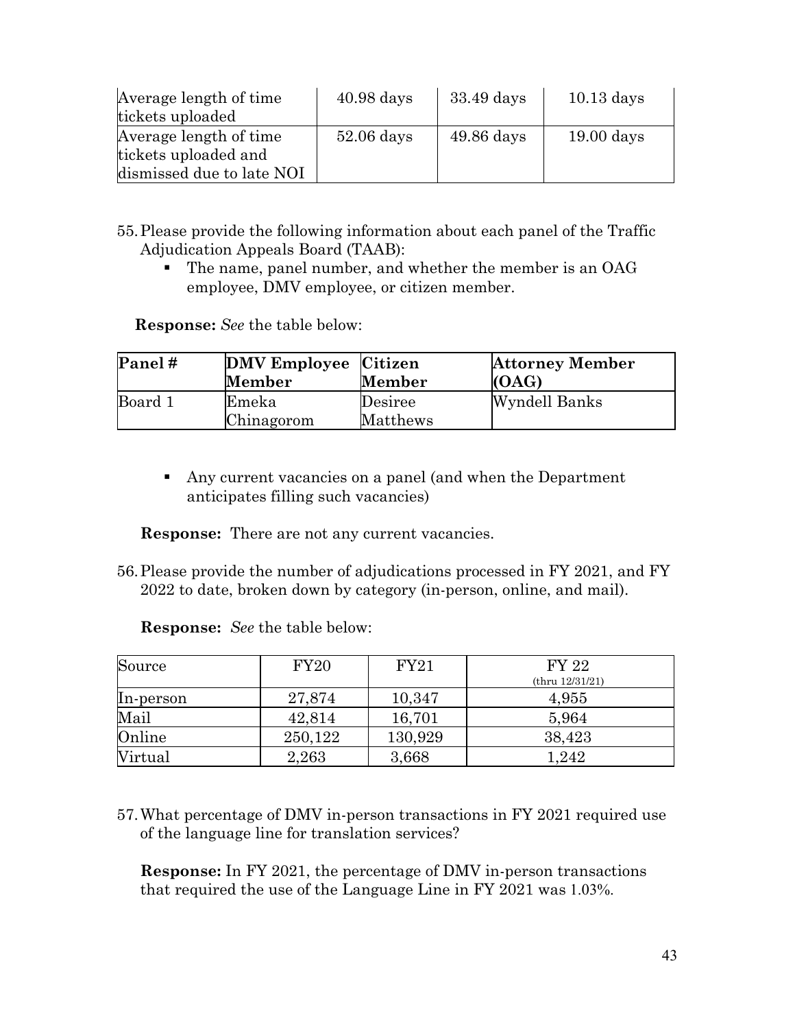| | | | |
|---|---|---|---|
| Average length of time tickets uploaded | 40.98 days | 33.49 days | 10.13 days |
| Average length of time tickets uploaded and dismissed due to late NOI | 52.06 days | 49.86 days | 19.00 days |

55. Please provide the following information about each panel of the Traffic Adjudication Appeals Board (TAAB):
    - The name, panel number, and whether the member is an OAG employee, DMV employee, or citizen member.

**Response:** *See* the table below:

| Panel # | DMV Employee Member | Citizen Member | Attorney Member (OAG) |
|---|---|---|---|
| Board 1 | Emeka Chinagorom | Desiree Matthews | Wyndell Banks |

- Any current vacancies on a panel (and when the Department anticipates filling such vacancies)

**Response:** There are not any current vacancies.

56. Please provide the number of adjudications processed in FY 2021, and FY 2022 to date, broken down by category (in-person, online, and mail).

**Response:** *See* the table below:

| Source | FY20 | FY21 | FY 22 (thru 12/31/21) |
|---|---|---|---|
| In-person | 27,874 | 10,347 | 4,955 |
| Mail | 42,814 | 16,701 | 5,964 |
| Online | 250,122 | 130,929 | 38,423 |
| Virtual | 2,263 | 3,668 | 1,242 |

57. What percentage of DMV in-person transactions in FY 2021 required use of the language line for translation services?

**Response:** In FY 2021, the percentage of DMV in-person transactions that required the use of the Language Line in FY 2021 was 1.03%.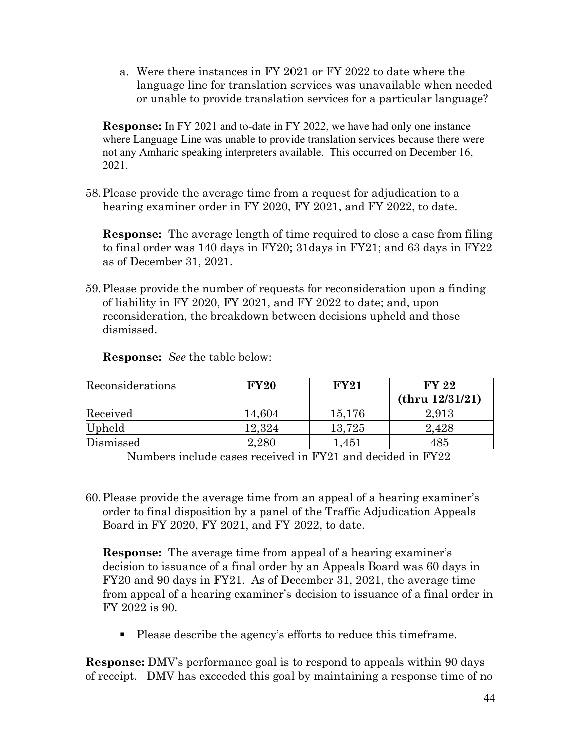a. Were there instances in FY 2021 or FY 2022 to date where the language line for translation services was unavailable when needed or unable to provide translation services for a particular language?

**Response:** In FY 2021 and to-date in FY 2022, we have had only one instance where Language Line was unable to provide translation services because there were not any Amharic speaking interpreters available. This occurred on December 16, 2021.

58. Please provide the average time from a request for adjudication to a hearing examiner order in FY 2020, FY 2021, and FY 2022, to date.

**Response:** The average length of time required to close a case from filing to final order was 140 days in FY20; 31days in FY21; and 63 days in FY22 as of December 31, 2021.

59. Please provide the number of requests for reconsideration upon a finding of liability in FY 2020, FY 2021, and FY 2022 to date; and, upon reconsideration, the breakdown between decisions upheld and those dismissed.

**Response:** *See* the table below:

| Reconsiderations | **FY20** | **FY21** | **FY 22 (thru 12/31/21)** |
|---|---|---|---|
| Received | 14,604 | 15,176 | 2,913 |
| Upheld | 12,324 | 13,725 | 2,428 |
| Dismissed | 2,280 | 1,451 | 485 |

Numbers include cases received in FY21 and decided in FY22

60. Please provide the average time from an appeal of a hearing examiner's order to final disposition by a panel of the Traffic Adjudication Appeals Board in FY 2020, FY 2021, and FY 2022, to date.

**Response:** The average time from appeal of a hearing examiner's decision to issuance of a final order by an Appeals Board was 60 days in FY20 and 90 days in FY21. As of December 31, 2021, the average time from appeal of a hearing examiner's decision to issuance of a final order in FY 2022 is 90.

- Please describe the agency's efforts to reduce this timeframe.

**Response:** DMV's performance goal is to respond to appeals within 90 days of receipt. DMV has exceeded this goal by maintaining a response time of no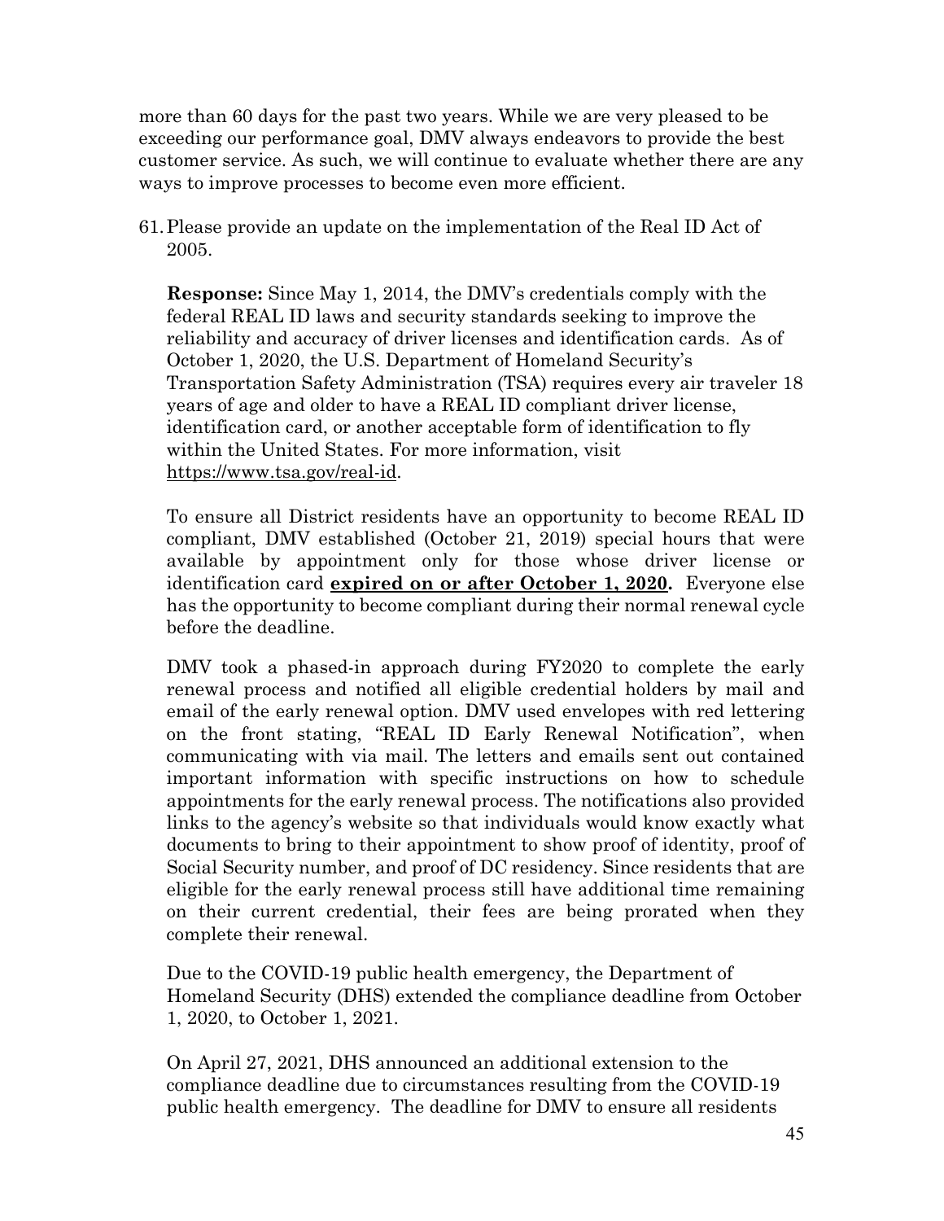more than 60 days for the past two years. While we are very pleased to be exceeding our performance goal, DMV always endeavors to provide the best customer service. As such, we will continue to evaluate whether there are any ways to improve processes to become even more efficient.

61. Please provide an update on the implementation of the Real ID Act of 2005.

**Response:** Since May 1, 2014, the DMV's credentials comply with the federal REAL ID laws and security standards seeking to improve the reliability and accuracy of driver licenses and identification cards. As of October 1, 2020, the U.S. Department of Homeland Security's Transportation Safety Administration (TSA) requires every air traveler 18 years of age and older to have a REAL ID compliant driver license, identification card, or another acceptable form of identification to fly within the United States. For more information, visit https://www.tsa.gov/real-id.

To ensure all District residents have an opportunity to become REAL ID compliant, DMV established (October 21, 2019) special hours that were available by appointment only for those whose driver license or identification card **expired on or after October 1, 2020.** Everyone else has the opportunity to become compliant during their normal renewal cycle before the deadline.

DMV took a phased-in approach during FY2020 to complete the early renewal process and notified all eligible credential holders by mail and email of the early renewal option. DMV used envelopes with red lettering on the front stating, "REAL ID Early Renewal Notification", when communicating with via mail. The letters and emails sent out contained important information with specific instructions on how to schedule appointments for the early renewal process. The notifications also provided links to the agency's website so that individuals would know exactly what documents to bring to their appointment to show proof of identity, proof of Social Security number, and proof of DC residency. Since residents that are eligible for the early renewal process still have additional time remaining on their current credential, their fees are being prorated when they complete their renewal.

Due to the COVID-19 public health emergency, the Department of Homeland Security (DHS) extended the compliance deadline from October 1, 2020, to October 1, 2021.

On April 27, 2021, DHS announced an additional extension to the compliance deadline due to circumstances resulting from the COVID-19 public health emergency. The deadline for DMV to ensure all residents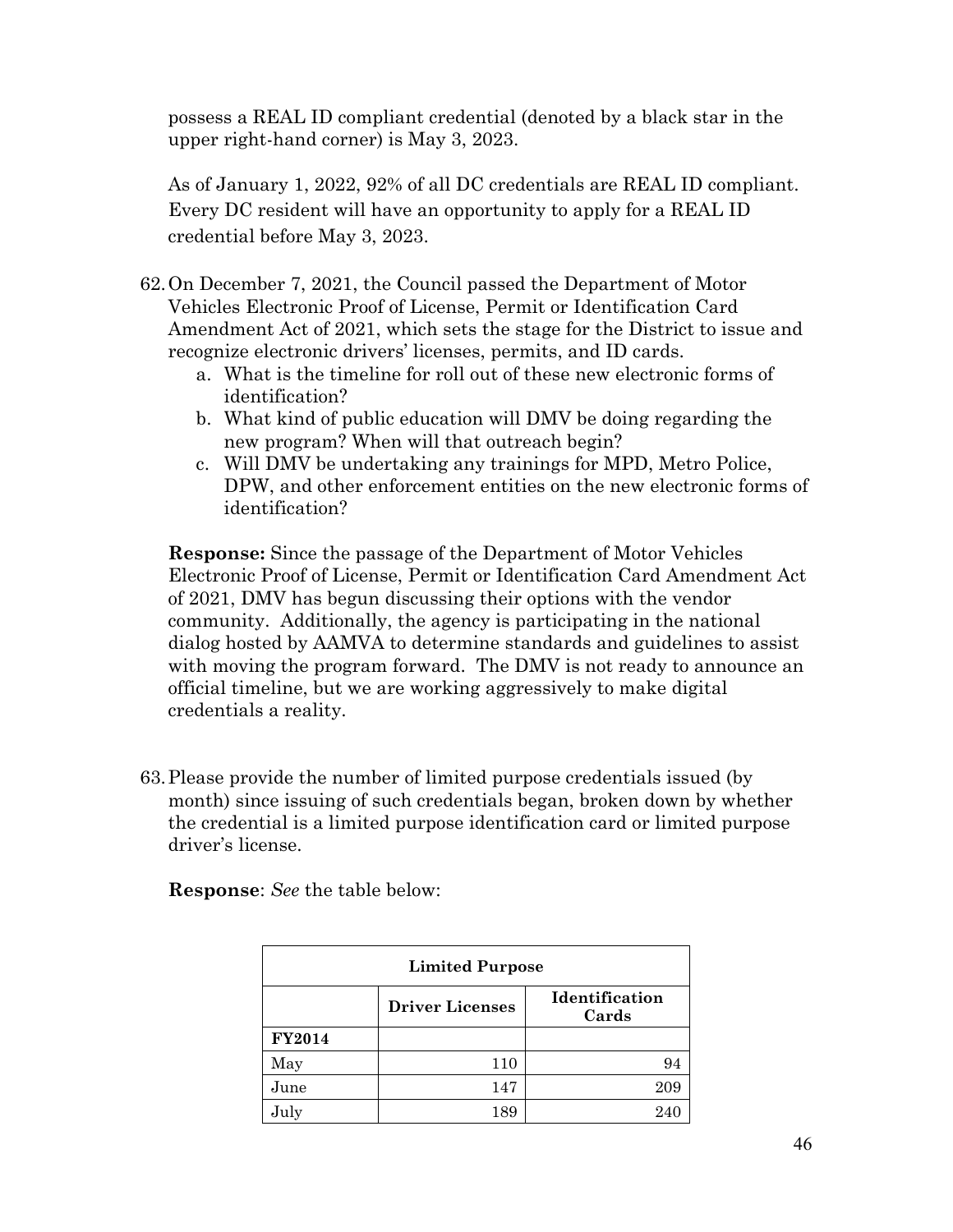possess a REAL ID compliant credential (denoted by a black star in the upper right-hand corner) is May 3, 2023.

As of January 1, 2022, 92% of all DC credentials are REAL ID compliant. Every DC resident will have an opportunity to apply for a REAL ID credential before May 3, 2023.

62. On December 7, 2021, the Council passed the Department of Motor Vehicles Electronic Proof of License, Permit or Identification Card Amendment Act of 2021, which sets the stage for the District to issue and recognize electronic drivers' licenses, permits, and ID cards.
    a. What is the timeline for roll out of these new electronic forms of identification?
    b. What kind of public education will DMV be doing regarding the new program? When will that outreach begin?
    c. Will DMV be undertaking any trainings for MPD, Metro Police, DPW, and other enforcement entities on the new electronic forms of identification?

**Response:** Since the passage of the Department of Motor Vehicles Electronic Proof of License, Permit or Identification Card Amendment Act of 2021, DMV has begun discussing their options with the vendor community. Additionally, the agency is participating in the national dialog hosted by AAMVA to determine standards and guidelines to assist with moving the program forward. The DMV is not ready to announce an official timeline, but we are working aggressively to make digital credentials a reality.

63. Please provide the number of limited purpose credentials issued (by month) since issuing of such credentials began, broken down by whether the credential is a limited purpose identification card or limited purpose driver's license.

**Response**: *See* the table below:

| Limited Purpose | | |
|---|---|---|
| | **Driver Licenses** | **Identification Cards** |
| **FY2014** | | |
| May | 110 | 94 |
| June | 147 | 209 |
| July | 189 | 240 |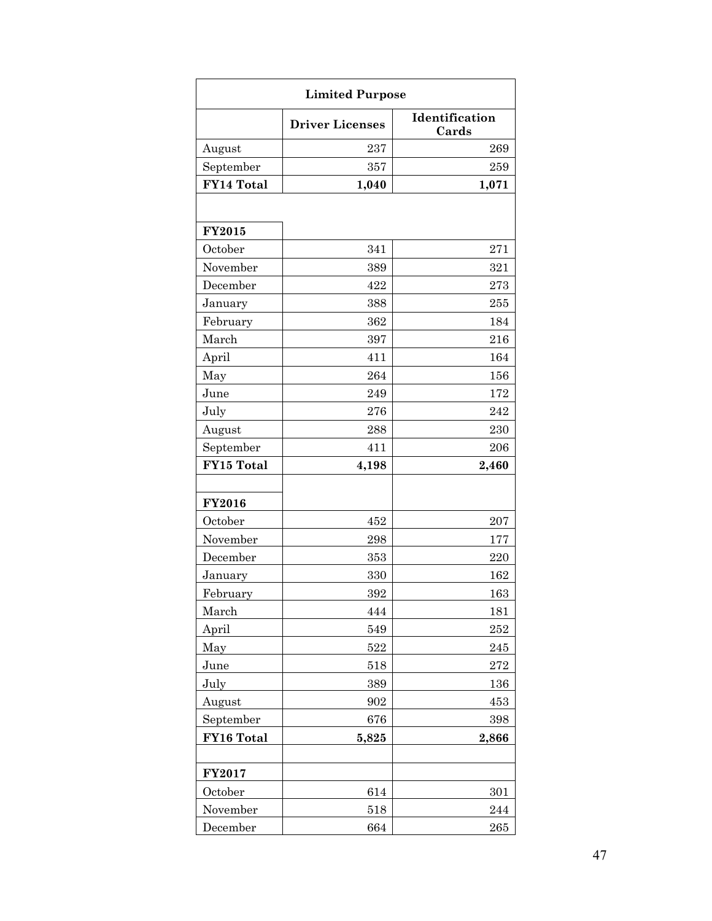| Limited Purpose | | |
|---|---|---|
| | **Driver Licenses** | **Identification Cards** |
| August | 237 | 269 |
| September | 357 | 259 |
| **FY14 Total** | **1,040** | **1,071** |
| | | |
| **FY2015** | | |
| October | 341 | 271 |
| November | 389 | 321 |
| December | 422 | 273 |
| January | 388 | 255 |
| February | 362 | 184 |
| March | 397 | 216 |
| April | 411 | 164 |
| May | 264 | 156 |
| June | 249 | 172 |
| July | 276 | 242 |
| August | 288 | 230 |
| September | 411 | 206 |
| **FY15 Total** | **4,198** | **2,460** |
| | | |
| **FY2016** | | |
| October | 452 | 207 |
| November | 298 | 177 |
| December | 353 | 220 |
| January | 330 | 162 |
| February | 392 | 163 |
| March | 444 | 181 |
| April | 549 | 252 |
| May | 522 | 245 |
| June | 518 | 272 |
| July | 389 | 136 |
| August | 902 | 453 |
| September | 676 | 398 |
| **FY16 Total** | **5,825** | **2,866** |
| | | |
| **FY2017** | | |
| October | 614 | 301 |
| November | 518 | 244 |
| December | 664 | 265 |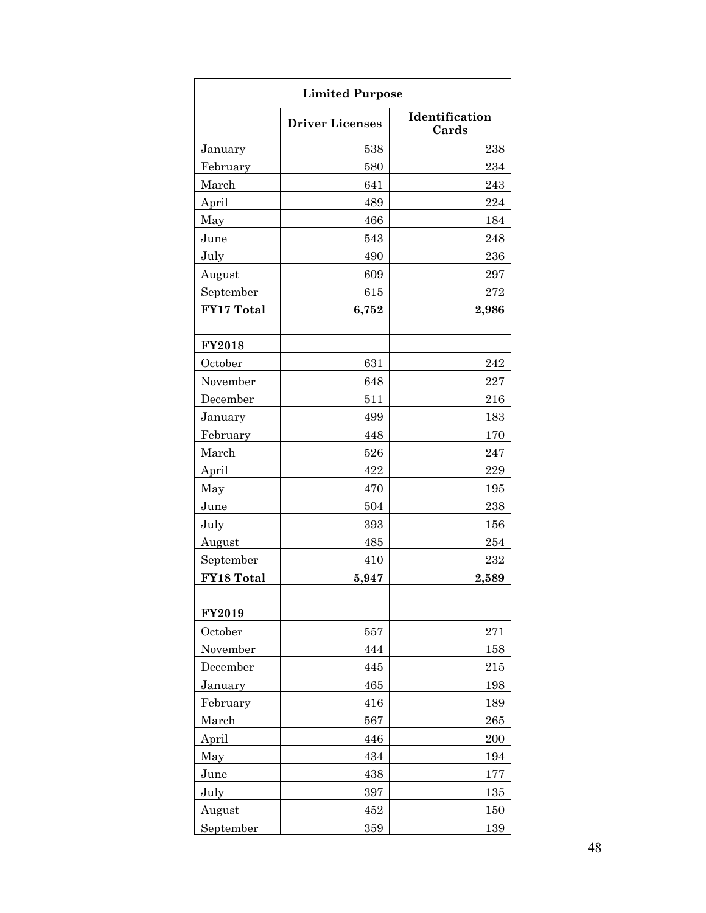| Limited Purpose | | |
|---|---|---|
| | **Driver Licenses** | **Identification Cards** |
| January | 538 | 238 |
| February | 580 | 234 |
| March | 641 | 243 |
| April | 489 | 224 |
| May | 466 | 184 |
| June | 543 | 248 |
| July | 490 | 236 |
| August | 609 | 297 |
| September | 615 | 272 |
| **FY17 Total** | **6,752** | **2,986** |
| | | |
| **FY2018** | | |
| October | 631 | 242 |
| November | 648 | 227 |
| December | 511 | 216 |
| January | 499 | 183 |
| February | 448 | 170 |
| March | 526 | 247 |
| April | 422 | 229 |
| May | 470 | 195 |
| June | 504 | 238 |
| July | 393 | 156 |
| August | 485 | 254 |
| September | 410 | 232 |
| **FY18 Total** | **5,947** | **2,589** |
| | | |
| **FY2019** | | |
| October | 557 | 271 |
| November | 444 | 158 |
| December | 445 | 215 |
| January | 465 | 198 |
| February | 416 | 189 |
| March | 567 | 265 |
| April | 446 | 200 |
| May | 434 | 194 |
| June | 438 | 177 |
| July | 397 | 135 |
| August | 452 | 150 |
| September | 359 | 139 |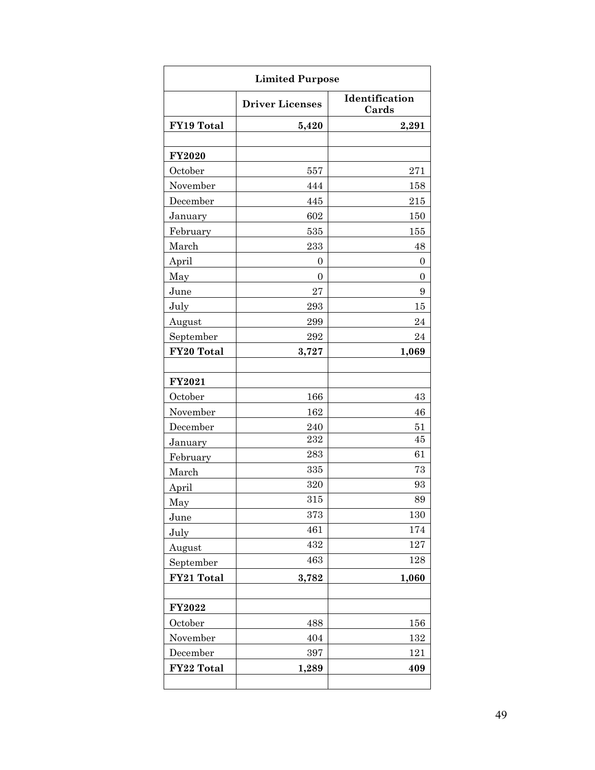| Limited Purpose | | |
|---|---|---|
| | **Driver Licenses** | **Identification Cards** |
| **FY19 Total** | **5,420** | **2,291** |
| | | |
| **FY2020** | | |
| October | 557 | 271 |
| November | 444 | 158 |
| December | 445 | 215 |
| January | 602 | 150 |
| February | 535 | 155 |
| March | 233 | 48 |
| April | 0 | 0 |
| May | 0 | 0 |
| June | 27 | 9 |
| July | 293 | 15 |
| August | 299 | 24 |
| September | 292 | 24 |
| **FY20 Total** | **3,727** | **1,069** |
| | | |
| **FY2021** | | |
| October | 166 | 43 |
| November | 162 | 46 |
| December | 240 | 51 |
| January | 232 | 45 |
| February | 283 | 61 |
| March | 335 | 73 |
| April | 320 | 93 |
| May | 315 | 89 |
| June | 373 | 130 |
| July | 461 | 174 |
| August | 432 | 127 |
| September | 463 | 128 |
| **FY21 Total** | **3,782** | **1,060** |
| | | |
| **FY2022** | | |
| October | 488 | 156 |
| November | 404 | 132 |
| December | 397 | 121 |
| **FY22 Total** | **1,289** | **409** |
| | | |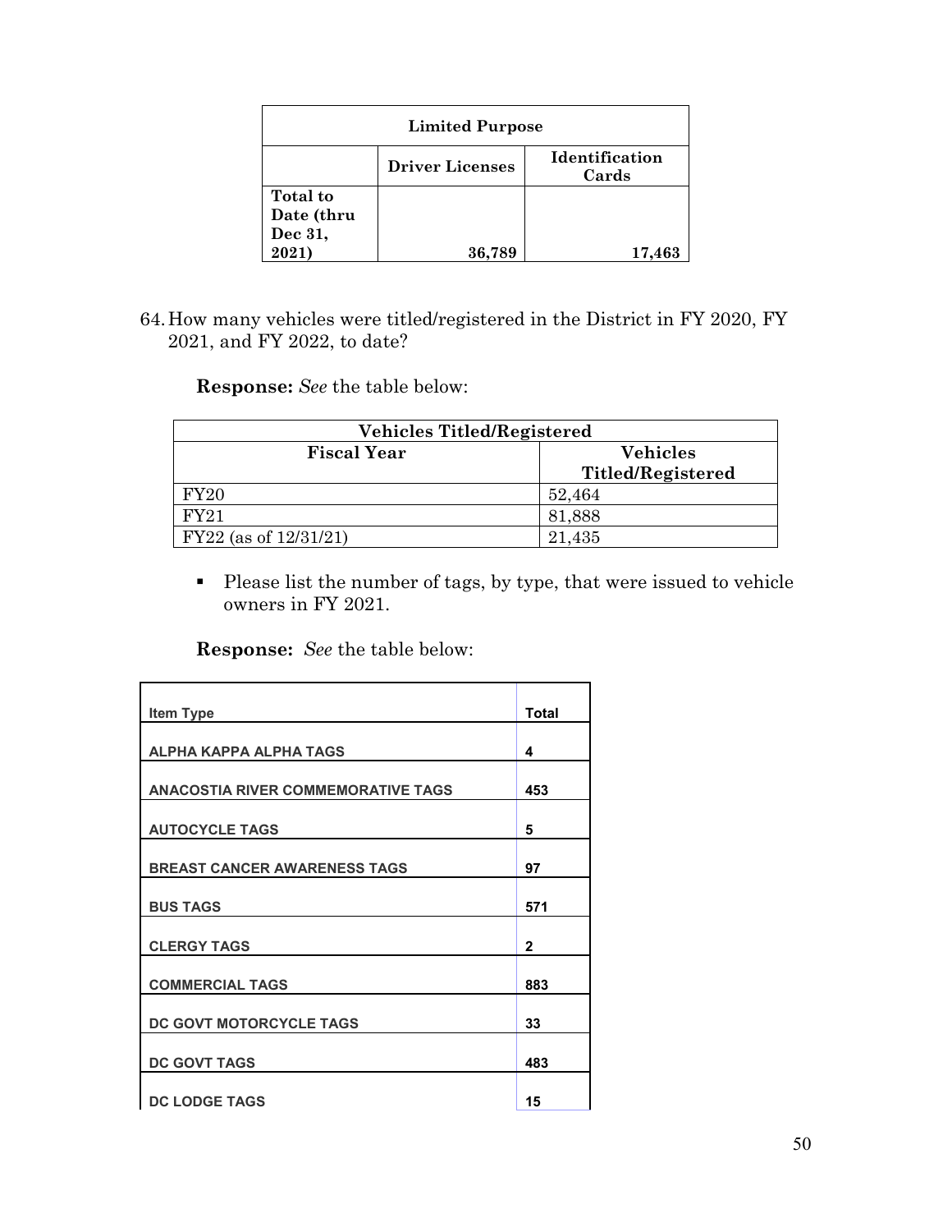| Limited Purpose | | |
|---|---|---|
| | **Driver Licenses** | **Identification Cards** |
| **Total to Date (thru Dec 31, 2021)** | **36,789** | **17,463** |

64. How many vehicles were titled/registered in the District in FY 2020, FY 2021, and FY 2022, to date?

**Response:** *See* the table below:

| Vehicles Titled/Registered | |
|---|---|
| **Fiscal Year** | **Vehicles Titled/Registered** |
| FY20 | 52,464 |
| FY21 | 81,888 |
| FY22 (as of 12/31/21) | 21,435 |

- Please list the number of tags, by type, that were issued to vehicle owners in FY 2021.

**Response:** *See* the table below:

| Item Type | Total |
|---|---|
| ALPHA KAPPA ALPHA TAGS | 4 |
| ANACOSTIA RIVER COMMEMORATIVE TAGS | 453 |
| AUTOCYCLE TAGS | 5 |
| BREAST CANCER AWARENESS TAGS | 97 |
| BUS TAGS | 571 |
| CLERGY TAGS | 2 |
| COMMERCIAL TAGS | 883 |
| DC GOVT MOTORCYCLE TAGS | 33 |
| DC GOVT TAGS | 483 |
| DC LODGE TAGS | 15 |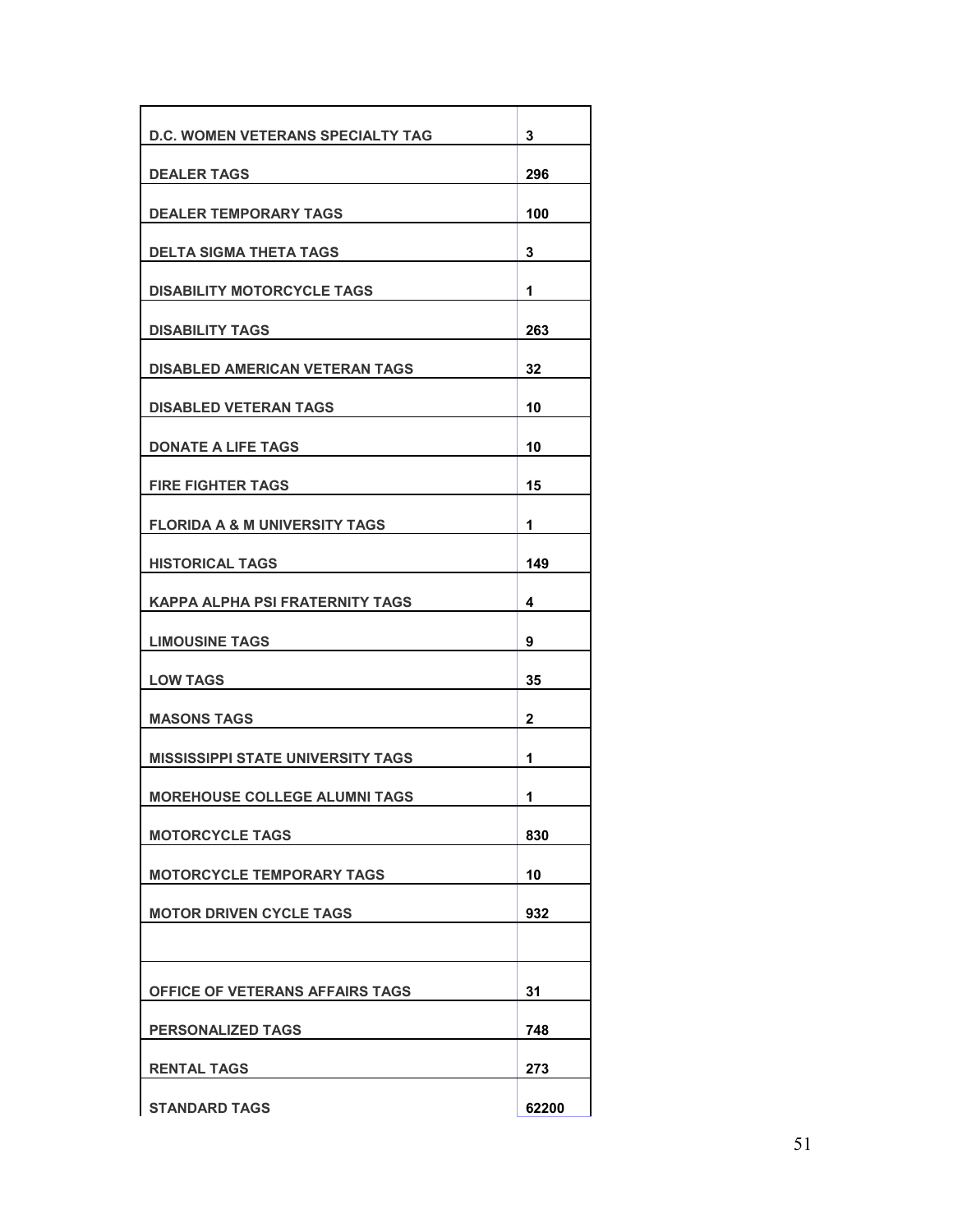| | |
|---|---|
| **D.C. WOMEN VETERANS SPECIALTY TAG** | **3** |
| **DEALER TAGS** | **296** |
| **DEALER TEMPORARY TAGS** | **100** |
| **DELTA SIGMA THETA TAGS** | **3** |
| **DISABILITY MOTORCYCLE TAGS** | **1** |
| **DISABILITY TAGS** | **263** |
| **DISABLED AMERICAN VETERAN TAGS** | **32** |
| **DISABLED VETERAN TAGS** | **10** |
| **DONATE A LIFE TAGS** | **10** |
| **FIRE FIGHTER TAGS** | **15** |
| **FLORIDA A & M UNIVERSITY TAGS** | **1** |
| **HISTORICAL TAGS** | **149** |
| **KAPPA ALPHA PSI FRATERNITY TAGS** | **4** |
| **LIMOUSINE TAGS** | **9** |
| **LOW TAGS** | **35** |
| **MASONS TAGS** | **2** |
| **MISSISSIPPI STATE UNIVERSITY TAGS** | **1** |
| **MOREHOUSE COLLEGE ALUMNI TAGS** | **1** |
| **MOTORCYCLE TAGS** | **830** |
| **MOTORCYCLE TEMPORARY TAGS** | **10** |
| **MOTOR DRIVEN CYCLE TAGS** | **932** |
| | |
| **OFFICE OF VETERANS AFFAIRS TAGS** | **31** |
| **PERSONALIZED TAGS** | **748** |
| **RENTAL TAGS** | **273** |
| **STANDARD TAGS** | **62200** |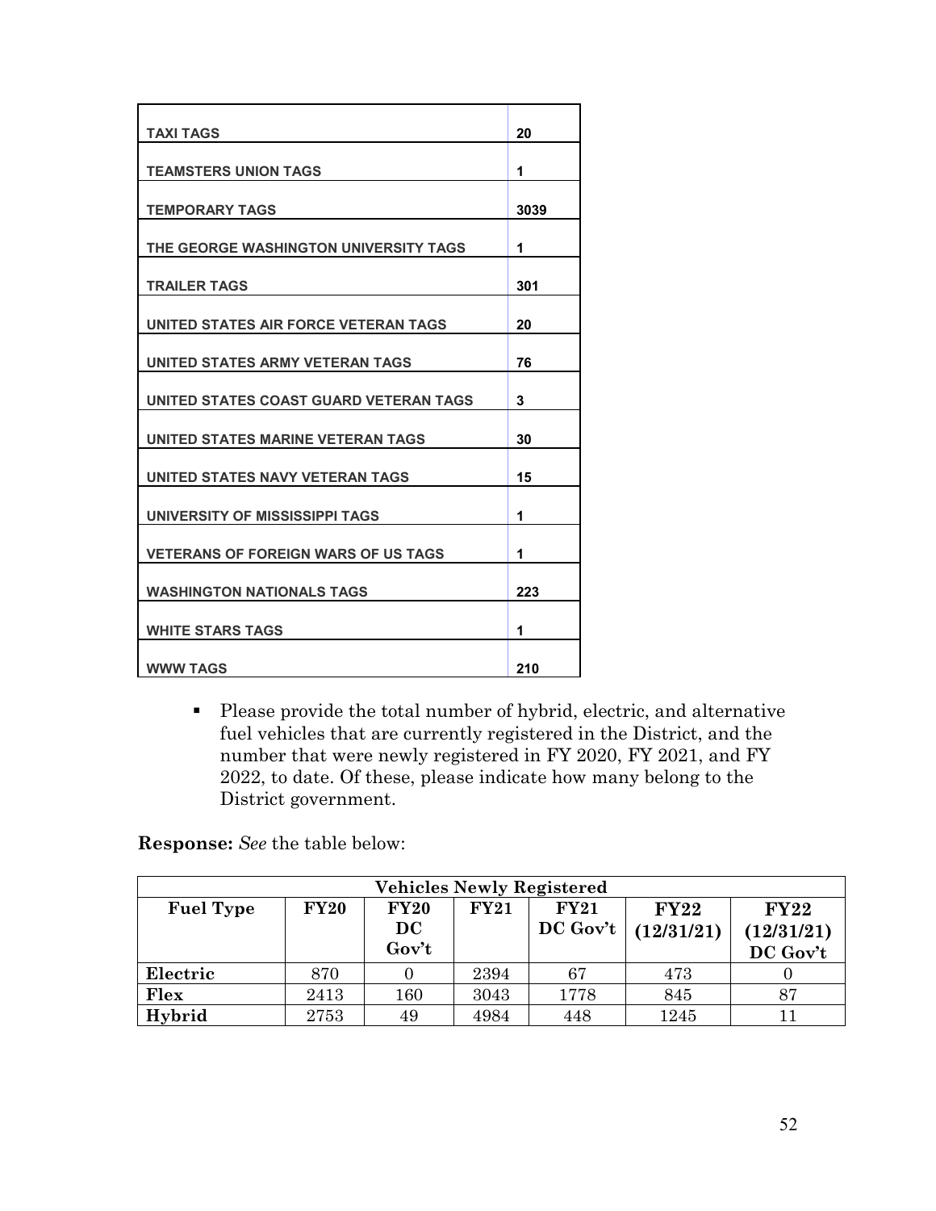| | |
|---|---|
| TAXI TAGS | 20 |
| TEAMSTERS UNION TAGS | 1 |
| TEMPORARY TAGS | 3039 |
| THE GEORGE WASHINGTON UNIVERSITY TAGS | 1 |
| TRAILER TAGS | 301 |
| UNITED STATES AIR FORCE VETERAN TAGS | 20 |
| UNITED STATES ARMY VETERAN TAGS | 76 |
| UNITED STATES COAST GUARD VETERAN TAGS | 3 |
| UNITED STATES MARINE VETERAN TAGS | 30 |
| UNITED STATES NAVY VETERAN TAGS | 15 |
| UNIVERSITY OF MISSISSIPPI TAGS | 1 |
| VETERANS OF FOREIGN WARS OF US TAGS | 1 |
| WASHINGTON NATIONALS TAGS | 223 |
| WHITE STARS TAGS | 1 |
| WWW TAGS | 210 |

- Please provide the total number of hybrid, electric, and alternative fuel vehicles that are currently registered in the District, and the number that were newly registered in FY 2020, FY 2021, and FY 2022, to date. Of these, please indicate how many belong to the District government.

**Response:** *See* the table below:

| Vehicles Newly Registered | | | | | | |
|---|---|---|---|---|---|---|
| **Fuel Type** | **FY20** | **FY20 DC Gov't** | **FY21** | **FY21 DC Gov't** | **FY22 (12/31/21)** | **FY22 (12/31/21) DC Gov't** |
| **Electric** | 870 | 0 | 2394 | 67 | 473 | 0 |
| **Flex** | 2413 | 160 | 3043 | 1778 | 845 | 87 |
| **Hybrid** | 2753 | 49 | 4984 | 448 | 1245 | 11 |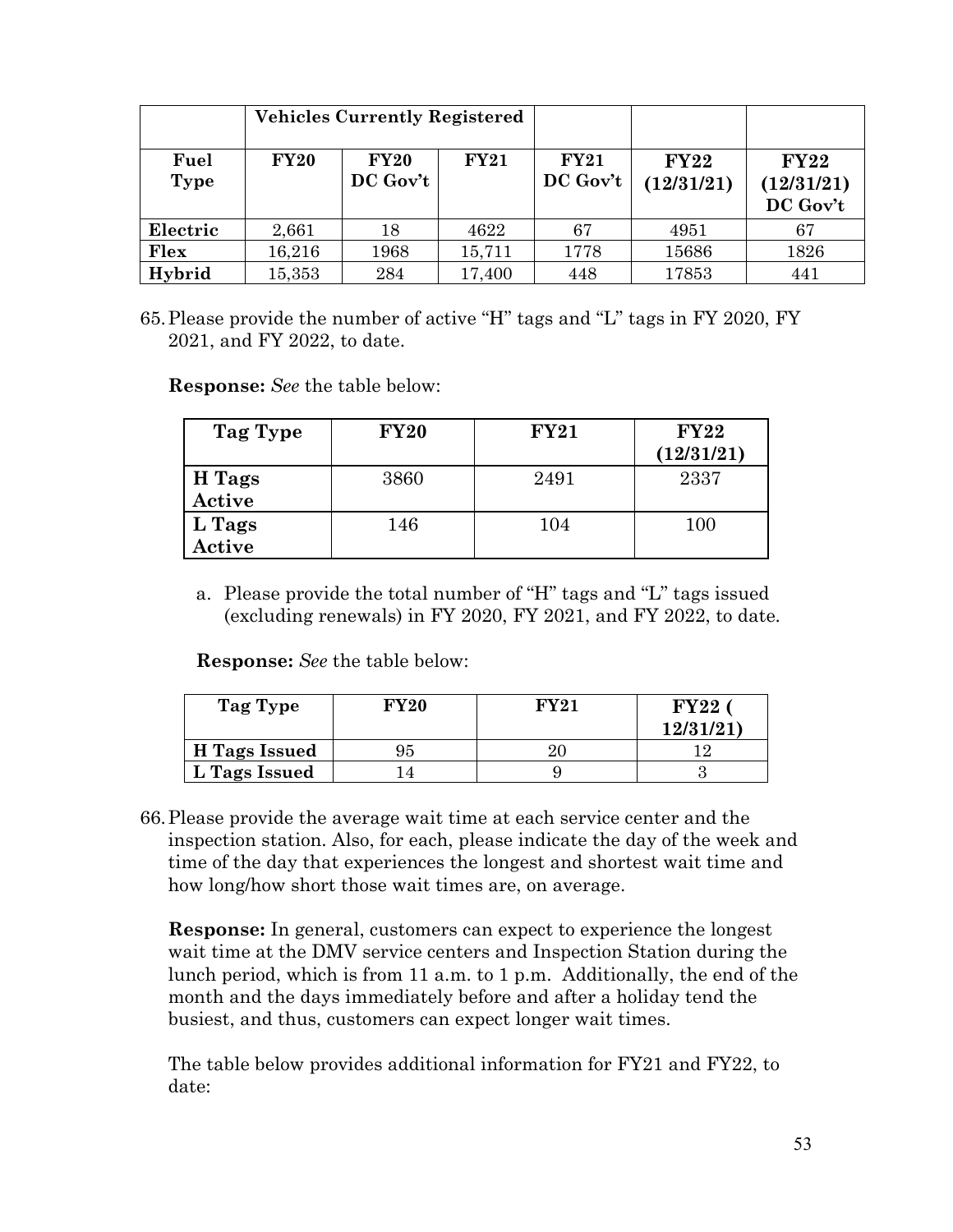| | Vehicles Currently Registered | | | | | |
|---|---|---|---|---|---|---|
| **Fuel Type** | **FY20** | **FY20 DC Gov't** | **FY21** | **FY21 DC Gov't** | **FY22 (12/31/21)** | **FY22 (12/31/21) DC Gov't** |
| **Electric** | 2,661 | 18 | 4622 | 67 | 4951 | 67 |
| **Flex** | 16,216 | 1968 | 15,711 | 1778 | 15686 | 1826 |
| **Hybrid** | 15,353 | 284 | 17,400 | 448 | 17853 | 441 |

65. Please provide the number of active "H" tags and "L" tags in FY 2020, FY 2021, and FY 2022, to date.

**Response:** *See* the table below:

| Tag Type | FY20 | FY21 | FY22 (12/31/21) |
|---|---|---|---|
| **H Tags Active** | 3860 | 2491 | 2337 |
| **L Tags Active** | 146 | 104 | 100 |

a. Please provide the total number of "H" tags and "L" tags issued (excluding renewals) in FY 2020, FY 2021, and FY 2022, to date.

**Response:** *See* the table below:

| Tag Type | FY20 | FY21 | FY22 ( 12/31/21) |
|---|---|---|---|
| **H Tags Issued** | 95 | 20 | 12 |
| **L Tags Issued** | 14 | 9 | 3 |

66. Please provide the average wait time at each service center and the inspection station. Also, for each, please indicate the day of the week and time of the day that experiences the longest and shortest wait time and how long/how short those wait times are, on average.

**Response:** In general, customers can expect to experience the longest wait time at the DMV service centers and Inspection Station during the lunch period, which is from 11 a.m. to 1 p.m. Additionally, the end of the month and the days immediately before and after a holiday tend the busiest, and thus, customers can expect longer wait times.

The table below provides additional information for FY21 and FY22, to date: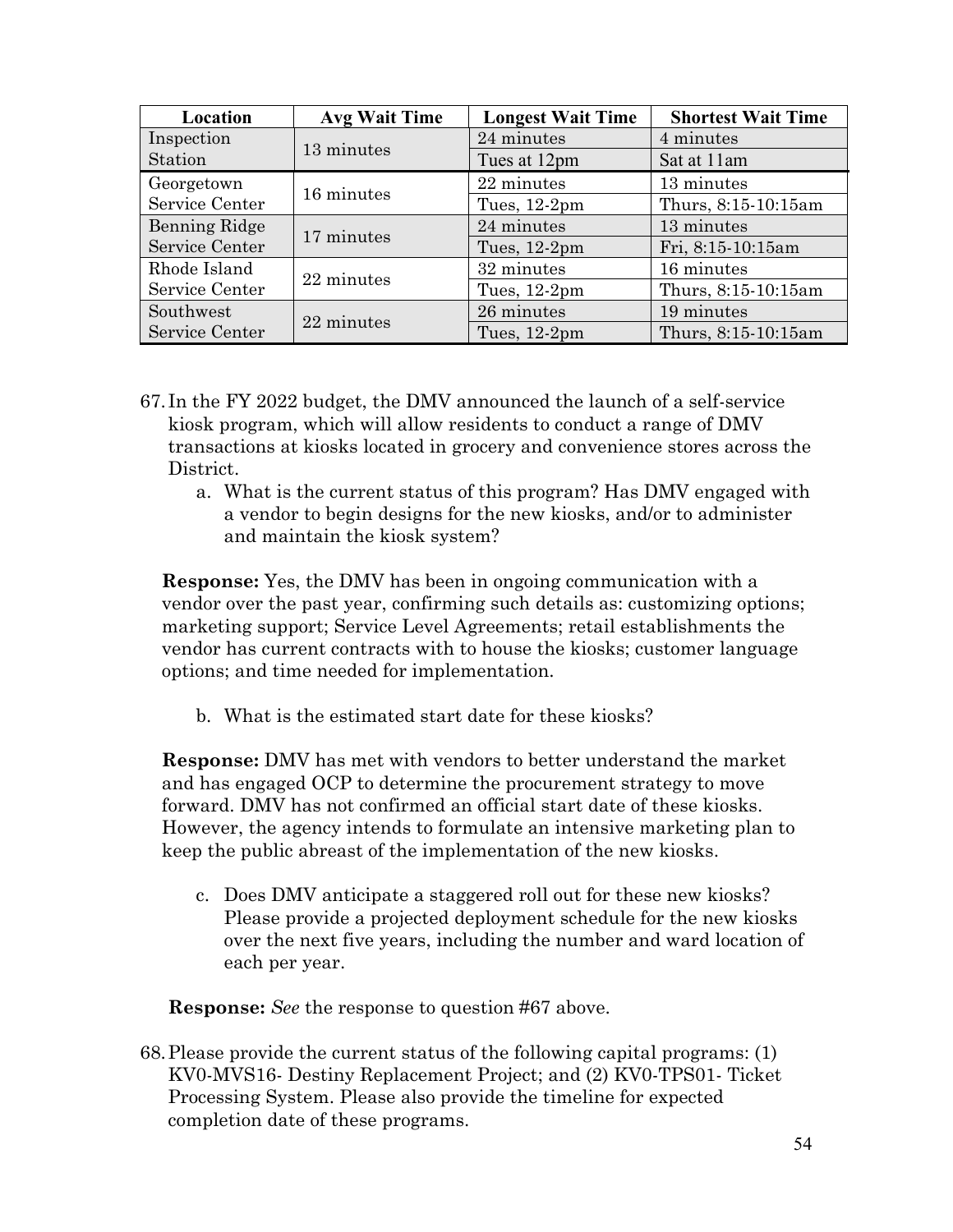| Location | Avg Wait Time | Longest Wait Time | Shortest Wait Time |
|---|---|---|---|
| Inspection Station | 13 minutes | 24 minutes | 4 minutes |
| | | Tues at 12pm | Sat at 11am |
| Georgetown Service Center | 16 minutes | 22 minutes | 13 minutes |
| | | Tues, 12-2pm | Thurs, 8:15-10:15am |
| Benning Ridge Service Center | 17 minutes | 24 minutes | 13 minutes |
| | | Tues, 12-2pm | Fri, 8:15-10:15am |
| Rhode Island Service Center | 22 minutes | 32 minutes | 16 minutes |
| | | Tues, 12-2pm | Thurs, 8:15-10:15am |
| Southwest Service Center | 22 minutes | 26 minutes | 19 minutes |
| | | Tues, 12-2pm | Thurs, 8:15-10:15am |

67. In the FY 2022 budget, the DMV announced the launch of a self-service kiosk program, which will allow residents to conduct a range of DMV transactions at kiosks located in grocery and convenience stores across the District.

    a. What is the current status of this program? Has DMV engaged with a vendor to begin designs for the new kiosks, and/or to administer and maintain the kiosk system?

**Response:** Yes, the DMV has been in ongoing communication with a vendor over the past year, confirming such details as: customizing options; marketing support; Service Level Agreements; retail establishments the vendor has current contracts with to house the kiosks; customer language options; and time needed for implementation.

   b. What is the estimated start date for these kiosks?

**Response:** DMV has met with vendors to better understand the market and has engaged OCP to determine the procurement strategy to move forward. DMV has not confirmed an official start date of these kiosks. However, the agency intends to formulate an intensive marketing plan to keep the public abreast of the implementation of the new kiosks.

   c. Does DMV anticipate a staggered roll out for these new kiosks? Please provide a projected deployment schedule for the new kiosks over the next five years, including the number and ward location of each per year.

**Response:** *See* the response to question #67 above.

68. Please provide the current status of the following capital programs: (1) KV0-MVS16- Destiny Replacement Project; and (2) KV0-TPS01- Ticket Processing System. Please also provide the timeline for expected completion date of these programs.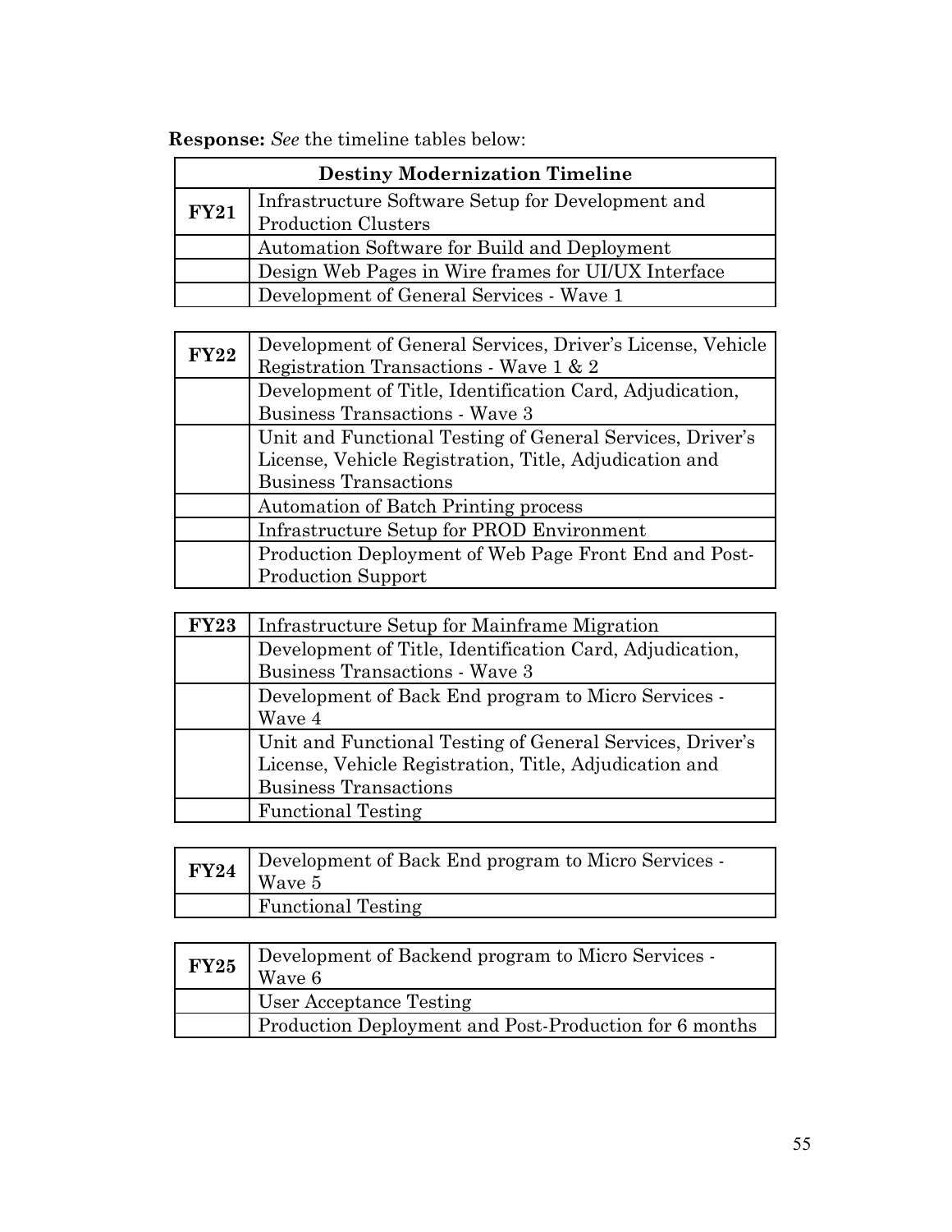**Response:** *See* the timeline tables below:

| Destiny Modernization Timeline | |
|---|---|
| **FY21** | Infrastructure Software Setup for Development and Production Clusters |
| | Automation Software for Build and Deployment |
| | Design Web Pages in Wire frames for UI/UX Interface |
| | Development of General Services - Wave 1 |

| | |
|---|---|
| **FY22** | Development of General Services, Driver's License, Vehicle Registration Transactions - Wave 1 & 2 |
| | Development of Title, Identification Card, Adjudication, Business Transactions - Wave 3 |
| | Unit and Functional Testing of General Services, Driver's License, Vehicle Registration, Title, Adjudication and Business Transactions |
| | Automation of Batch Printing process |
| | Infrastructure Setup for PROD Environment |
| | Production Deployment of Web Page Front End and Post-Production Support |

| | |
|---|---|
| **FY23** | Infrastructure Setup for Mainframe Migration |
| | Development of Title, Identification Card, Adjudication, Business Transactions - Wave 3 |
| | Development of Back End program to Micro Services - Wave 4 |
| | Unit and Functional Testing of General Services, Driver's License, Vehicle Registration, Title, Adjudication and Business Transactions |
| | Functional Testing |

| | |
|---|---|
| **FY24** | Development of Back End program to Micro Services - Wave 5 |
| | Functional Testing |

| | |
|---|---|
| **FY25** | Development of Backend program to Micro Services - Wave 6 |
| | User Acceptance Testing |
| | Production Deployment and Post-Production for 6 months |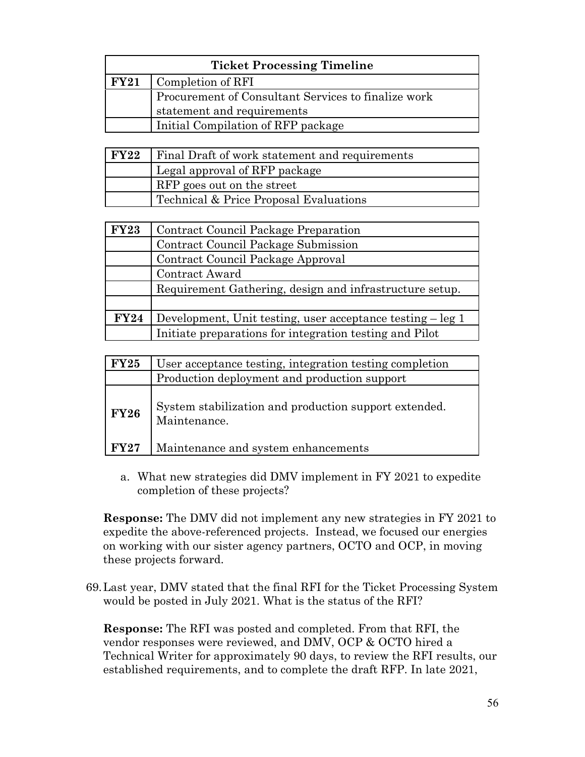| Ticket Processing Timeline | |
|---|---|
| **FY21** | Completion of RFI |
| | Procurement of Consultant Services to finalize work statement and requirements |
| | Initial Compilation of RFP package |
| **FY22** | Final Draft of work statement and requirements |
| | Legal approval of RFP package |
| | RFP goes out on the street |
| | Technical & Price Proposal Evaluations |
| **FY23** | Contract Council Package Preparation |
| | Contract Council Package Submission |
| | Contract Council Package Approval |
| | Contract Award |
| | Requirement Gathering, design and infrastructure setup. |
| | |
| **FY24** | Development, Unit testing, user acceptance testing – leg 1 |
| | Initiate preparations for integration testing and Pilot |
| **FY25** | User acceptance testing, integration testing completion |
| | Production deployment and production support |
| **FY26** | System stabilization and production support extended. Maintenance. |
| **FY27** | Maintenance and system enhancements |

a. What new strategies did DMV implement in FY 2021 to expedite completion of these projects?

**Response:** The DMV did not implement any new strategies in FY 2021 to expedite the above-referenced projects. Instead, we focused our energies on working with our sister agency partners, OCTO and OCP, in moving these projects forward.

69. Last year, DMV stated that the final RFI for the Ticket Processing System would be posted in July 2021. What is the status of the RFI?

**Response:** The RFI was posted and completed. From that RFI, the vendor responses were reviewed, and DMV, OCP & OCTO hired a Technical Writer for approximately 90 days, to review the RFI results, our established requirements, and to complete the draft RFP. In late 2021,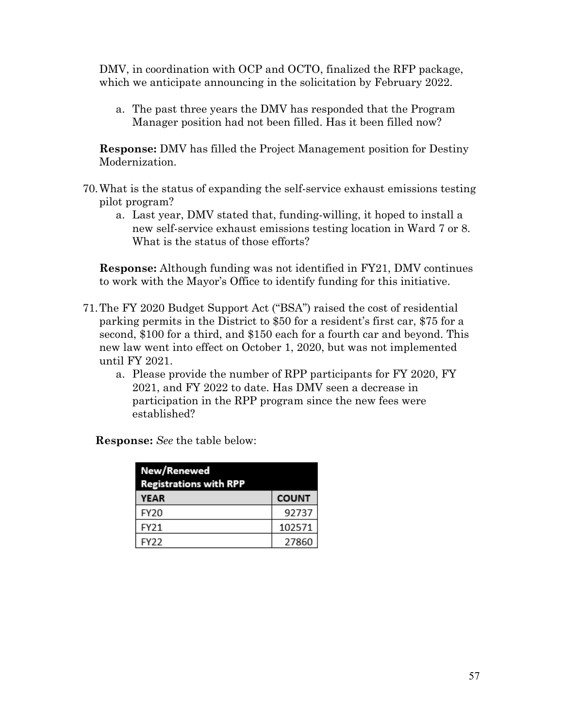DMV, in coordination with OCP and OCTO, finalized the RFP package, which we anticipate announcing in the solicitation by February 2022.

a. The past three years the DMV has responded that the Program Manager position had not been filled. Has it been filled now?

**Response:** DMV has filled the Project Management position for Destiny Modernization.

70. What is the status of expanding the self-service exhaust emissions testing pilot program?
    a. Last year, DMV stated that, funding-willing, it hoped to install a new self-service exhaust emissions testing location in Ward 7 or 8. What is the status of those efforts?

**Response:** Although funding was not identified in FY21, DMV continues to work with the Mayor's Office to identify funding for this initiative.

71. The FY 2020 Budget Support Act ("BSA") raised the cost of residential parking permits in the District to $50 for a resident's first car, $75 for a second, $100 for a third, and $150 each for a fourth car and beyond. This new law went into effect on October 1, 2020, but was not implemented until FY 2021.
    a. Please provide the number of RPP participants for FY 2020, FY 2021, and FY 2022 to date. Has DMV seen a decrease in participation in the RPP program since the new fees were established?

**Response:** *See* the table below:

| New/Renewed Registrations with RPP | |
|---|---|
| YEAR | COUNT |
| FY20 | 92737 |
| FY21 | 102571 |
| FY22 | 27860 |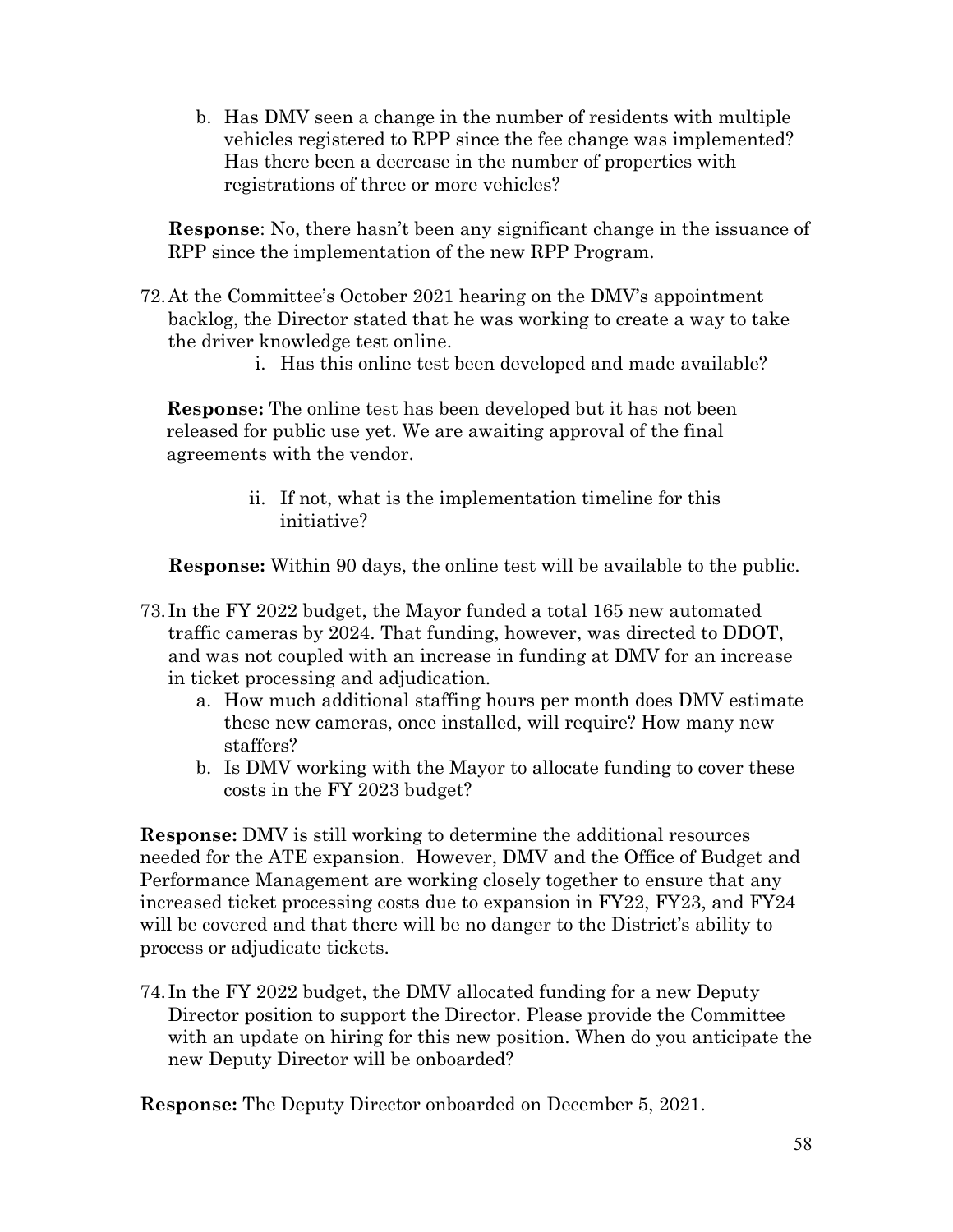b. Has DMV seen a change in the number of residents with multiple vehicles registered to RPP since the fee change was implemented? Has there been a decrease in the number of properties with registrations of three or more vehicles?

**Response**: No, there hasn't been any significant change in the issuance of RPP since the implementation of the new RPP Program.

72. At the Committee's October 2021 hearing on the DMV's appointment backlog, the Director stated that he was working to create a way to take the driver knowledge test online.

    i. Has this online test been developed and made available?

**Response:** The online test has been developed but it has not been released for public use yet. We are awaiting approval of the final agreements with the vendor.

    ii. If not, what is the implementation timeline for this initiative?

**Response:** Within 90 days, the online test will be available to the public.

73. In the FY 2022 budget, the Mayor funded a total 165 new automated traffic cameras by 2024. That funding, however, was directed to DDOT, and was not coupled with an increase in funding at DMV for an increase in ticket processing and adjudication.

    a. How much additional staffing hours per month does DMV estimate these new cameras, once installed, will require? How many new staffers?
    b. Is DMV working with the Mayor to allocate funding to cover these costs in the FY 2023 budget?

**Response:** DMV is still working to determine the additional resources needed for the ATE expansion. However, DMV and the Office of Budget and Performance Management are working closely together to ensure that any increased ticket processing costs due to expansion in FY22, FY23, and FY24 will be covered and that there will be no danger to the District's ability to process or adjudicate tickets.

74. In the FY 2022 budget, the DMV allocated funding for a new Deputy Director position to support the Director. Please provide the Committee with an update on hiring for this new position. When do you anticipate the new Deputy Director will be onboarded?

**Response:** The Deputy Director onboarded on December 5, 2021.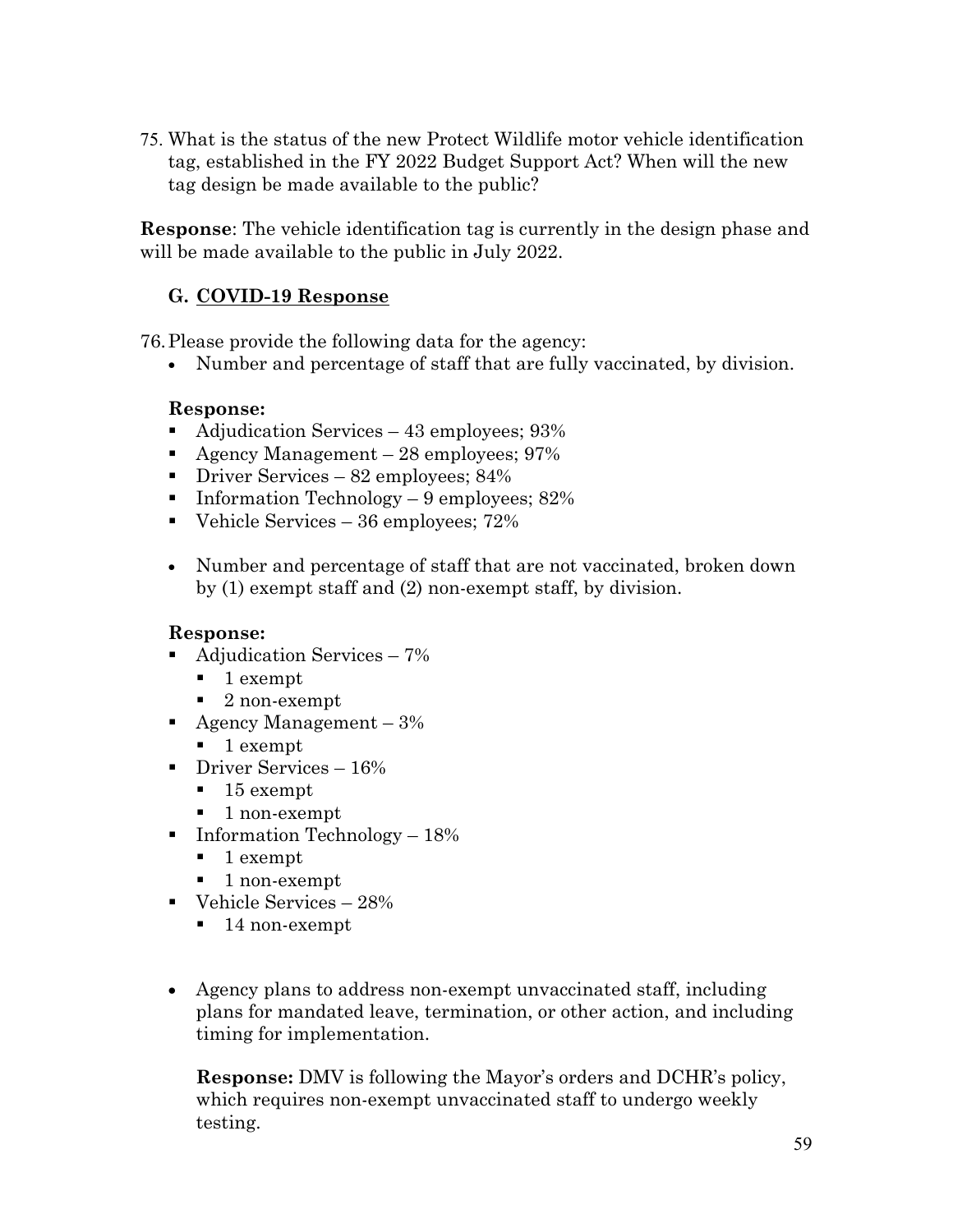75. What is the status of the new Protect Wildlife motor vehicle identification tag, established in the FY 2022 Budget Support Act? When will the new tag design be made available to the public?

**Response**: The vehicle identification tag is currently in the design phase and will be made available to the public in July 2022.

### G. COVID-19 Response

76. Please provide the following data for the agency:
    - Number and percentage of staff that are fully vaccinated, by division.

    **Response:**
    - Adjudication Services – 43 employees; 93%
    - Agency Management – 28 employees; 97%
    - Driver Services – 82 employees; 84%
    - Information Technology – 9 employees; 82%
    - Vehicle Services – 36 employees; 72%

    - Number and percentage of staff that are not vaccinated, broken down by (1) exempt staff and (2) non-exempt staff, by division.

    **Response:**
    - Adjudication Services – 7%
        - 1 exempt
        - 2 non-exempt
    - Agency Management – 3%
        - 1 exempt
    - Driver Services – 16%
        - 15 exempt
        - 1 non-exempt
    - Information Technology – 18%
        - 1 exempt
        - 1 non-exempt
    - Vehicle Services – 28%
        - 14 non-exempt

    - Agency plans to address non-exempt unvaccinated staff, including plans for mandated leave, termination, or other action, and including timing for implementation.

    **Response:** DMV is following the Mayor's orders and DCHR's policy, which requires non-exempt unvaccinated staff to undergo weekly testing.